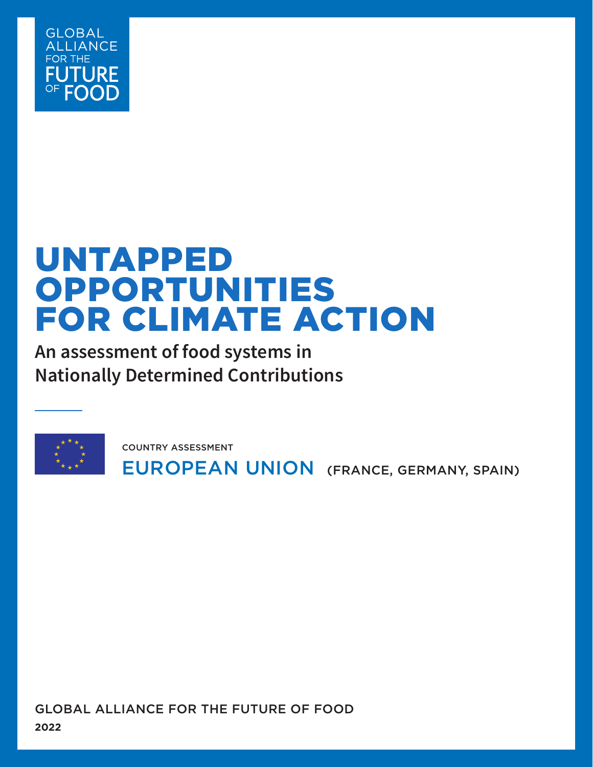GLOBAL ALLIANCE FOR THE FUTURE OF FOOD

# UNTAPPED OPPORTUNITIES FOR CLIMATE ACTION

## An assessment of food systems in Nationally Determined Contributions

COUNTRY ASSESSMENT

## EUROPEAN UNION (FRANCE, GERMANY, SPAIN)

GLOBAL ALLIANCE FOR THE FUTURE OF FOOD

**2022**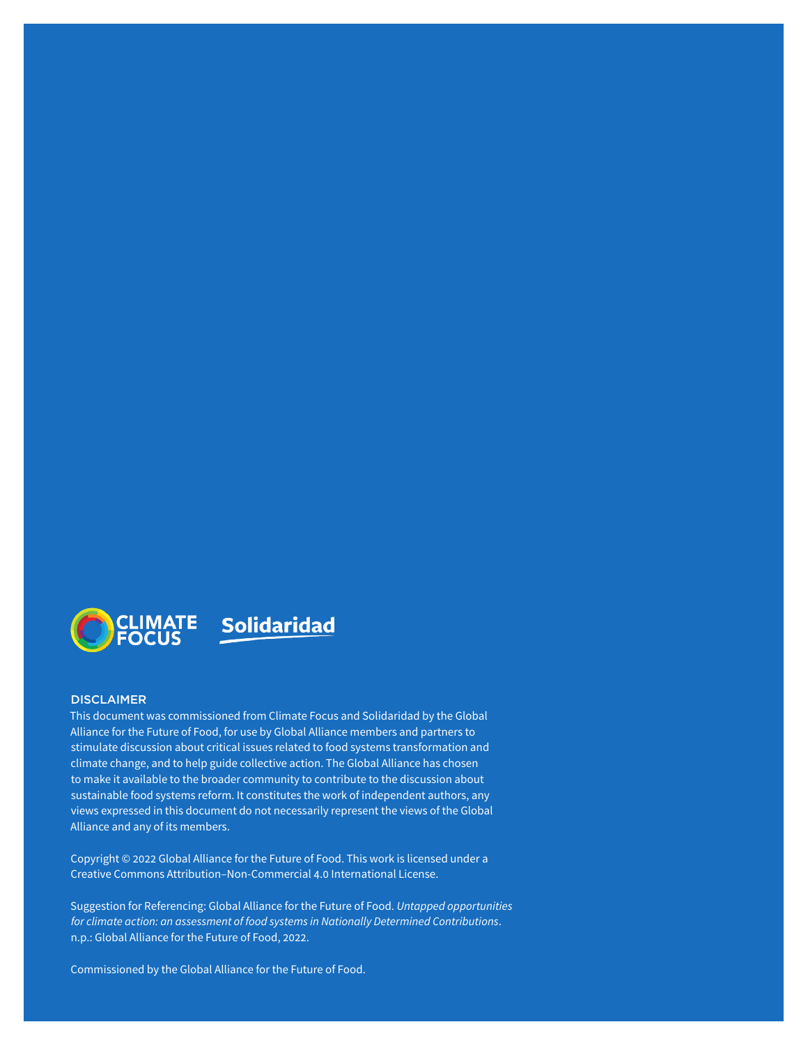CLIMATE FOCUS

Solidaridad

## DISCLAIMER

This document was commissioned from Climate Focus and Solidaridad by the Global Alliance for the Future of Food, for use by Global Alliance members and partners to stimulate discussion about critical issues related to food systems transformation and climate change, and to help guide collective action. The Global Alliance has chosen to make it available to the broader community to contribute to the discussion about sustainable food systems reform. It constitutes the work of independent authors, any views expressed in this document do not necessarily represent the views of the Global Alliance and any of its members.

Copyright © 2022 Global Alliance for the Future of Food. This work is licensed under a Creative Commons Attribution–Non-Commercial 4.0 International License.

Suggestion for Referencing: Global Alliance for the Future of Food. *Untapped opportunities for climate action: an assessment of food systems in Nationally Determined Contributions*. n.p.: Global Alliance for the Future of Food, 2022.

Commissioned by the Global Alliance for the Future of Food.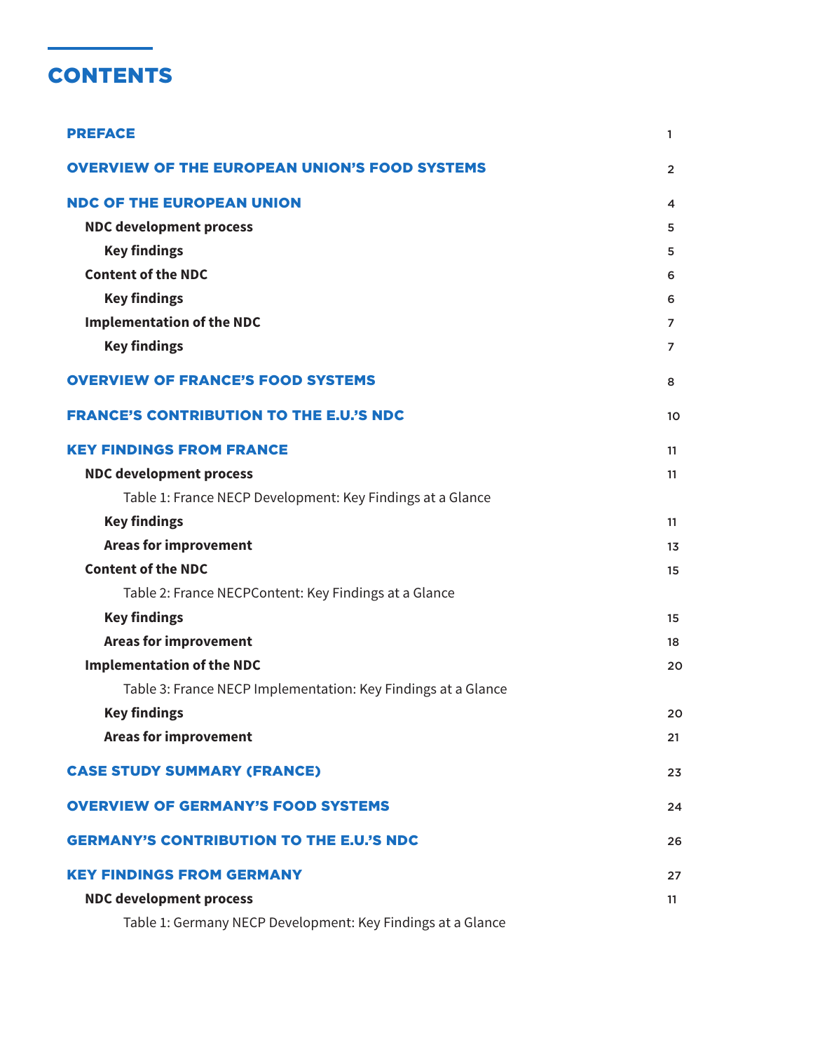# CONTENTS

| | |
|---|---|
| **PREFACE** | 1 |
| **OVERVIEW OF THE EUROPEAN UNION'S FOOD SYSTEMS** | 2 |
| **NDC OF THE EUROPEAN UNION** | 4 |
| **NDC development process** | 5 |
| **Key findings** | 5 |
| **Content of the NDC** | 6 |
| **Key findings** | 6 |
| **Implementation of the NDC** | 7 |
| **Key findings** | 7 |
| **OVERVIEW OF FRANCE'S FOOD SYSTEMS** | 8 |
| **FRANCE'S CONTRIBUTION TO THE E.U.'S NDC** | 10 |
| **KEY FINDINGS FROM FRANCE** | 11 |
| **NDC development process** | 11 |
| Table 1: France NECP Development: Key Findings at a Glance | |
| **Key findings** | 11 |
| **Areas for improvement** | 13 |
| **Content of the NDC** | 15 |
| Table 2: France NECPContent: Key Findings at a Glance | |
| **Key findings** | 15 |
| **Areas for improvement** | 18 |
| **Implementation of the NDC** | 20 |
| Table 3: France NECP Implementation: Key Findings at a Glance | |
| **Key findings** | 20 |
| **Areas for improvement** | 21 |
| **CASE STUDY SUMMARY (FRANCE)** | 23 |
| **OVERVIEW OF GERMANY'S FOOD SYSTEMS** | 24 |
| **GERMANY'S CONTRIBUTION TO THE E.U.'S NDC** | 26 |
| **KEY FINDINGS FROM GERMANY** | 27 |
| **NDC development process** | 11 |
| Table 1: Germany NECP Development: Key Findings at a Glance | |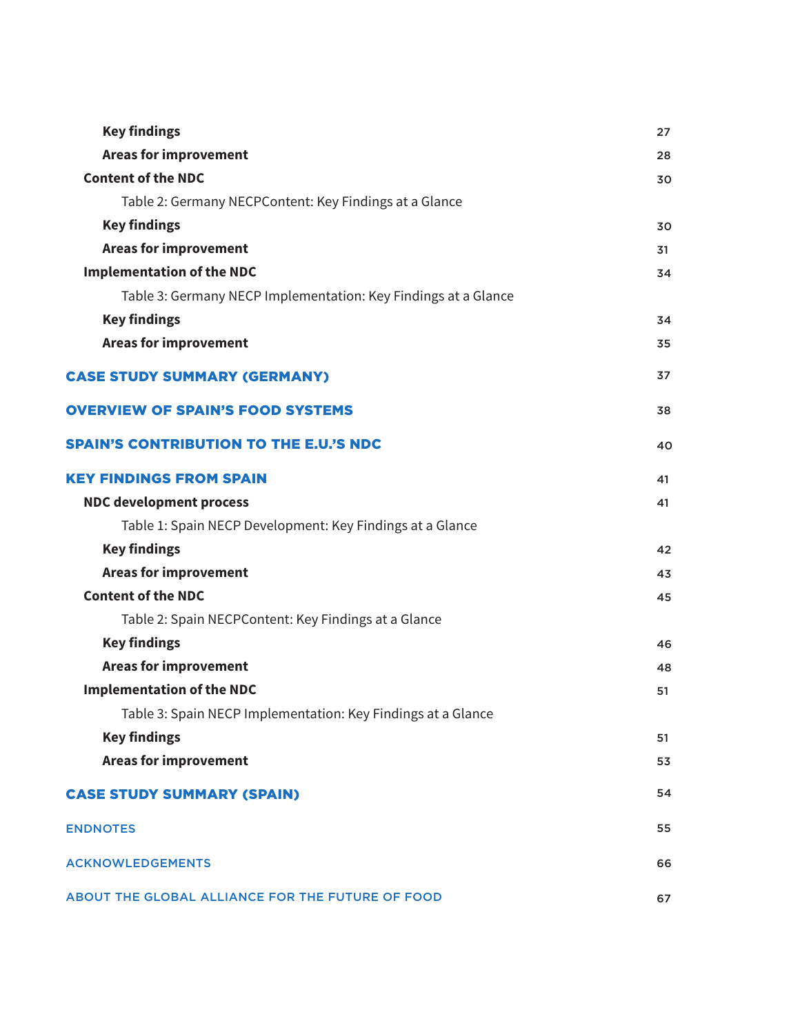**Key findings** 27

**Areas for improvement** 28

**Content of the NDC** 30

Table 2: Germany NECPContent: Key Findings at a Glance

**Key findings** 30

**Areas for improvement** 31

**Implementation of the NDC** 34

Table 3: Germany NECP Implementation: Key Findings at a Glance

**Key findings** 34

**Areas for improvement** 35

**CASE STUDY SUMMARY (GERMANY)** 37

**OVERVIEW OF SPAIN'S FOOD SYSTEMS** 38

**SPAIN'S CONTRIBUTION TO THE E.U.'S NDC** 40

**KEY FINDINGS FROM SPAIN** 41

**NDC development process** 41

Table 1: Spain NECP Development: Key Findings at a Glance

**Key findings** 42

**Areas for improvement** 43

**Content of the NDC** 45

Table 2: Spain NECPContent: Key Findings at a Glance

**Key findings** 46

**Areas for improvement** 48

**Implementation of the NDC** 51

Table 3: Spain NECP Implementation: Key Findings at a Glance

**Key findings** 51

**Areas for improvement** 53

**CASE STUDY SUMMARY (SPAIN)** 54

ENDNOTES 55

ACKNOWLEDGEMENTS 66

ABOUT THE GLOBAL ALLIANCE FOR THE FUTURE OF FOOD 67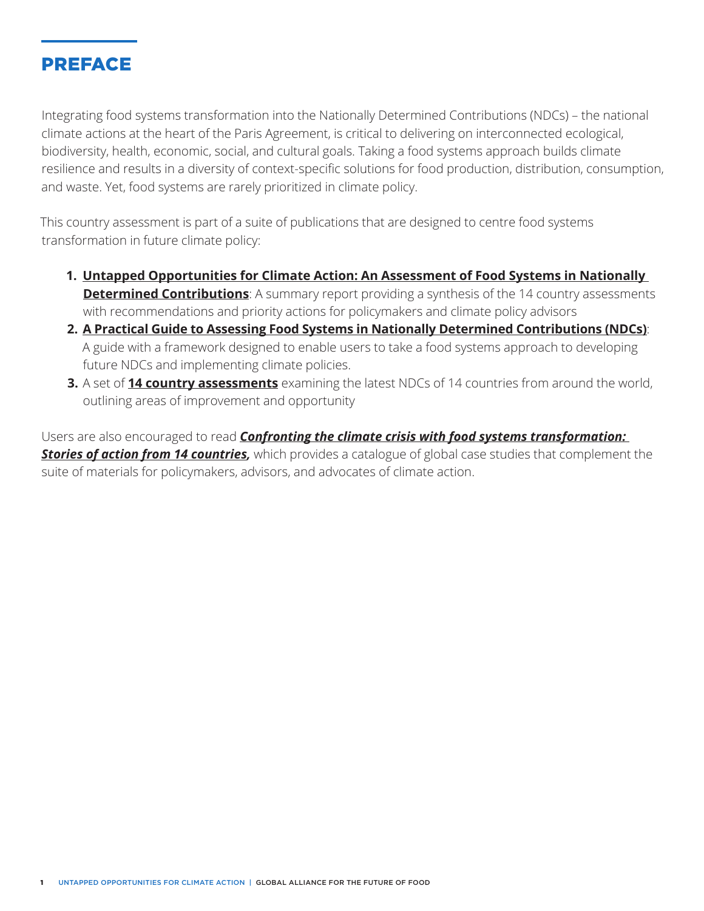# PREFACE

Integrating food systems transformation into the Nationally Determined Contributions (NDCs) – the national climate actions at the heart of the Paris Agreement, is critical to delivering on interconnected ecological, biodiversity, health, economic, social, and cultural goals. Taking a food systems approach builds climate resilience and results in a diversity of context-specific solutions for food production, distribution, consumption, and waste. Yet, food systems are rarely prioritized in climate policy.

This country assessment is part of a suite of publications that are designed to centre food systems transformation in future climate policy:

1. **Untapped Opportunities for Climate Action: An Assessment of Food Systems in Nationally Determined Contributions**: A summary report providing a synthesis of the 14 country assessments with recommendations and priority actions for policymakers and climate policy advisors
2. **A Practical Guide to Assessing Food Systems in Nationally Determined Contributions (NDCs)**: A guide with a framework designed to enable users to take a food systems approach to developing future NDCs and implementing climate policies.
3. A set of **14 country assessments** examining the latest NDCs of 14 countries from around the world, outlining areas of improvement and opportunity

Users are also encouraged to read ***Confronting the climate crisis with food systems transformation: Stories of action from 14 countries,*** which provides a catalogue of global case studies that complement the suite of materials for policymakers, advisors, and advocates of climate action.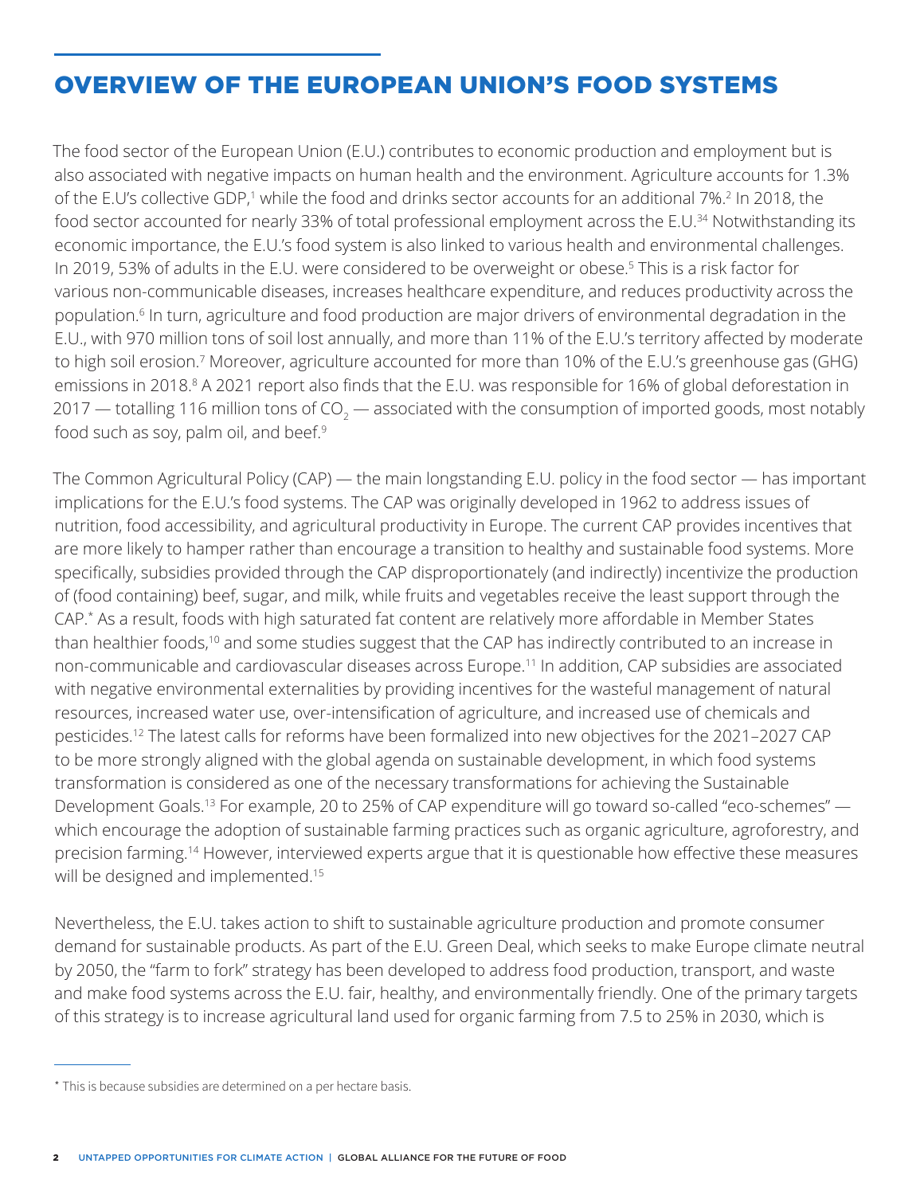# OVERVIEW OF THE EUROPEAN UNION'S FOOD SYSTEMS

The food sector of the European Union (E.U.) contributes to economic production and employment but is also associated with negative impacts on human health and the environment. Agriculture accounts for 1.3% of the E.U's collective GDP,[1] while the food and drinks sector accounts for an additional 7%.[2] In 2018, the food sector accounted for nearly 33% of total professional employment across the E.U.[34] Notwithstanding its economic importance, the E.U.'s food system is also linked to various health and environmental challenges. In 2019, 53% of adults in the E.U. were considered to be overweight or obese.[5] This is a risk factor for various non-communicable diseases, increases healthcare expenditure, and reduces productivity across the population.[6] In turn, agriculture and food production are major drivers of environmental degradation in the E.U., with 970 million tons of soil lost annually, and more than 11% of the E.U.'s territory affected by moderate to high soil erosion.[7] Moreover, agriculture accounted for more than 10% of the E.U.'s greenhouse gas (GHG) emissions in 2018.[8] A 2021 report also finds that the E.U. was responsible for 16% of global deforestation in 2017 — totalling 116 million tons of $CO_2$ — associated with the consumption of imported goods, most notably food such as soy, palm oil, and beef.[9]

The Common Agricultural Policy (CAP) — the main longstanding E.U. policy in the food sector — has important implications for the E.U.'s food systems. The CAP was originally developed in 1962 to address issues of nutrition, food accessibility, and agricultural productivity in Europe. The current CAP provides incentives that are more likely to hamper rather than encourage a transition to healthy and sustainable food systems. More specifically, subsidies provided through the CAP disproportionately (and indirectly) incentivize the production of (food containing) beef, sugar, and milk, while fruits and vegetables receive the least support through the CAP.* As a result, foods with high saturated fat content are relatively more affordable in Member States than healthier foods,[10] and some studies suggest that the CAP has indirectly contributed to an increase in non-communicable and cardiovascular diseases across Europe.[11] In addition, CAP subsidies are associated with negative environmental externalities by providing incentives for the wasteful management of natural resources, increased water use, over-intensification of agriculture, and increased use of chemicals and pesticides.[12] The latest calls for reforms have been formalized into new objectives for the 2021–2027 CAP to be more strongly aligned with the global agenda on sustainable development, in which food systems transformation is considered as one of the necessary transformations for achieving the Sustainable Development Goals.[13] For example, 20 to 25% of CAP expenditure will go toward so-called "eco-schemes" — which encourage the adoption of sustainable farming practices such as organic agriculture, agroforestry, and precision farming.[14] However, interviewed experts argue that it is questionable how effective these measures will be designed and implemented.[15]

Nevertheless, the E.U. takes action to shift to sustainable agriculture production and promote consumer demand for sustainable products. As part of the E.U. Green Deal, which seeks to make Europe climate neutral by 2050, the "farm to fork" strategy has been developed to address food production, transport, and waste and make food systems across the E.U. fair, healthy, and environmentally friendly. One of the primary targets of this strategy is to increase agricultural land used for organic farming from 7.5 to 25% in 2030, which is

---

* This is because subsidies are determined on a per hectare basis.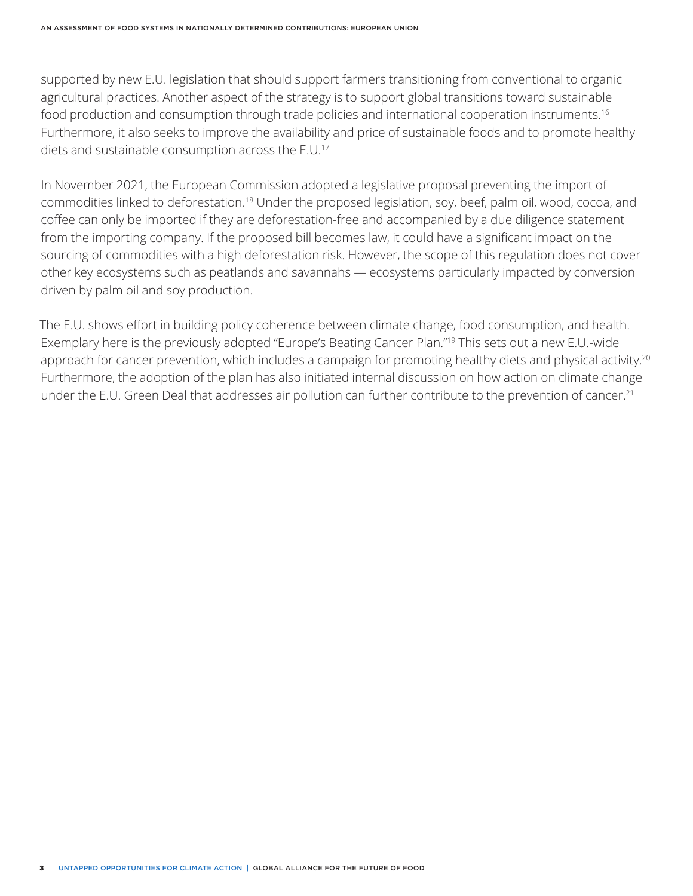supported by new E.U. legislation that should support farmers transitioning from conventional to organic agricultural practices. Another aspect of the strategy is to support global transitions toward sustainable food production and consumption through trade policies and international cooperation instruments.[16] Furthermore, it also seeks to improve the availability and price of sustainable foods and to promote healthy diets and sustainable consumption across the E.U.[17]

In November 2021, the European Commission adopted a legislative proposal preventing the import of commodities linked to deforestation.[18] Under the proposed legislation, soy, beef, palm oil, wood, cocoa, and coffee can only be imported if they are deforestation-free and accompanied by a due diligence statement from the importing company. If the proposed bill becomes law, it could have a significant impact on the sourcing of commodities with a high deforestation risk. However, the scope of this regulation does not cover other key ecosystems such as peatlands and savannahs — ecosystems particularly impacted by conversion driven by palm oil and soy production.

The E.U. shows effort in building policy coherence between climate change, food consumption, and health. Exemplary here is the previously adopted "Europe's Beating Cancer Plan."[19] This sets out a new E.U.-wide approach for cancer prevention, which includes a campaign for promoting healthy diets and physical activity.[20] Furthermore, the adoption of the plan has also initiated internal discussion on how action on climate change under the E.U. Green Deal that addresses air pollution can further contribute to the prevention of cancer.[21]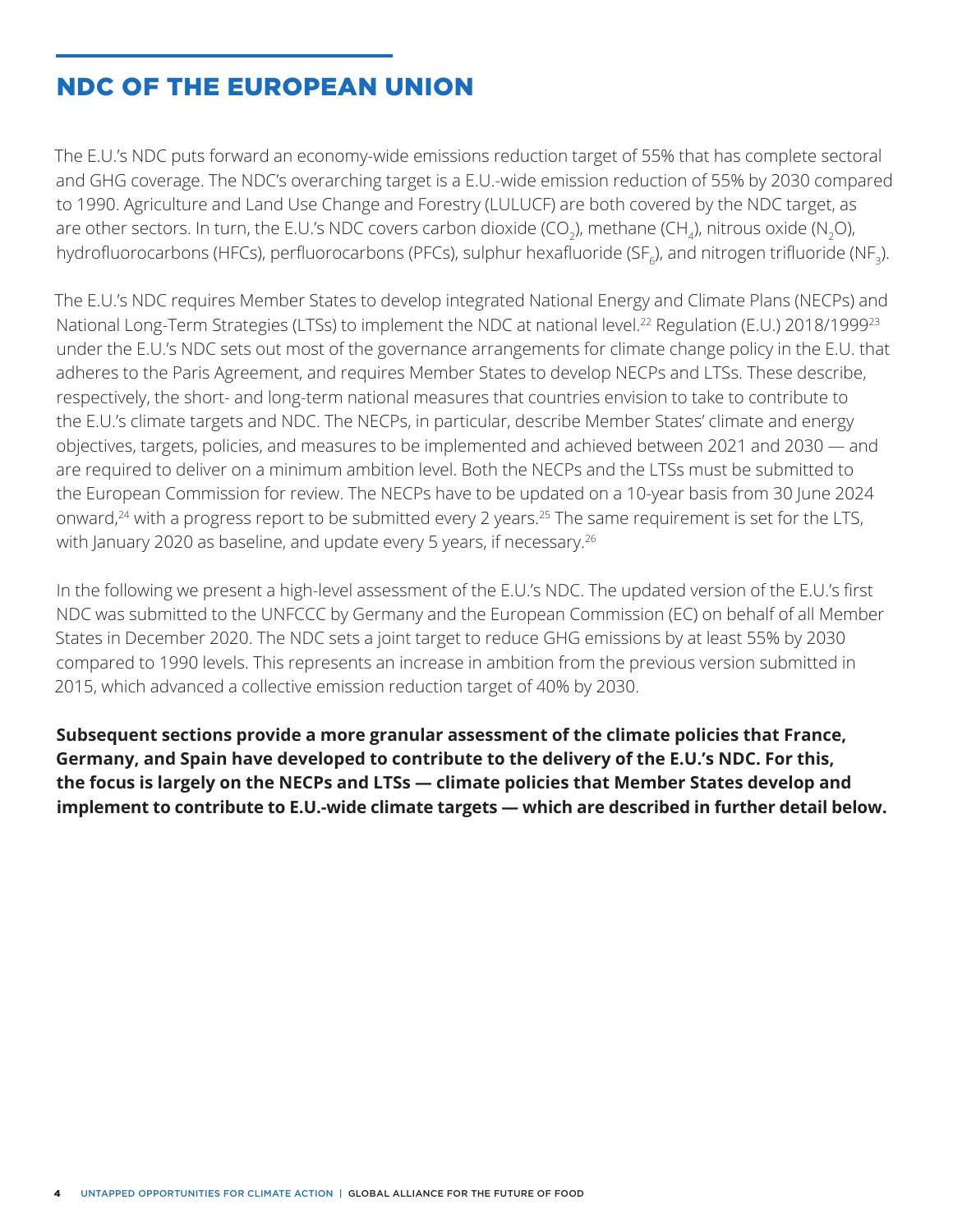# NDC OF THE EUROPEAN UNION

The E.U.'s NDC puts forward an economy-wide emissions reduction target of 55% that has complete sectoral and GHG coverage. The NDC's overarching target is a E.U.-wide emission reduction of 55% by 2030 compared to 1990. Agriculture and Land Use Change and Forestry (LULUCF) are both covered by the NDC target, as are other sectors. In turn, the E.U.'s NDC covers carbon dioxide ($CO_2$), methane ($CH_4$), nitrous oxide ($N_2O$), hydrofluorocarbons (HFCs), perfluorocarbons (PFCs), sulphur hexafluoride ($SF_6$), and nitrogen trifluoride ($NF_3$).

The E.U.'s NDC requires Member States to develop integrated National Energy and Climate Plans (NECPs) and National Long-Term Strategies (LTSs) to implement the NDC at national level.[22] Regulation (E.U.) 2018/1999[23] under the E.U.'s NDC sets out most of the governance arrangements for climate change policy in the E.U. that adheres to the Paris Agreement, and requires Member States to develop NECPs and LTSs. These describe, respectively, the short- and long-term national measures that countries envision to take to contribute to the E.U.'s climate targets and NDC. The NECPs, in particular, describe Member States' climate and energy objectives, targets, policies, and measures to be implemented and achieved between 2021 and 2030 — and are required to deliver on a minimum ambition level. Both the NECPs and the LTSs must be submitted to the European Commission for review. The NECPs have to be updated on a 10-year basis from 30 June 2024 onward,[24] with a progress report to be submitted every 2 years.[25] The same requirement is set for the LTS, with January 2020 as baseline, and update every 5 years, if necessary.[26]

In the following we present a high-level assessment of the E.U.'s NDC. The updated version of the E.U.'s first NDC was submitted to the UNFCCC by Germany and the European Commission (EC) on behalf of all Member States in December 2020. The NDC sets a joint target to reduce GHG emissions by at least 55% by 2030 compared to 1990 levels. This represents an increase in ambition from the previous version submitted in 2015, which advanced a collective emission reduction target of 40% by 2030.

**Subsequent sections provide a more granular assessment of the climate policies that France, Germany, and Spain have developed to contribute to the delivery of the E.U.'s NDC. For this, the focus is largely on the NECPs and LTSs — climate policies that Member States develop and implement to contribute to E.U.-wide climate targets — which are described in further detail below.**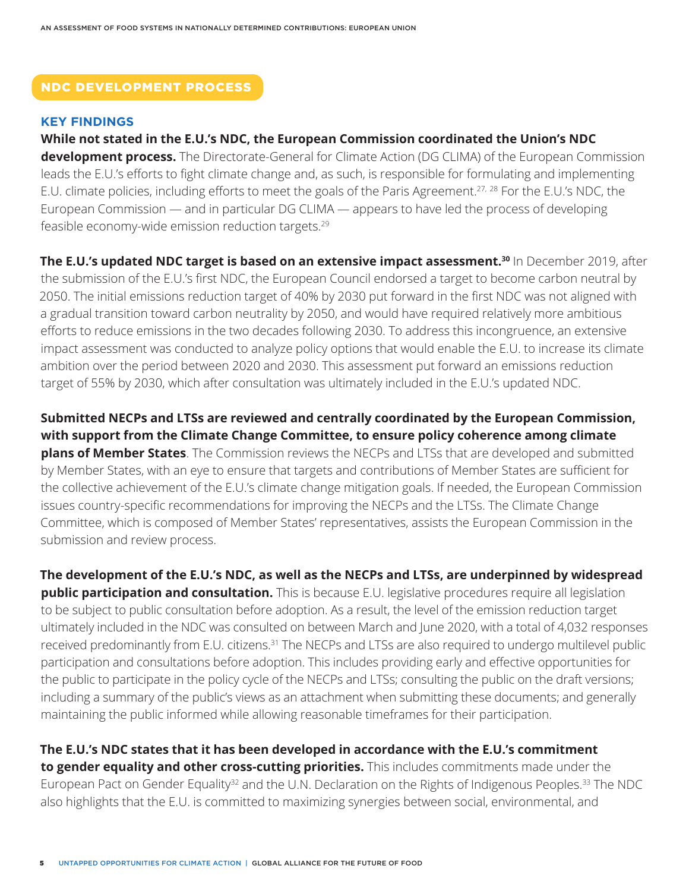## NDC DEVELOPMENT PROCESS

### KEY FINDINGS

**While not stated in the E.U.'s NDC, the European Commission coordinated the Union's NDC development process.** The Directorate-General for Climate Action (DG CLIMA) of the European Commission leads the E.U.'s efforts to fight climate change and, as such, is responsible for formulating and implementing E.U. climate policies, including efforts to meet the goals of the Paris Agreement.[27, 28] For the E.U.'s NDC, the European Commission — and in particular DG CLIMA — appears to have led the process of developing feasible economy-wide emission reduction targets.[29]

**The E.U.'s updated NDC target is based on an extensive impact assessment.[30]** In December 2019, after the submission of the E.U.'s first NDC, the European Council endorsed a target to become carbon neutral by 2050. The initial emissions reduction target of 40% by 2030 put forward in the first NDC was not aligned with a gradual transition toward carbon neutrality by 2050, and would have required relatively more ambitious efforts to reduce emissions in the two decades following 2030. To address this incongruence, an extensive impact assessment was conducted to analyze policy options that would enable the E.U. to increase its climate ambition over the period between 2020 and 2030. This assessment put forward an emissions reduction target of 55% by 2030, which after consultation was ultimately included in the E.U.'s updated NDC.

**Submitted NECPs and LTSs are reviewed and centrally coordinated by the European Commission, with support from the Climate Change Committee, to ensure policy coherence among climate plans of Member States**. The Commission reviews the NECPs and LTSs that are developed and submitted by Member States, with an eye to ensure that targets and contributions of Member States are sufficient for the collective achievement of the E.U.'s climate change mitigation goals. If needed, the European Commission issues country-specific recommendations for improving the NECPs and the LTSs. The Climate Change Committee, which is composed of Member States' representatives, assists the European Commission in the submission and review process.

**The development of the E.U.'s NDC, as well as the NECPs and LTSs, are underpinned by widespread public participation and consultation.** This is because E.U. legislative procedures require all legislation to be subject to public consultation before adoption. As a result, the level of the emission reduction target ultimately included in the NDC was consulted on between March and June 2020, with a total of 4,032 responses received predominantly from E.U. citizens.[31] The NECPs and LTSs are also required to undergo multilevel public participation and consultations before adoption. This includes providing early and effective opportunities for the public to participate in the policy cycle of the NECPs and LTSs; consulting the public on the draft versions; including a summary of the public's views as an attachment when submitting these documents; and generally maintaining the public informed while allowing reasonable timeframes for their participation.

**The E.U.'s NDC states that it has been developed in accordance with the E.U.'s commitment to gender equality and other cross-cutting priorities.** This includes commitments made under the European Pact on Gender Equality[32] and the U.N. Declaration on the Rights of Indigenous Peoples.[33] The NDC also highlights that the E.U. is committed to maximizing synergies between social, environmental, and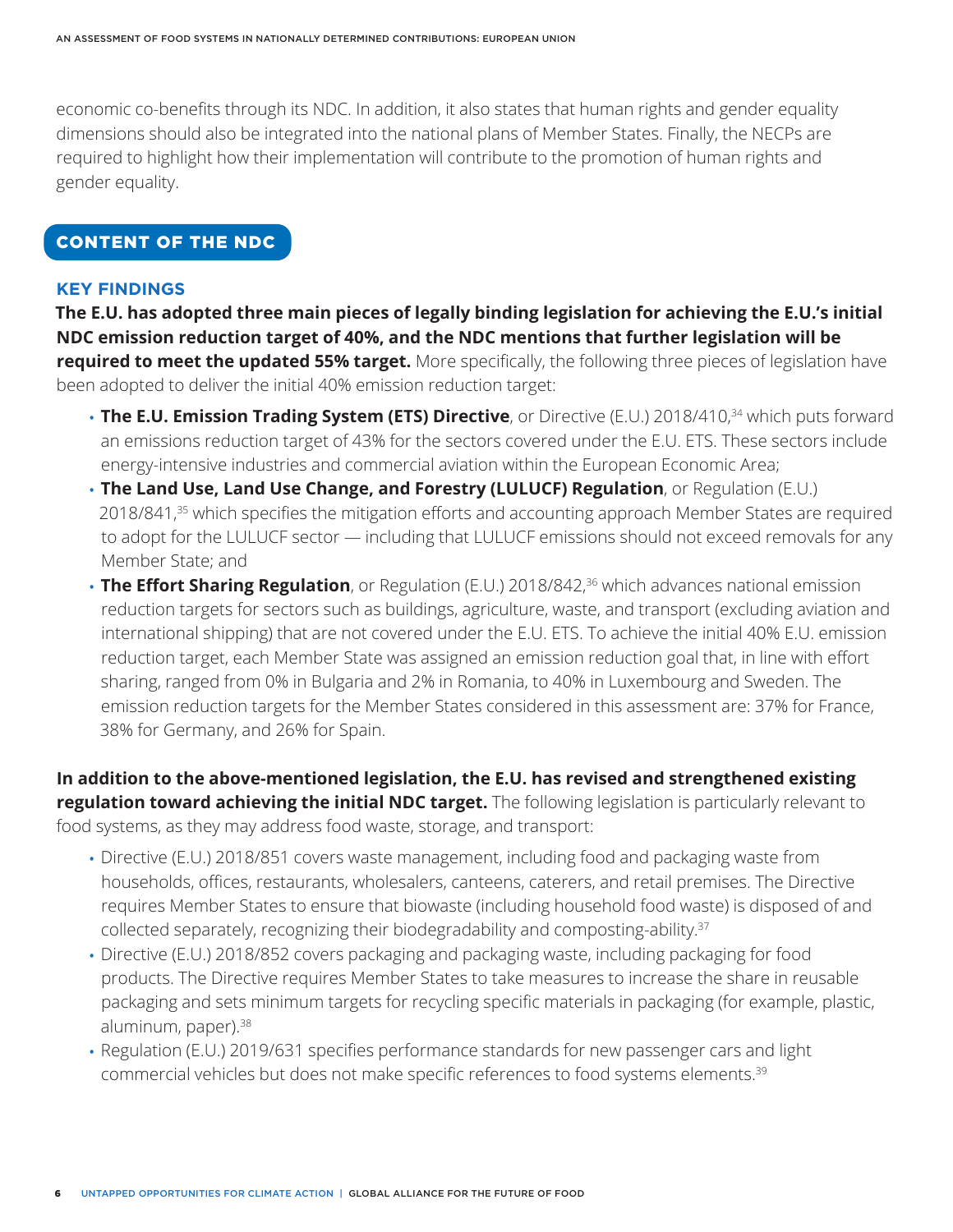economic co-benefits through its NDC. In addition, it also states that human rights and gender equality dimensions should also be integrated into the national plans of Member States. Finally, the NECPs are required to highlight how their implementation will contribute to the promotion of human rights and gender equality.

## CONTENT OF THE NDC

### KEY FINDINGS

**The E.U. has adopted three main pieces of legally binding legislation for achieving the E.U.'s initial NDC emission reduction target of 40%, and the NDC mentions that further legislation will be required to meet the updated 55% target.** More specifically, the following three pieces of legislation have been adopted to deliver the initial 40% emission reduction target:

- **The E.U. Emission Trading System (ETS) Directive**, or Directive (E.U.) 2018/410,[34] which puts forward an emissions reduction target of 43% for the sectors covered under the E.U. ETS. These sectors include energy-intensive industries and commercial aviation within the European Economic Area;
- **The Land Use, Land Use Change, and Forestry (LULUCF) Regulation**, or Regulation (E.U.) 2018/841,[35] which specifies the mitigation efforts and accounting approach Member States are required to adopt for the LULUCF sector — including that LULUCF emissions should not exceed removals for any Member State; and
- **The Effort Sharing Regulation**, or Regulation (E.U.) 2018/842,[36] which advances national emission reduction targets for sectors such as buildings, agriculture, waste, and transport (excluding aviation and international shipping) that are not covered under the E.U. ETS. To achieve the initial 40% E.U. emission reduction target, each Member State was assigned an emission reduction goal that, in line with effort sharing, ranged from 0% in Bulgaria and 2% in Romania, to 40% in Luxembourg and Sweden. The emission reduction targets for the Member States considered in this assessment are: 37% for France, 38% for Germany, and 26% for Spain.

**In addition to the above-mentioned legislation, the E.U. has revised and strengthened existing regulation toward achieving the initial NDC target.** The following legislation is particularly relevant to food systems, as they may address food waste, storage, and transport:

- Directive (E.U.) 2018/851 covers waste management, including food and packaging waste from households, offices, restaurants, wholesalers, canteens, caterers, and retail premises. The Directive requires Member States to ensure that biowaste (including household food waste) is disposed of and collected separately, recognizing their biodegradability and composting-ability.[37]
- Directive (E.U.) 2018/852 covers packaging and packaging waste, including packaging for food products. The Directive requires Member States to take measures to increase the share in reusable packaging and sets minimum targets for recycling specific materials in packaging (for example, plastic, aluminum, paper).[38]
- Regulation (E.U.) 2019/631 specifies performance standards for new passenger cars and light commercial vehicles but does not make specific references to food systems elements.[39]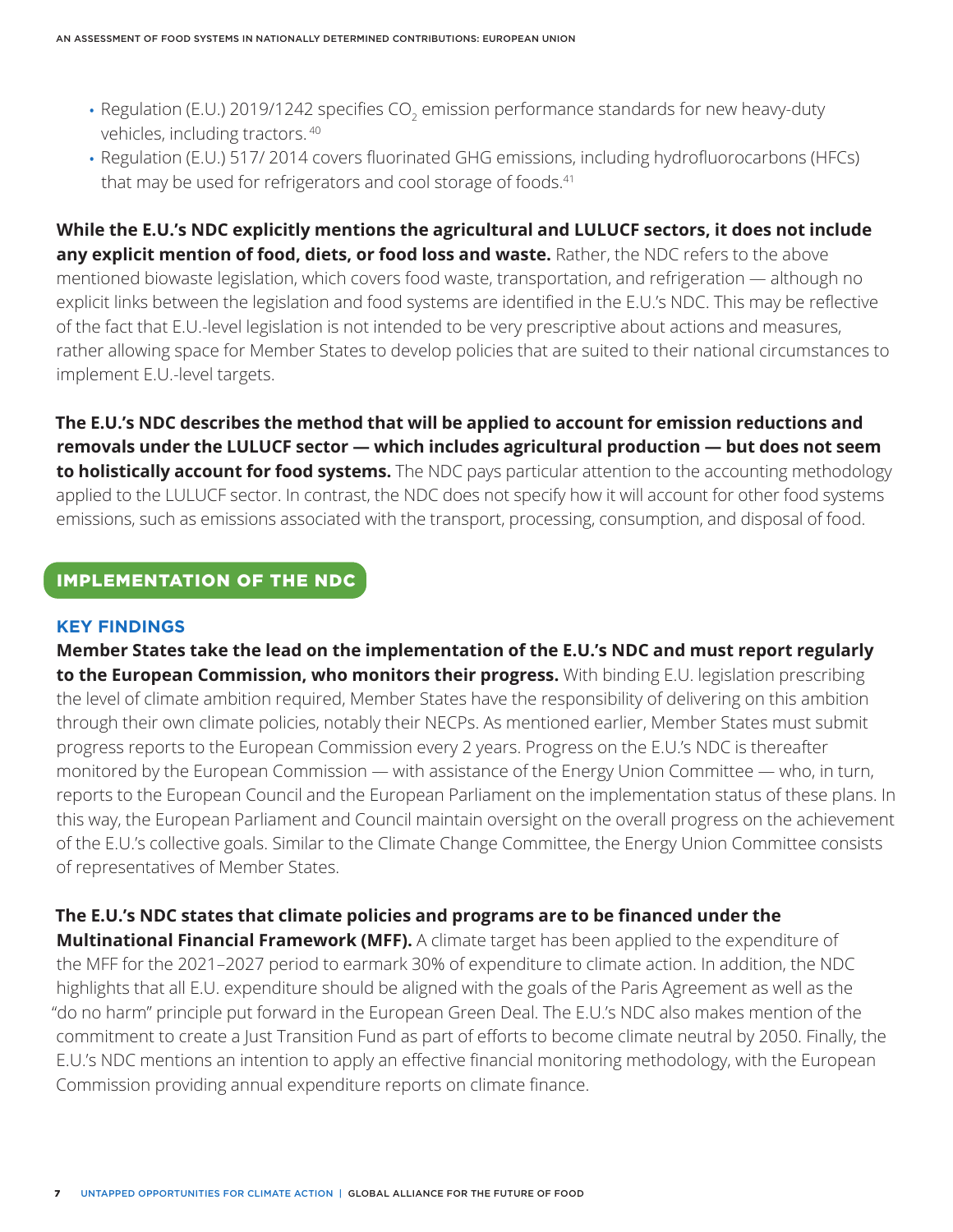- Regulation (E.U.) 2019/1242 specifies $CO_2$ emission performance standards for new heavy-duty vehicles, including tractors.[40]
- Regulation (E.U.) 517/ 2014 covers fluorinated GHG emissions, including hydrofluorocarbons (HFCs) that may be used for refrigerators and cool storage of foods.[41]

**While the E.U.'s NDC explicitly mentions the agricultural and LULUCF sectors, it does not include any explicit mention of food, diets, or food loss and waste.** Rather, the NDC refers to the above mentioned biowaste legislation, which covers food waste, transportation, and refrigeration — although no explicit links between the legislation and food systems are identified in the E.U.'s NDC. This may be reflective of the fact that E.U.-level legislation is not intended to be very prescriptive about actions and measures, rather allowing space for Member States to develop policies that are suited to their national circumstances to implement E.U.-level targets.

**The E.U.'s NDC describes the method that will be applied to account for emission reductions and removals under the LULUCF sector — which includes agricultural production — but does not seem to holistically account for food systems.** The NDC pays particular attention to the accounting methodology applied to the LULUCF sector. In contrast, the NDC does not specify how it will account for other food systems emissions, such as emissions associated with the transport, processing, consumption, and disposal of food.

## IMPLEMENTATION OF THE NDC

### KEY FINDINGS

**Member States take the lead on the implementation of the E.U.'s NDC and must report regularly to the European Commission, who monitors their progress.** With binding E.U. legislation prescribing the level of climate ambition required, Member States have the responsibility of delivering on this ambition through their own climate policies, notably their NECPs. As mentioned earlier, Member States must submit progress reports to the European Commission every 2 years. Progress on the E.U.'s NDC is thereafter monitored by the European Commission — with assistance of the Energy Union Committee — who, in turn, reports to the European Council and the European Parliament on the implementation status of these plans. In this way, the European Parliament and Council maintain oversight on the overall progress on the achievement of the E.U.'s collective goals. Similar to the Climate Change Committee, the Energy Union Committee consists of representatives of Member States.

**The E.U.'s NDC states that climate policies and programs are to be financed under the Multinational Financial Framework (MFF).** A climate target has been applied to the expenditure of the MFF for the 2021–2027 period to earmark 30% of expenditure to climate action. In addition, the NDC highlights that all E.U. expenditure should be aligned with the goals of the Paris Agreement as well as the "do no harm" principle put forward in the European Green Deal. The E.U.'s NDC also makes mention of the commitment to create a Just Transition Fund as part of efforts to become climate neutral by 2050. Finally, the E.U.'s NDC mentions an intention to apply an effective financial monitoring methodology, with the European Commission providing annual expenditure reports on climate finance.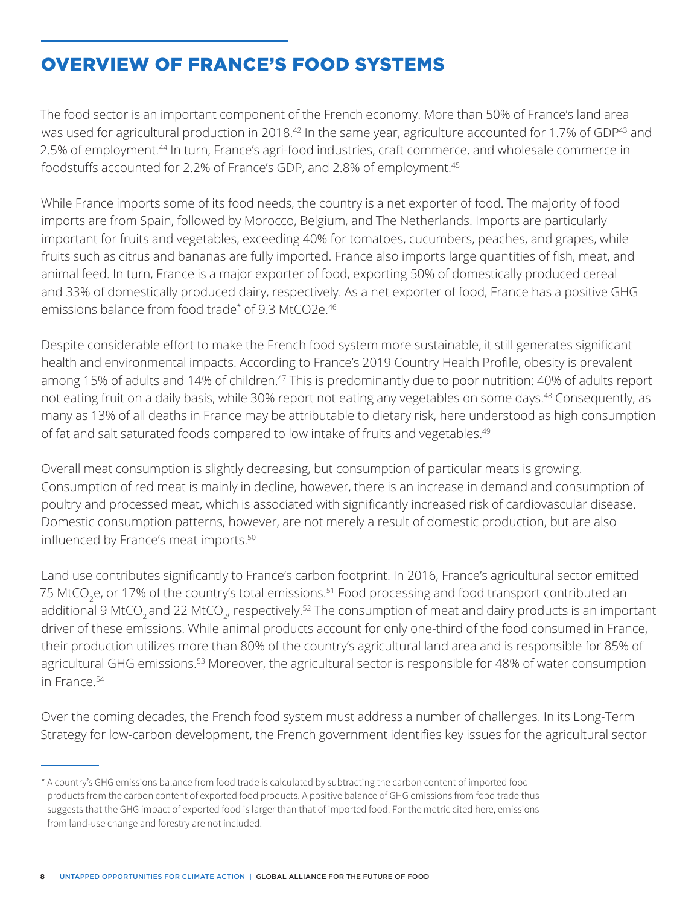# OVERVIEW OF FRANCE'S FOOD SYSTEMS

The food sector is an important component of the French economy. More than 50% of France's land area was used for agricultural production in 2018.[42] In the same year, agriculture accounted for 1.7% of GDP[43] and 2.5% of employment.[44] In turn, France's agri-food industries, craft commerce, and wholesale commerce in foodstuffs accounted for 2.2% of France's GDP, and 2.8% of employment.[45]

While France imports some of its food needs, the country is a net exporter of food. The majority of food imports are from Spain, followed by Morocco, Belgium, and The Netherlands. Imports are particularly important for fruits and vegetables, exceeding 40% for tomatoes, cucumbers, peaches, and grapes, while fruits such as citrus and bananas are fully imported. France also imports large quantities of fish, meat, and animal feed. In turn, France is a major exporter of food, exporting 50% of domestically produced cereal and 33% of domestically produced dairy, respectively. As a net exporter of food, France has a positive GHG emissions balance from food trade* of 9.3 MtCO2e.[46]

Despite considerable effort to make the French food system more sustainable, it still generates significant health and environmental impacts. According to France's 2019 Country Health Profile, obesity is prevalent among 15% of adults and 14% of children.[47] This is predominantly due to poor nutrition: 40% of adults report not eating fruit on a daily basis, while 30% report not eating any vegetables on some days.[48] Consequently, as many as 13% of all deaths in France may be attributable to dietary risk, here understood as high consumption of fat and salt saturated foods compared to low intake of fruits and vegetables.[49]

Overall meat consumption is slightly decreasing, but consumption of particular meats is growing. Consumption of red meat is mainly in decline, however, there is an increase in demand and consumption of poultry and processed meat, which is associated with significantly increased risk of cardiovascular disease. Domestic consumption patterns, however, are not merely a result of domestic production, but are also influenced by France's meat imports.[50]

Land use contributes significantly to France's carbon footprint. In 2016, France's agricultural sector emitted 75 Mt$CO_2$e, or 17% of the country's total emissions.[51] Food processing and food transport contributed an additional 9 Mt$CO_2$ and 22 Mt$CO_2$, respectively.[52] The consumption of meat and dairy products is an important driver of these emissions. While animal products account for only one-third of the food consumed in France, their production utilizes more than 80% of the country's agricultural land area and is responsible for 85% of agricultural GHG emissions.[53] Moreover, the agricultural sector is responsible for 48% of water consumption in France.[54]

Over the coming decades, the French food system must address a number of challenges. In its Long-Term Strategy for low-carbon development, the French government identifies key issues for the agricultural sector

---

* A country's GHG emissions balance from food trade is calculated by subtracting the carbon content of imported food products from the carbon content of exported food products. A positive balance of GHG emissions from food trade thus suggests that the GHG impact of exported food is larger than that of imported food. For the metric cited here, emissions from land-use change and forestry are not included.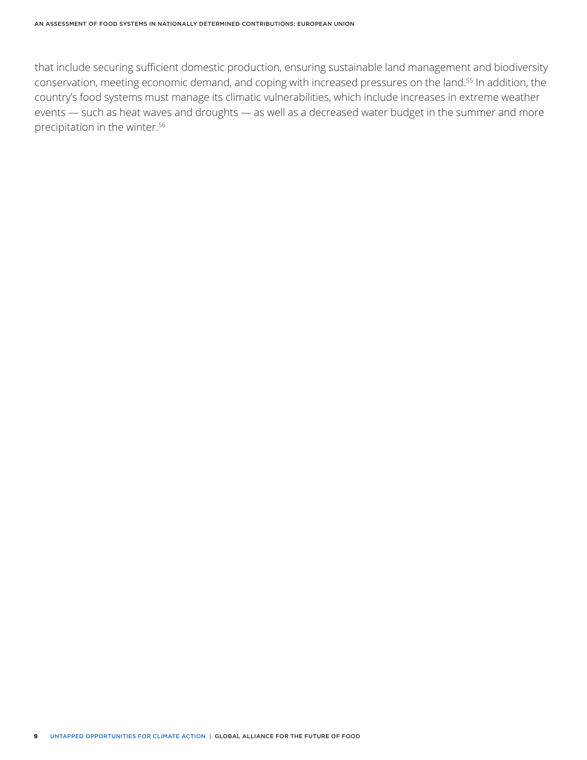that include securing sufficient domestic production, ensuring sustainable land management and biodiversity conservation, meeting economic demand, and coping with increased pressures on the land.[55] In addition, the country's food systems must manage its climatic vulnerabilities, which include increases in extreme weather events — such as heat waves and droughts — as well as a decreased water budget in the summer and more precipitation in the winter.[56]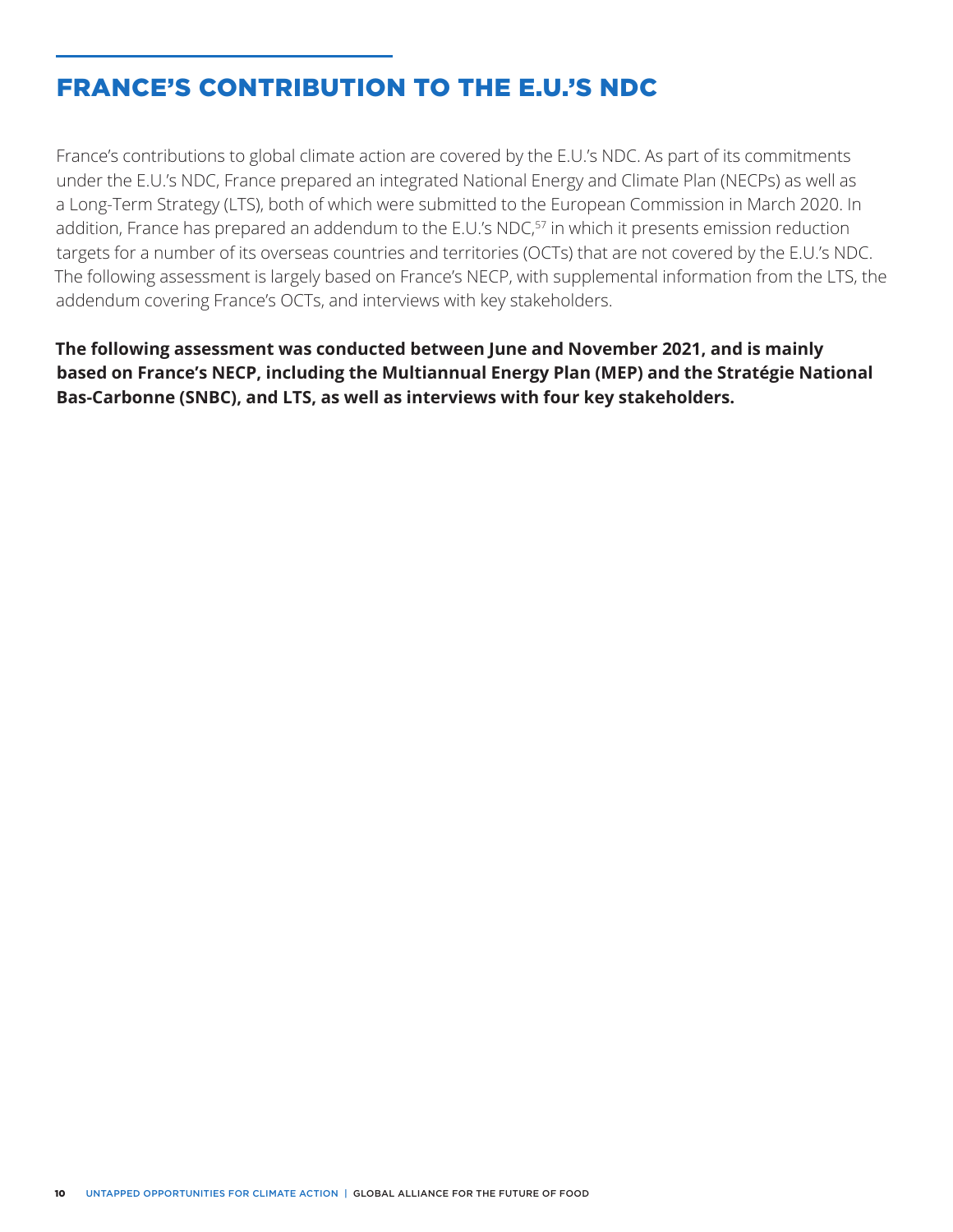## FRANCE'S CONTRIBUTION TO THE E.U.'S NDC

France's contributions to global climate action are covered by the E.U.'s NDC. As part of its commitments under the E.U.'s NDC, France prepared an integrated National Energy and Climate Plan (NECPs) as well as a Long-Term Strategy (LTS), both of which were submitted to the European Commission in March 2020. In addition, France has prepared an addendum to the E.U.'s NDC,[57] in which it presents emission reduction targets for a number of its overseas countries and territories (OCTs) that are not covered by the E.U.'s NDC. The following assessment is largely based on France's NECP, with supplemental information from the LTS, the addendum covering France's OCTs, and interviews with key stakeholders.

**The following assessment was conducted between June and November 2021, and is mainly based on France's NECP, including the Multiannual Energy Plan (MEP) and the Stratégie National Bas-Carbonne (SNBC), and LTS, as well as interviews with four key stakeholders.**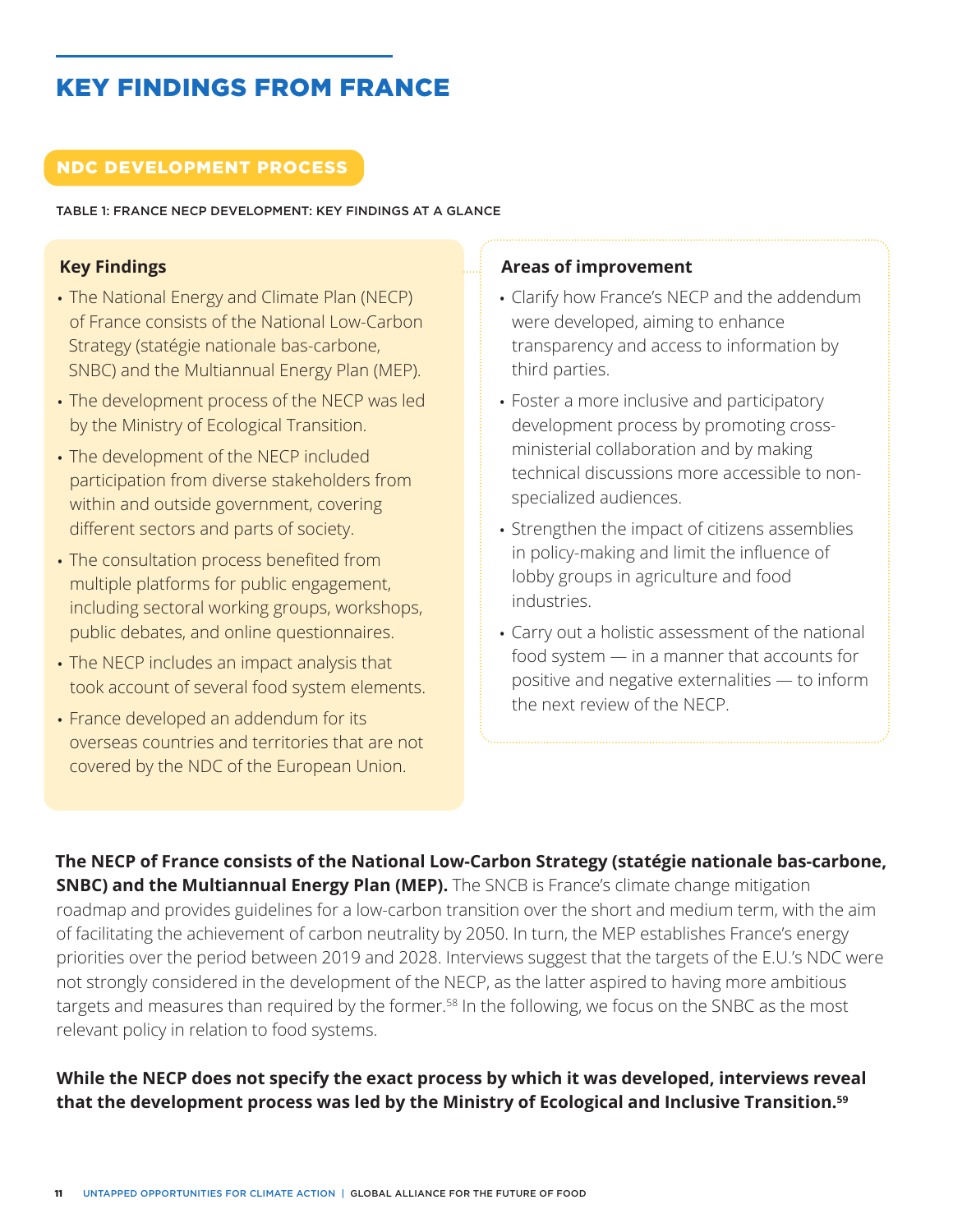# KEY FINDINGS FROM FRANCE

## NDC DEVELOPMENT PROCESS

TABLE 1: FRANCE NECP DEVELOPMENT: KEY FINDINGS AT A GLANCE

| Key Findings | Areas of improvement |
|---|---|
| • The National Energy and Climate Plan (NECP) of France consists of the National Low-Carbon Strategy (statégie nationale bas-carbone, SNBC) and the Multiannual Energy Plan (MEP).<br>• The development process of the NECP was led by the Ministry of Ecological Transition.<br>• The development of the NECP included participation from diverse stakeholders from within and outside government, covering different sectors and parts of society.<br>• The consultation process benefited from multiple platforms for public engagement, including sectoral working groups, workshops, public debates, and online questionnaires.<br>• The NECP includes an impact analysis that took account of several food system elements.<br>• France developed an addendum for its overseas countries and territories that are not covered by the NDC of the European Union. | • Clarify how France's NECP and the addendum were developed, aiming to enhance transparency and access to information by third parties.<br>• Foster a more inclusive and participatory development process by promoting cross-ministerial collaboration and by making technical discussions more accessible to non-specialized audiences.<br>• Strengthen the impact of citizens assemblies in policy-making and limit the influence of lobby groups in agriculture and food industries.<br>• Carry out a holistic assessment of the national food system — in a manner that accounts for positive and negative externalities — to inform the next review of the NECP. |

**The NECP of France consists of the National Low-Carbon Strategy (statégie nationale bas-carbone, SNBC) and the Multiannual Energy Plan (MEP).** The SNCB is France's climate change mitigation roadmap and provides guidelines for a low-carbon transition over the short and medium term, with the aim of facilitating the achievement of carbon neutrality by 2050. In turn, the MEP establishes France's energy priorities over the period between 2019 and 2028. Interviews suggest that the targets of the E.U.'s NDC were not strongly considered in the development of the NECP, as the latter aspired to having more ambitious targets and measures than required by the former.[58] In the following, we focus on the SNBC as the most relevant policy in relation to food systems.

**While the NECP does not specify the exact process by which it was developed, interviews reveal that the development process was led by the Ministry of Ecological and Inclusive Transition.[59]**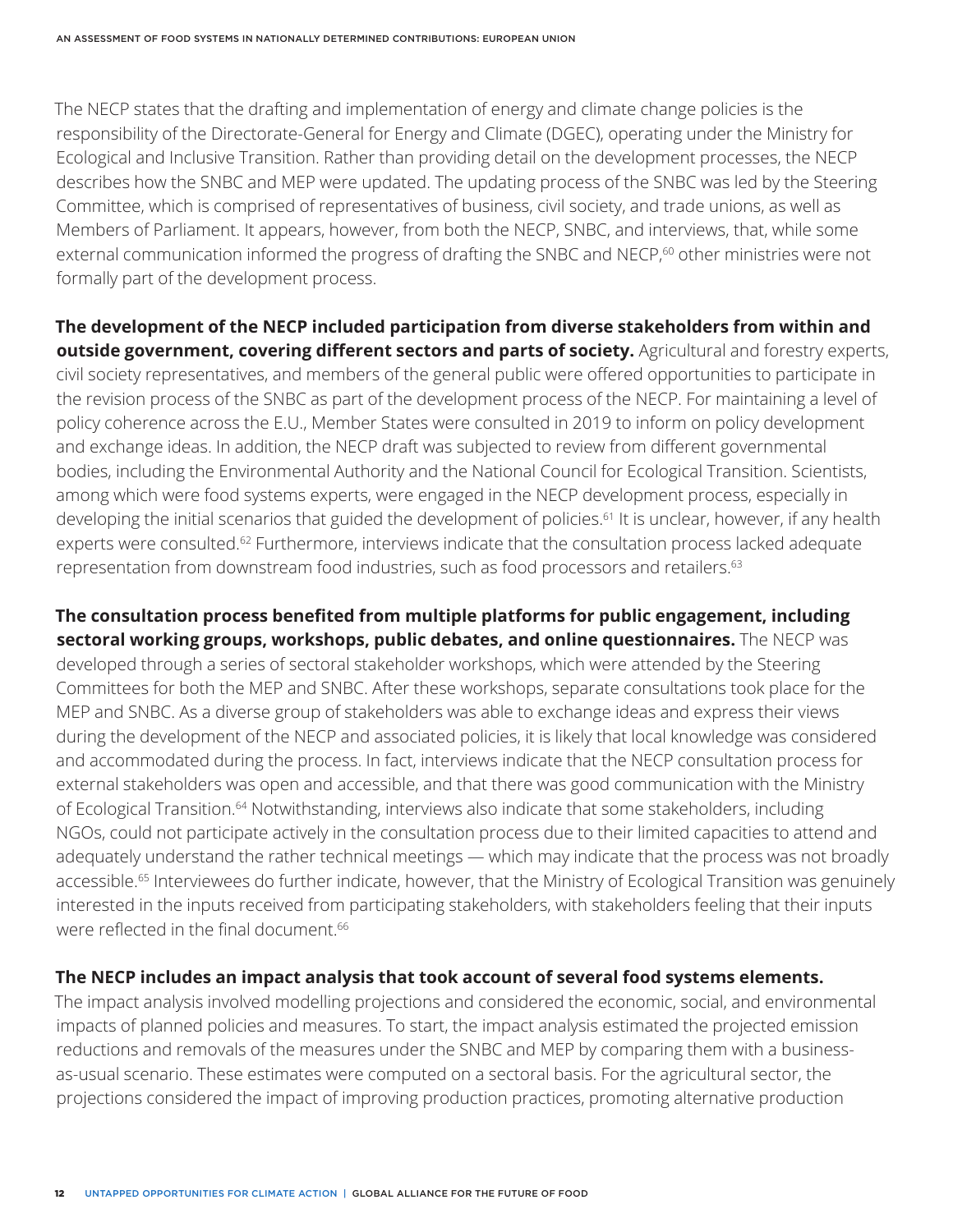The NECP states that the drafting and implementation of energy and climate change policies is the responsibility of the Directorate-General for Energy and Climate (DGEC), operating under the Ministry for Ecological and Inclusive Transition. Rather than providing detail on the development processes, the NECP describes how the SNBC and MEP were updated. The updating process of the SNBC was led by the Steering Committee, which is comprised of representatives of business, civil society, and trade unions, as well as Members of Parliament. It appears, however, from both the NECP, SNBC, and interviews, that, while some external communication informed the progress of drafting the SNBC and NECP,[60] other ministries were not formally part of the development process.

**The development of the NECP included participation from diverse stakeholders from within and outside government, covering different sectors and parts of society.** Agricultural and forestry experts, civil society representatives, and members of the general public were offered opportunities to participate in the revision process of the SNBC as part of the development process of the NECP. For maintaining a level of policy coherence across the E.U., Member States were consulted in 2019 to inform on policy development and exchange ideas. In addition, the NECP draft was subjected to review from different governmental bodies, including the Environmental Authority and the National Council for Ecological Transition. Scientists, among which were food systems experts, were engaged in the NECP development process, especially in developing the initial scenarios that guided the development of policies.[61] It is unclear, however, if any health experts were consulted.[62] Furthermore, interviews indicate that the consultation process lacked adequate representation from downstream food industries, such as food processors and retailers.[63]

**The consultation process benefited from multiple platforms for public engagement, including sectoral working groups, workshops, public debates, and online questionnaires.** The NECP was developed through a series of sectoral stakeholder workshops, which were attended by the Steering Committees for both the MEP and SNBC. After these workshops, separate consultations took place for the MEP and SNBC. As a diverse group of stakeholders was able to exchange ideas and express their views during the development of the NECP and associated policies, it is likely that local knowledge was considered and accommodated during the process. In fact, interviews indicate that the NECP consultation process for external stakeholders was open and accessible, and that there was good communication with the Ministry of Ecological Transition.[64] Notwithstanding, interviews also indicate that some stakeholders, including NGOs, could not participate actively in the consultation process due to their limited capacities to attend and adequately understand the rather technical meetings — which may indicate that the process was not broadly accessible.[65] Interviewees do further indicate, however, that the Ministry of Ecological Transition was genuinely interested in the inputs received from participating stakeholders, with stakeholders feeling that their inputs were reflected in the final document.[66]

**The NECP includes an impact analysis that took account of several food systems elements.** The impact analysis involved modelling projections and considered the economic, social, and environmental impacts of planned policies and measures. To start, the impact analysis estimated the projected emission reductions and removals of the measures under the SNBC and MEP by comparing them with a business-as-usual scenario. These estimates were computed on a sectoral basis. For the agricultural sector, the projections considered the impact of improving production practices, promoting alternative production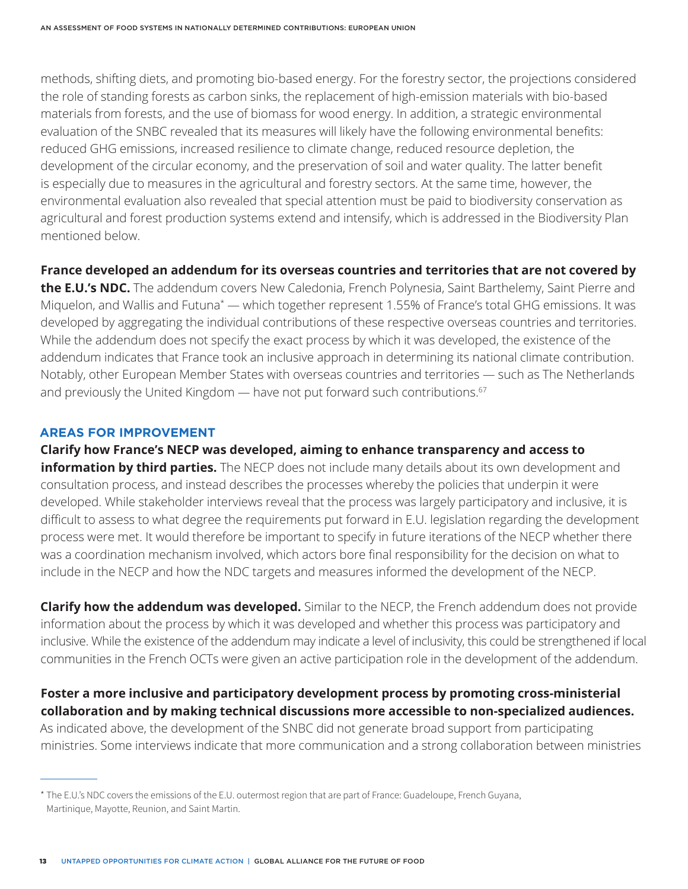methods, shifting diets, and promoting bio-based energy. For the forestry sector, the projections considered the role of standing forests as carbon sinks, the replacement of high-emission materials with bio-based materials from forests, and the use of biomass for wood energy. In addition, a strategic environmental evaluation of the SNBC revealed that its measures will likely have the following environmental benefits: reduced GHG emissions, increased resilience to climate change, reduced resource depletion, the development of the circular economy, and the preservation of soil and water quality. The latter benefit is especially due to measures in the agricultural and forestry sectors. At the same time, however, the environmental evaluation also revealed that special attention must be paid to biodiversity conservation as agricultural and forest production systems extend and intensify, which is addressed in the Biodiversity Plan mentioned below.

**France developed an addendum for its overseas countries and territories that are not covered by the E.U.'s NDC.** The addendum covers New Caledonia, French Polynesia, Saint Barthelemy, Saint Pierre and Miquelon, and Wallis and Futuna* — which together represent 1.55% of France's total GHG emissions. It was developed by aggregating the individual contributions of these respective overseas countries and territories. While the addendum does not specify the exact process by which it was developed, the existence of the addendum indicates that France took an inclusive approach in determining its national climate contribution. Notably, other European Member States with overseas countries and territories — such as The Netherlands and previously the United Kingdom — have not put forward such contributions.[67]

## AREAS FOR IMPROVEMENT

**Clarify how France's NECP was developed, aiming to enhance transparency and access to information by third parties.** The NECP does not include many details about its own development and consultation process, and instead describes the processes whereby the policies that underpin it were developed. While stakeholder interviews reveal that the process was largely participatory and inclusive, it is difficult to assess to what degree the requirements put forward in E.U. legislation regarding the development process were met. It would therefore be important to specify in future iterations of the NECP whether there was a coordination mechanism involved, which actors bore final responsibility for the decision on what to include in the NECP and how the NDC targets and measures informed the development of the NECP.

**Clarify how the addendum was developed.** Similar to the NECP, the French addendum does not provide information about the process by which it was developed and whether this process was participatory and inclusive. While the existence of the addendum may indicate a level of inclusivity, this could be strengthened if local communities in the French OCTs were given an active participation role in the development of the addendum.

**Foster a more inclusive and participatory development process by promoting cross-ministerial collaboration and by making technical discussions more accessible to non-specialized audiences.** As indicated above, the development of the SNBC did not generate broad support from participating ministries. Some interviews indicate that more communication and a strong collaboration between ministries

---

* The E.U.'s NDC covers the emissions of the E.U. outermost region that are part of France: Guadeloupe, French Guyana, Martinique, Mayotte, Reunion, and Saint Martin.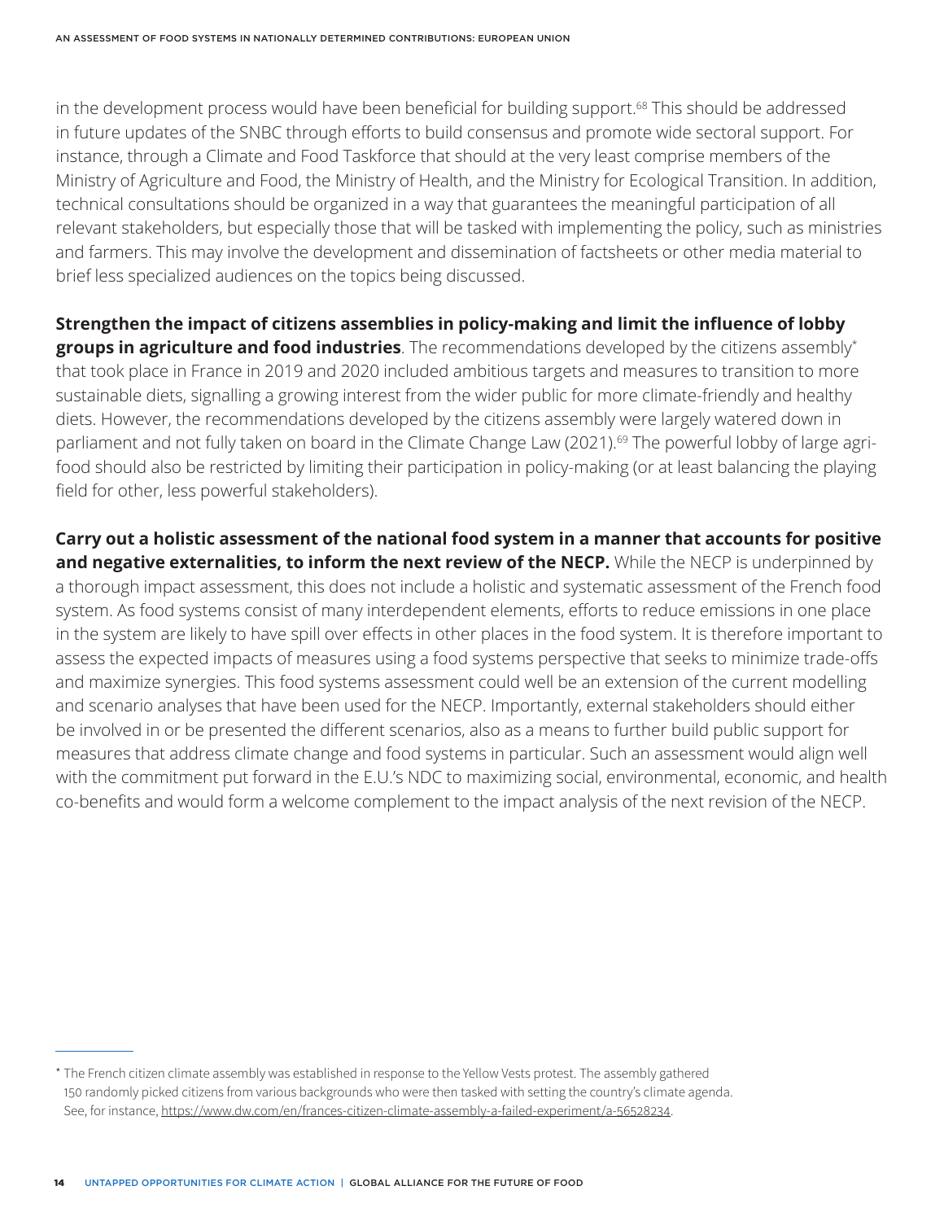in the development process would have been beneficial for building support.[68] This should be addressed in future updates of the SNBC through efforts to build consensus and promote wide sectoral support. For instance, through a Climate and Food Taskforce that should at the very least comprise members of the Ministry of Agriculture and Food, the Ministry of Health, and the Ministry for Ecological Transition. In addition, technical consultations should be organized in a way that guarantees the meaningful participation of all relevant stakeholders, but especially those that will be tasked with implementing the policy, such as ministries and farmers. This may involve the development and dissemination of factsheets or other media material to brief less specialized audiences on the topics being discussed.

**Strengthen the impact of citizens assemblies in policy-making and limit the influence of lobby groups in agriculture and food industries**. The recommendations developed by the citizens assembly* that took place in France in 2019 and 2020 included ambitious targets and measures to transition to more sustainable diets, signalling a growing interest from the wider public for more climate-friendly and healthy diets. However, the recommendations developed by the citizens assembly were largely watered down in parliament and not fully taken on board in the Climate Change Law (2021).[69] The powerful lobby of large agri-food should also be restricted by limiting their participation in policy-making (or at least balancing the playing field for other, less powerful stakeholders).

**Carry out a holistic assessment of the national food system in a manner that accounts for positive and negative externalities, to inform the next review of the NECP.** While the NECP is underpinned by a thorough impact assessment, this does not include a holistic and systematic assessment of the French food system. As food systems consist of many interdependent elements, efforts to reduce emissions in one place in the system are likely to have spill over effects in other places in the food system. It is therefore important to assess the expected impacts of measures using a food systems perspective that seeks to minimize trade-offs and maximize synergies. This food systems assessment could well be an extension of the current modelling and scenario analyses that have been used for the NECP. Importantly, external stakeholders should either be involved in or be presented the different scenarios, also as a means to further build public support for measures that address climate change and food systems in particular. Such an assessment would align well with the commitment put forward in the E.U.'s NDC to maximizing social, environmental, economic, and health co-benefits and would form a welcome complement to the impact analysis of the next revision of the NECP.

---

* The French citizen climate assembly was established in response to the Yellow Vests protest. The assembly gathered 150 randomly picked citizens from various backgrounds who were then tasked with setting the country's climate agenda. See, for instance, https://www.dw.com/en/frances-citizen-climate-assembly-a-failed-experiment/a-56528234.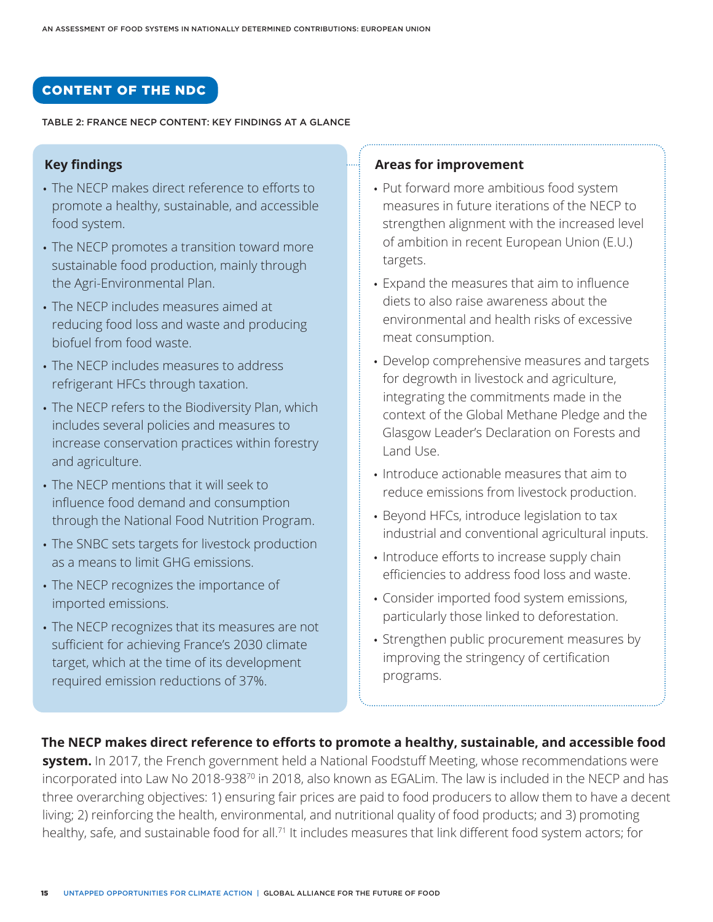## CONTENT OF THE NDC

TABLE 2: FRANCE NECP CONTENT: KEY FINDINGS AT A GLANCE

### Key findings

- The NECP makes direct reference to efforts to promote a healthy, sustainable, and accessible food system.
- The NECP promotes a transition toward more sustainable food production, mainly through the Agri-Environmental Plan.
- The NECP includes measures aimed at reducing food loss and waste and producing biofuel from food waste.
- The NECP includes measures to address refrigerant HFCs through taxation.
- The NECP refers to the Biodiversity Plan, which includes several policies and measures to increase conservation practices within forestry and agriculture.
- The NECP mentions that it will seek to influence food demand and consumption through the National Food Nutrition Program.
- The SNBC sets targets for livestock production as a means to limit GHG emissions.
- The NECP recognizes the importance of imported emissions.
- The NECP recognizes that its measures are not sufficient for achieving France's 2030 climate target, which at the time of its development required emission reductions of 37%.

### Areas for improvement

- Put forward more ambitious food system measures in future iterations of the NECP to strengthen alignment with the increased level of ambition in recent European Union (E.U.) targets.
- Expand the measures that aim to influence diets to also raise awareness about the environmental and health risks of excessive meat consumption.
- Develop comprehensive measures and targets for degrowth in livestock and agriculture, integrating the commitments made in the context of the Global Methane Pledge and the Glasgow Leader's Declaration on Forests and Land Use.
- Introduce actionable measures that aim to reduce emissions from livestock production.
- Beyond HFCs, introduce legislation to tax industrial and conventional agricultural inputs.
- Introduce efforts to increase supply chain efficiencies to address food loss and waste.
- Consider imported food system emissions, particularly those linked to deforestation.
- Strengthen public procurement measures by improving the stringency of certification programs.

**The NECP makes direct reference to efforts to promote a healthy, sustainable, and accessible food system.** In 2017, the French government held a National Foodstuff Meeting, whose recommendations were incorporated into Law No 2018-938[70] in 2018, also known as EGALim. The law is included in the NECP and has three overarching objectives: 1) ensuring fair prices are paid to food producers to allow them to have a decent living; 2) reinforcing the health, environmental, and nutritional quality of food products; and 3) promoting healthy, safe, and sustainable food for all.[71] It includes measures that link different food system actors; for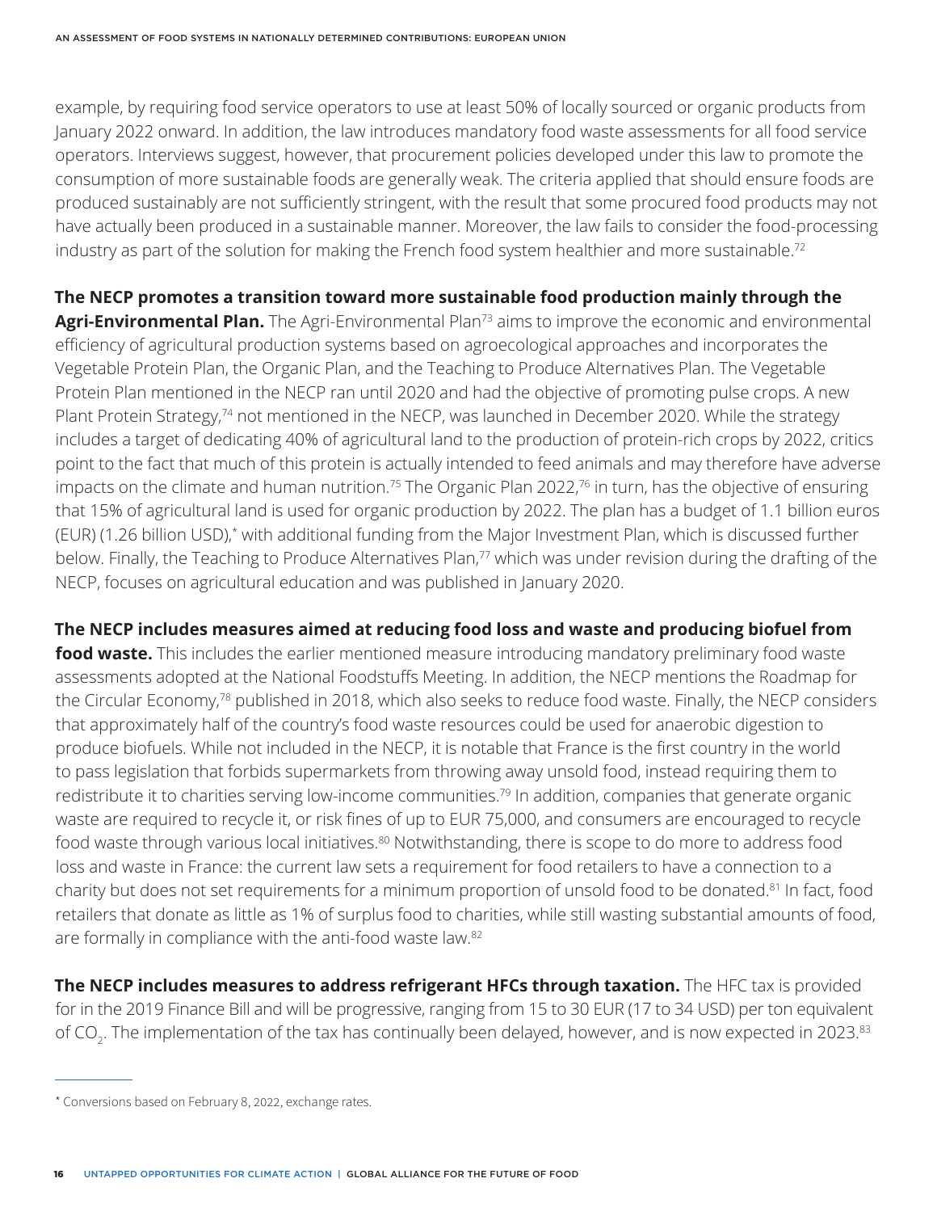example, by requiring food service operators to use at least 50% of locally sourced or organic products from January 2022 onward. In addition, the law introduces mandatory food waste assessments for all food service operators. Interviews suggest, however, that procurement policies developed under this law to promote the consumption of more sustainable foods are generally weak. The criteria applied that should ensure foods are produced sustainably are not sufficiently stringent, with the result that some procured food products may not have actually been produced in a sustainable manner. Moreover, the law fails to consider the food-processing industry as part of the solution for making the French food system healthier and more sustainable.[72]

**The NECP promotes a transition toward more sustainable food production mainly through the Agri-Environmental Plan.** The Agri-Environmental Plan[73] aims to improve the economic and environmental efficiency of agricultural production systems based on agroecological approaches and incorporates the Vegetable Protein Plan, the Organic Plan, and the Teaching to Produce Alternatives Plan. The Vegetable Protein Plan mentioned in the NECP ran until 2020 and had the objective of promoting pulse crops. A new Plant Protein Strategy,[74] not mentioned in the NECP, was launched in December 2020. While the strategy includes a target of dedicating 40% of agricultural land to the production of protein-rich crops by 2022, critics point to the fact that much of this protein is actually intended to feed animals and may therefore have adverse impacts on the climate and human nutrition.[75] The Organic Plan 2022,[76] in turn, has the objective of ensuring that 15% of agricultural land is used for organic production by 2022. The plan has a budget of 1.1 billion euros (EUR) (1.26 billion USD),* with additional funding from the Major Investment Plan, which is discussed further below. Finally, the Teaching to Produce Alternatives Plan,[77] which was under revision during the drafting of the NECP, focuses on agricultural education and was published in January 2020.

**The NECP includes measures aimed at reducing food loss and waste and producing biofuel from food waste.** This includes the earlier mentioned measure introducing mandatory preliminary food waste assessments adopted at the National Foodstuffs Meeting. In addition, the NECP mentions the Roadmap for the Circular Economy,[78] published in 2018, which also seeks to reduce food waste. Finally, the NECP considers that approximately half of the country's food waste resources could be used for anaerobic digestion to produce biofuels. While not included in the NECP, it is notable that France is the first country in the world to pass legislation that forbids supermarkets from throwing away unsold food, instead requiring them to redistribute it to charities serving low-income communities.[79] In addition, companies that generate organic waste are required to recycle it, or risk fines of up to EUR 75,000, and consumers are encouraged to recycle food waste through various local initiatives.[80] Notwithstanding, there is scope to do more to address food loss and waste in France: the current law sets a requirement for food retailers to have a connection to a charity but does not set requirements for a minimum proportion of unsold food to be donated.[81] In fact, food retailers that donate as little as 1% of surplus food to charities, while still wasting substantial amounts of food, are formally in compliance with the anti-food waste law.[82]

**The NECP includes measures to address refrigerant HFCs through taxation.** The HFC tax is provided for in the 2019 Finance Bill and will be progressive, ranging from 15 to 30 EUR (17 to 34 USD) per ton equivalent of $CO_2$. The implementation of the tax has continually been delayed, however, and is now expected in 2023.[83]

---

* Conversions based on February 8, 2022, exchange rates.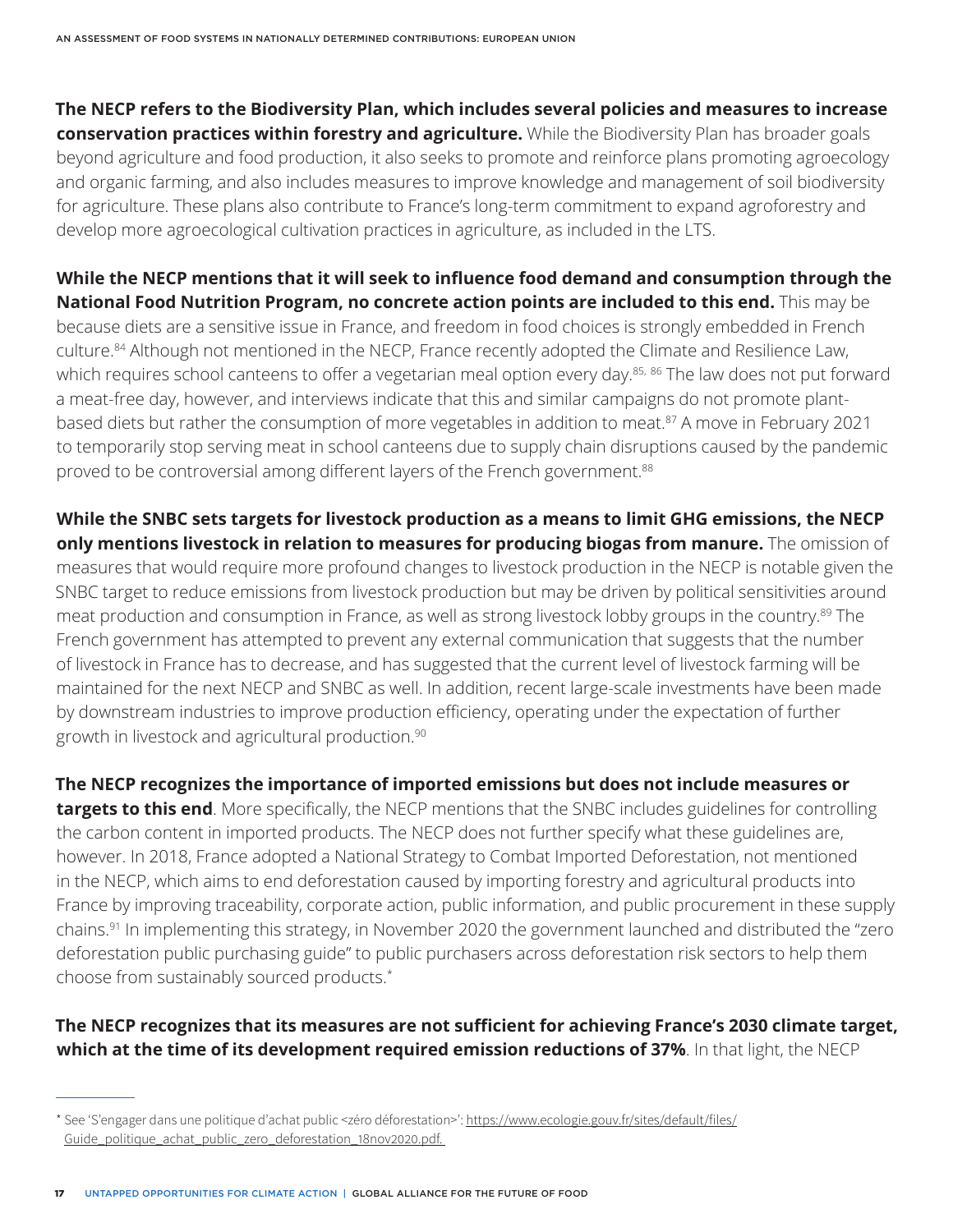**The NECP refers to the Biodiversity Plan, which includes several policies and measures to increase conservation practices within forestry and agriculture.** While the Biodiversity Plan has broader goals beyond agriculture and food production, it also seeks to promote and reinforce plans promoting agroecology and organic farming, and also includes measures to improve knowledge and management of soil biodiversity for agriculture. These plans also contribute to France's long-term commitment to expand agroforestry and develop more agroecological cultivation practices in agriculture, as included in the LTS.

**While the NECP mentions that it will seek to influence food demand and consumption through the National Food Nutrition Program, no concrete action points are included to this end.** This may be because diets are a sensitive issue in France, and freedom in food choices is strongly embedded in French culture.[84] Although not mentioned in the NECP, France recently adopted the Climate and Resilience Law, which requires school canteens to offer a vegetarian meal option every day.[85, 86] The law does not put forward a meat-free day, however, and interviews indicate that this and similar campaigns do not promote plant-based diets but rather the consumption of more vegetables in addition to meat.[87] A move in February 2021 to temporarily stop serving meat in school canteens due to supply chain disruptions caused by the pandemic proved to be controversial among different layers of the French government.[88]

**While the SNBC sets targets for livestock production as a means to limit GHG emissions, the NECP only mentions livestock in relation to measures for producing biogas from manure.** The omission of measures that would require more profound changes to livestock production in the NECP is notable given the SNBC target to reduce emissions from livestock production but may be driven by political sensitivities around meat production and consumption in France, as well as strong livestock lobby groups in the country.[89] The French government has attempted to prevent any external communication that suggests that the number of livestock in France has to decrease, and has suggested that the current level of livestock farming will be maintained for the next NECP and SNBC as well. In addition, recent large-scale investments have been made by downstream industries to improve production efficiency, operating under the expectation of further growth in livestock and agricultural production.[90]

**The NECP recognizes the importance of imported emissions but does not include measures or targets to this end**. More specifically, the NECP mentions that the SNBC includes guidelines for controlling the carbon content in imported products. The NECP does not further specify what these guidelines are, however. In 2018, France adopted a National Strategy to Combat Imported Deforestation, not mentioned in the NECP, which aims to end deforestation caused by importing forestry and agricultural products into France by improving traceability, corporate action, public information, and public procurement in these supply chains.[91] In implementing this strategy, in November 2020 the government launched and distributed the "zero deforestation public purchasing guide" to public purchasers across deforestation risk sectors to help them choose from sustainably sourced products.*

**The NECP recognizes that its measures are not sufficient for achieving France's 2030 climate target, which at the time of its development required emission reductions of 37%**. In that light, the NECP

---

* See 'S'engager dans une politique d'achat public <zéro déforestation>': https://www.ecologie.gouv.fr/sites/default/files/Guide_politique_achat_public_zero_deforestation_18nov2020.pdf.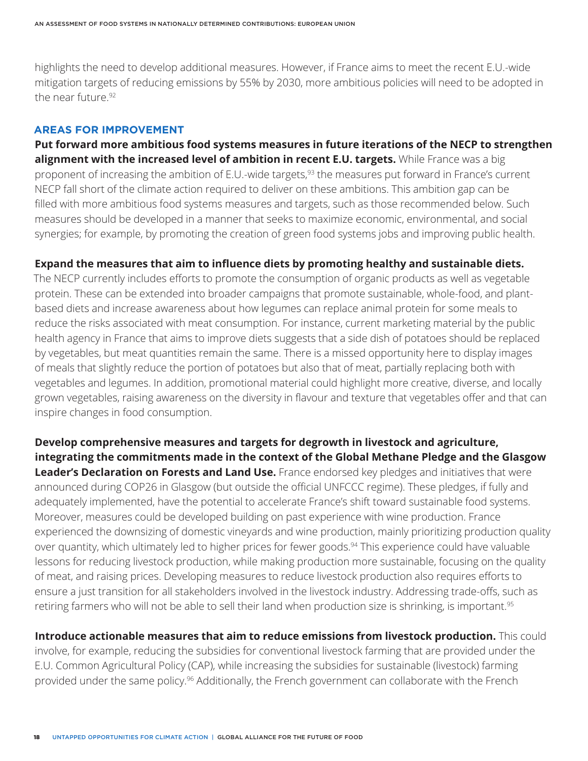highlights the need to develop additional measures. However, if France aims to meet the recent E.U.-wide mitigation targets of reducing emissions by 55% by 2030, more ambitious policies will need to be adopted in the near future.[92]

### AREAS FOR IMPROVEMENT

**Put forward more ambitious food systems measures in future iterations of the NECP to strengthen alignment with the increased level of ambition in recent E.U. targets.** While France was a big proponent of increasing the ambition of E.U.-wide targets,[93] the measures put forward in France's current NECP fall short of the climate action required to deliver on these ambitions. This ambition gap can be filled with more ambitious food systems measures and targets, such as those recommended below. Such measures should be developed in a manner that seeks to maximize economic, environmental, and social synergies; for example, by promoting the creation of green food systems jobs and improving public health.

**Expand the measures that aim to influence diets by promoting healthy and sustainable diets.** The NECP currently includes efforts to promote the consumption of organic products as well as vegetable protein. These can be extended into broader campaigns that promote sustainable, whole-food, and plant-based diets and increase awareness about how legumes can replace animal protein for some meals to reduce the risks associated with meat consumption. For instance, current marketing material by the public health agency in France that aims to improve diets suggests that a side dish of potatoes should be replaced by vegetables, but meat quantities remain the same. There is a missed opportunity here to display images of meals that slightly reduce the portion of potatoes but also that of meat, partially replacing both with vegetables and legumes. In addition, promotional material could highlight more creative, diverse, and locally grown vegetables, raising awareness on the diversity in flavour and texture that vegetables offer and that can inspire changes in food consumption.

**Develop comprehensive measures and targets for degrowth in livestock and agriculture, integrating the commitments made in the context of the Global Methane Pledge and the Glasgow Leader's Declaration on Forests and Land Use.** France endorsed key pledges and initiatives that were announced during COP26 in Glasgow (but outside the official UNFCCC regime). These pledges, if fully and adequately implemented, have the potential to accelerate France's shift toward sustainable food systems. Moreover, measures could be developed building on past experience with wine production. France experienced the downsizing of domestic vineyards and wine production, mainly prioritizing production quality over quantity, which ultimately led to higher prices for fewer goods.[94] This experience could have valuable lessons for reducing livestock production, while making production more sustainable, focusing on the quality of meat, and raising prices. Developing measures to reduce livestock production also requires efforts to ensure a just transition for all stakeholders involved in the livestock industry. Addressing trade-offs, such as retiring farmers who will not be able to sell their land when production size is shrinking, is important.[95]

**Introduce actionable measures that aim to reduce emissions from livestock production.** This could involve, for example, reducing the subsidies for conventional livestock farming that are provided under the E.U. Common Agricultural Policy (CAP), while increasing the subsidies for sustainable (livestock) farming provided under the same policy.[96] Additionally, the French government can collaborate with the French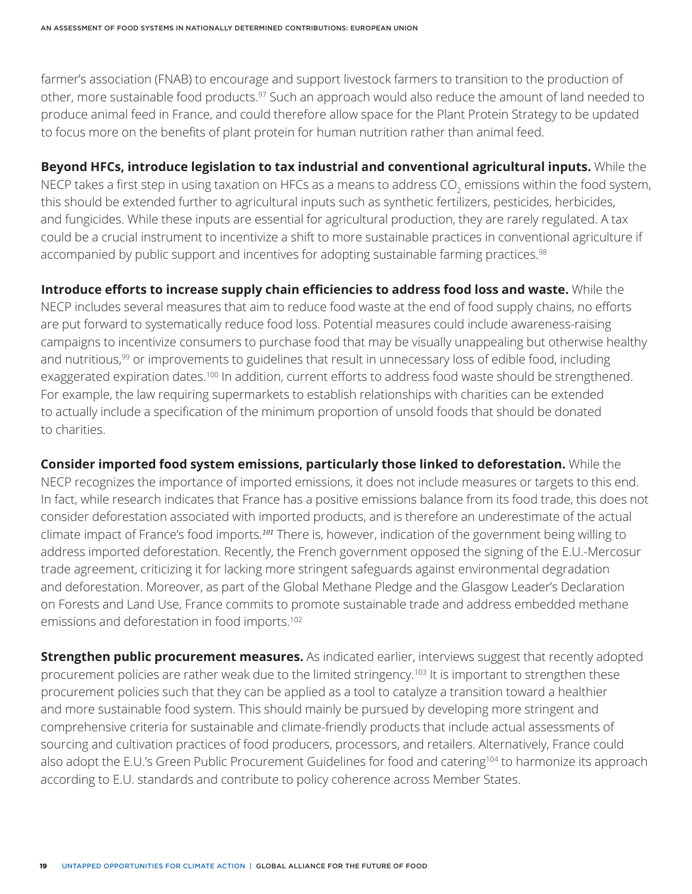farmer's association (FNAB) to encourage and support livestock farmers to transition to the production of other, more sustainable food products.[97] Such an approach would also reduce the amount of land needed to produce animal feed in France, and could therefore allow space for the Plant Protein Strategy to be updated to focus more on the benefits of plant protein for human nutrition rather than animal feed.

**Beyond HFCs, introduce legislation to tax industrial and conventional agricultural inputs.** While the NECP takes a first step in using taxation on HFCs as a means to address $CO_2$ emissions within the food system, this should be extended further to agricultural inputs such as synthetic fertilizers, pesticides, herbicides, and fungicides. While these inputs are essential for agricultural production, they are rarely regulated. A tax could be a crucial instrument to incentivize a shift to more sustainable practices in conventional agriculture if accompanied by public support and incentives for adopting sustainable farming practices.[98]

**Introduce efforts to increase supply chain efficiencies to address food loss and waste.** While the NECP includes several measures that aim to reduce food waste at the end of food supply chains, no efforts are put forward to systematically reduce food loss. Potential measures could include awareness-raising campaigns to incentivize consumers to purchase food that may be visually unappealing but otherwise healthy and nutritious,[99] or improvements to guidelines that result in unnecessary loss of edible food, including exaggerated expiration dates.[100] In addition, current efforts to address food waste should be strengthened. For example, the law requiring supermarkets to establish relationships with charities can be extended to actually include a specification of the minimum proportion of unsold foods that should be donated to charities.

**Consider imported food system emissions, particularly those linked to deforestation.** While the NECP recognizes the importance of imported emissions, it does not include measures or targets to this end. In fact, while research indicates that France has a positive emissions balance from its food trade, this does not consider deforestation associated with imported products, and is therefore an underestimate of the actual climate impact of France's food imports.[101] There is, however, indication of the government being willing to address imported deforestation. Recently, the French government opposed the signing of the E.U.-Mercosur trade agreement, criticizing it for lacking more stringent safeguards against environmental degradation and deforestation. Moreover, as part of the Global Methane Pledge and the Glasgow Leader's Declaration on Forests and Land Use, France commits to promote sustainable trade and address embedded methane emissions and deforestation in food imports.[102]

**Strengthen public procurement measures.** As indicated earlier, interviews suggest that recently adopted procurement policies are rather weak due to the limited stringency.[103] It is important to strengthen these procurement policies such that they can be applied as a tool to catalyze a transition toward a healthier and more sustainable food system. This should mainly be pursued by developing more stringent and comprehensive criteria for sustainable and climate-friendly products that include actual assessments of sourcing and cultivation practices of food producers, processors, and retailers. Alternatively, France could also adopt the E.U.'s Green Public Procurement Guidelines for food and catering[104] to harmonize its approach according to E.U. standards and contribute to policy coherence across Member States.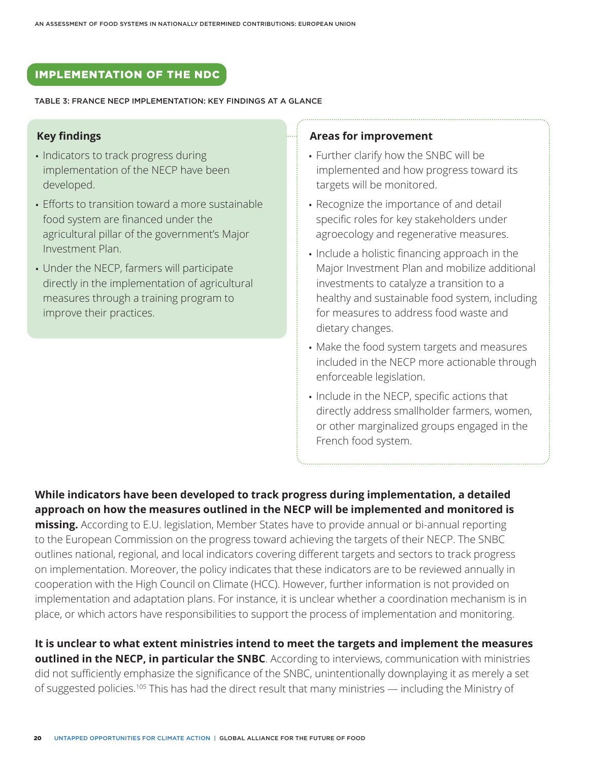## IMPLEMENTATION OF THE NDC

TABLE 3: FRANCE NECP IMPLEMENTATION: KEY FINDINGS AT A GLANCE

**Key findings**

- Indicators to track progress during implementation of the NECP have been developed.
- Efforts to transition toward a more sustainable food system are financed under the agricultural pillar of the government's Major Investment Plan.
- Under the NECP, farmers will participate directly in the implementation of agricultural measures through a training program to improve their practices.

**Areas for improvement**

- Further clarify how the SNBC will be implemented and how progress toward its targets will be monitored.
- Recognize the importance of and detail specific roles for key stakeholders under agroecology and regenerative measures.
- Include a holistic financing approach in the Major Investment Plan and mobilize additional investments to catalyze a transition to a healthy and sustainable food system, including for measures to address food waste and dietary changes.
- Make the food system targets and measures included in the NECP more actionable through enforceable legislation.
- Include in the NECP, specific actions that directly address smallholder farmers, women, or other marginalized groups engaged in the French food system.

**While indicators have been developed to track progress during implementation, a detailed approach on how the measures outlined in the NECP will be implemented and monitored is missing.** According to E.U. legislation, Member States have to provide annual or bi-annual reporting to the European Commission on the progress toward achieving the targets of their NECP. The SNBC outlines national, regional, and local indicators covering different targets and sectors to track progress on implementation. Moreover, the policy indicates that these indicators are to be reviewed annually in cooperation with the High Council on Climate (HCC). However, further information is not provided on implementation and adaptation plans. For instance, it is unclear whether a coordination mechanism is in place, or which actors have responsibilities to support the process of implementation and monitoring.

**It is unclear to what extent ministries intend to meet the targets and implement the measures outlined in the NECP, in particular the SNBC**. According to interviews, communication with ministries did not sufficiently emphasize the significance of the SNBC, unintentionally downplaying it as merely a set of suggested policies.[105] This has had the direct result that many ministries — including the Ministry of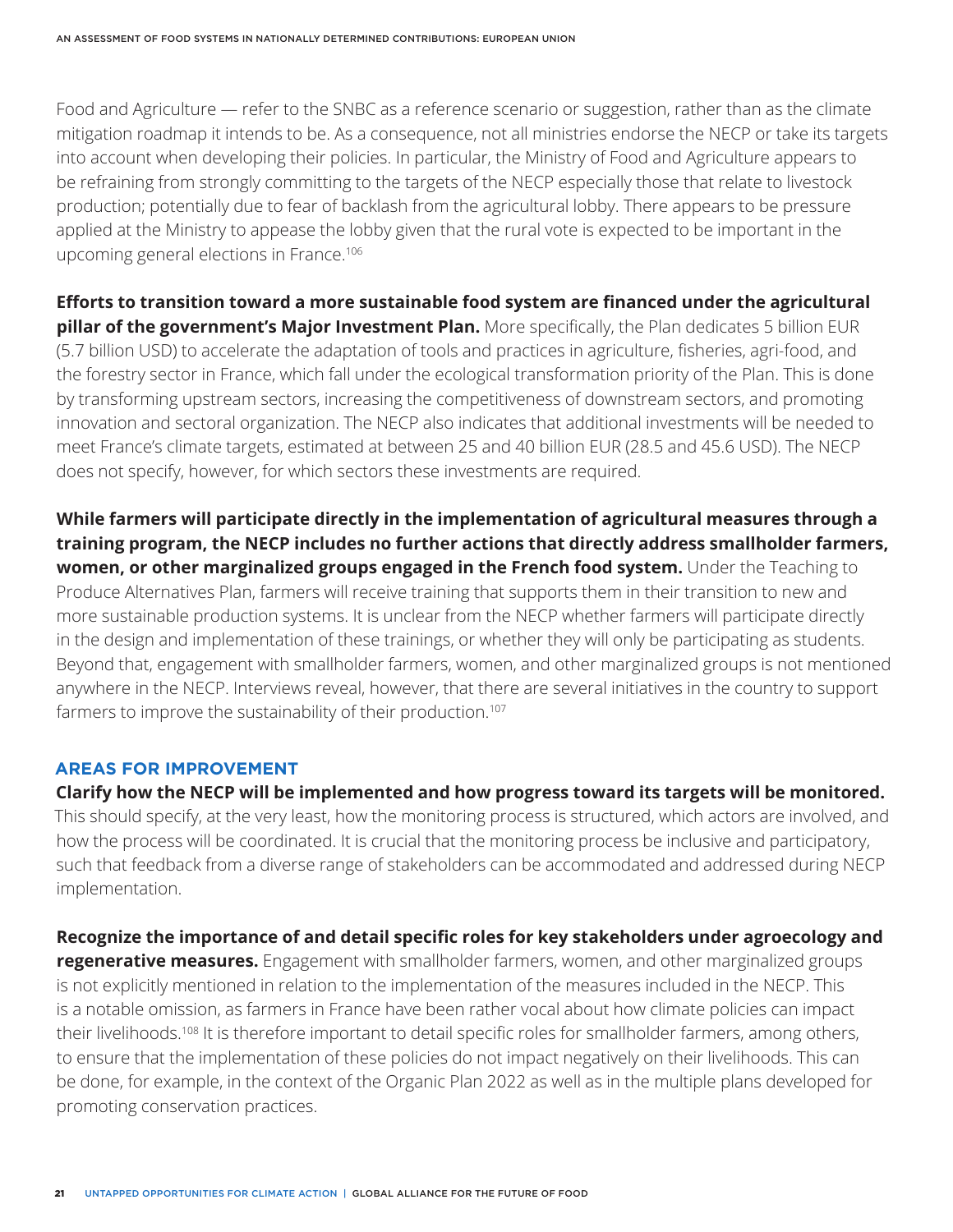Food and Agriculture — refer to the SNBC as a reference scenario or suggestion, rather than as the climate mitigation roadmap it intends to be. As a consequence, not all ministries endorse the NECP or take its targets into account when developing their policies. In particular, the Ministry of Food and Agriculture appears to be refraining from strongly committing to the targets of the NECP especially those that relate to livestock production; potentially due to fear of backlash from the agricultural lobby. There appears to be pressure applied at the Ministry to appease the lobby given that the rural vote is expected to be important in the upcoming general elections in France.[106]

**Efforts to transition toward a more sustainable food system are financed under the agricultural pillar of the government's Major Investment Plan.** More specifically, the Plan dedicates 5 billion EUR (5.7 billion USD) to accelerate the adaptation of tools and practices in agriculture, fisheries, agri-food, and the forestry sector in France, which fall under the ecological transformation priority of the Plan. This is done by transforming upstream sectors, increasing the competitiveness of downstream sectors, and promoting innovation and sectoral organization. The NECP also indicates that additional investments will be needed to meet France's climate targets, estimated at between 25 and 40 billion EUR (28.5 and 45.6 USD). The NECP does not specify, however, for which sectors these investments are required.

**While farmers will participate directly in the implementation of agricultural measures through a training program, the NECP includes no further actions that directly address smallholder farmers, women, or other marginalized groups engaged in the French food system.** Under the Teaching to Produce Alternatives Plan, farmers will receive training that supports them in their transition to new and more sustainable production systems. It is unclear from the NECP whether farmers will participate directly in the design and implementation of these trainings, or whether they will only be participating as students. Beyond that, engagement with smallholder farmers, women, and other marginalized groups is not mentioned anywhere in the NECP. Interviews reveal, however, that there are several initiatives in the country to support farmers to improve the sustainability of their production.[107]

## AREAS FOR IMPROVEMENT

**Clarify how the NECP will be implemented and how progress toward its targets will be monitored.** This should specify, at the very least, how the monitoring process is structured, which actors are involved, and how the process will be coordinated. It is crucial that the monitoring process be inclusive and participatory, such that feedback from a diverse range of stakeholders can be accommodated and addressed during NECP implementation.

**Recognize the importance of and detail specific roles for key stakeholders under agroecology and regenerative measures.** Engagement with smallholder farmers, women, and other marginalized groups is not explicitly mentioned in relation to the implementation of the measures included in the NECP. This is a notable omission, as farmers in France have been rather vocal about how climate policies can impact their livelihoods.[108] It is therefore important to detail specific roles for smallholder farmers, among others, to ensure that the implementation of these policies do not impact negatively on their livelihoods. This can be done, for example, in the context of the Organic Plan 2022 as well as in the multiple plans developed for promoting conservation practices.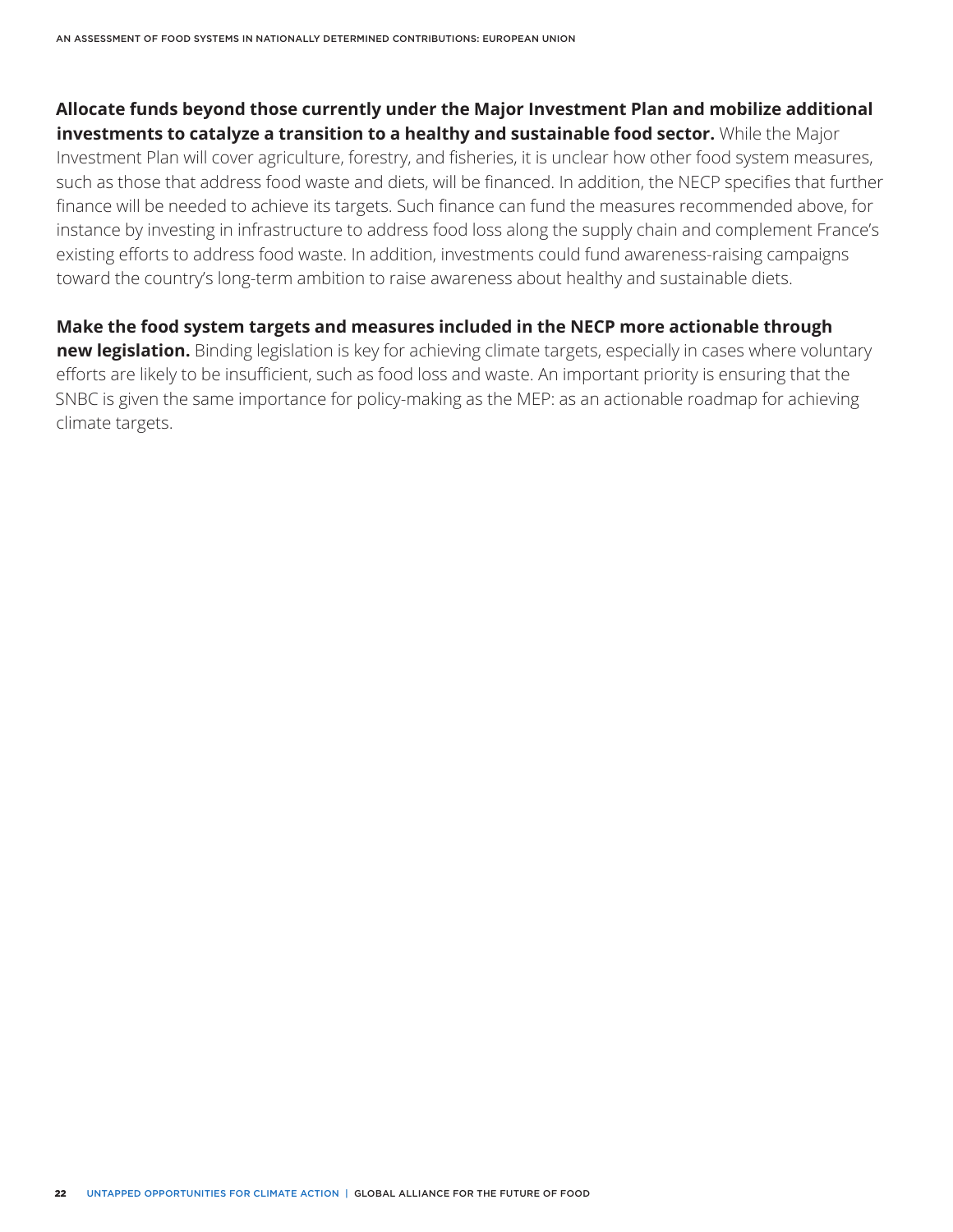**Allocate funds beyond those currently under the Major Investment Plan and mobilize additional investments to catalyze a transition to a healthy and sustainable food sector.** While the Major Investment Plan will cover agriculture, forestry, and fisheries, it is unclear how other food system measures, such as those that address food waste and diets, will be financed. In addition, the NECP specifies that further finance will be needed to achieve its targets. Such finance can fund the measures recommended above, for instance by investing in infrastructure to address food loss along the supply chain and complement France's existing efforts to address food waste. In addition, investments could fund awareness-raising campaigns toward the country's long-term ambition to raise awareness about healthy and sustainable diets.

**Make the food system targets and measures included in the NECP more actionable through new legislation.** Binding legislation is key for achieving climate targets, especially in cases where voluntary efforts are likely to be insufficient, such as food loss and waste. An important priority is ensuring that the SNBC is given the same importance for policy-making as the MEP: as an actionable roadmap for achieving climate targets.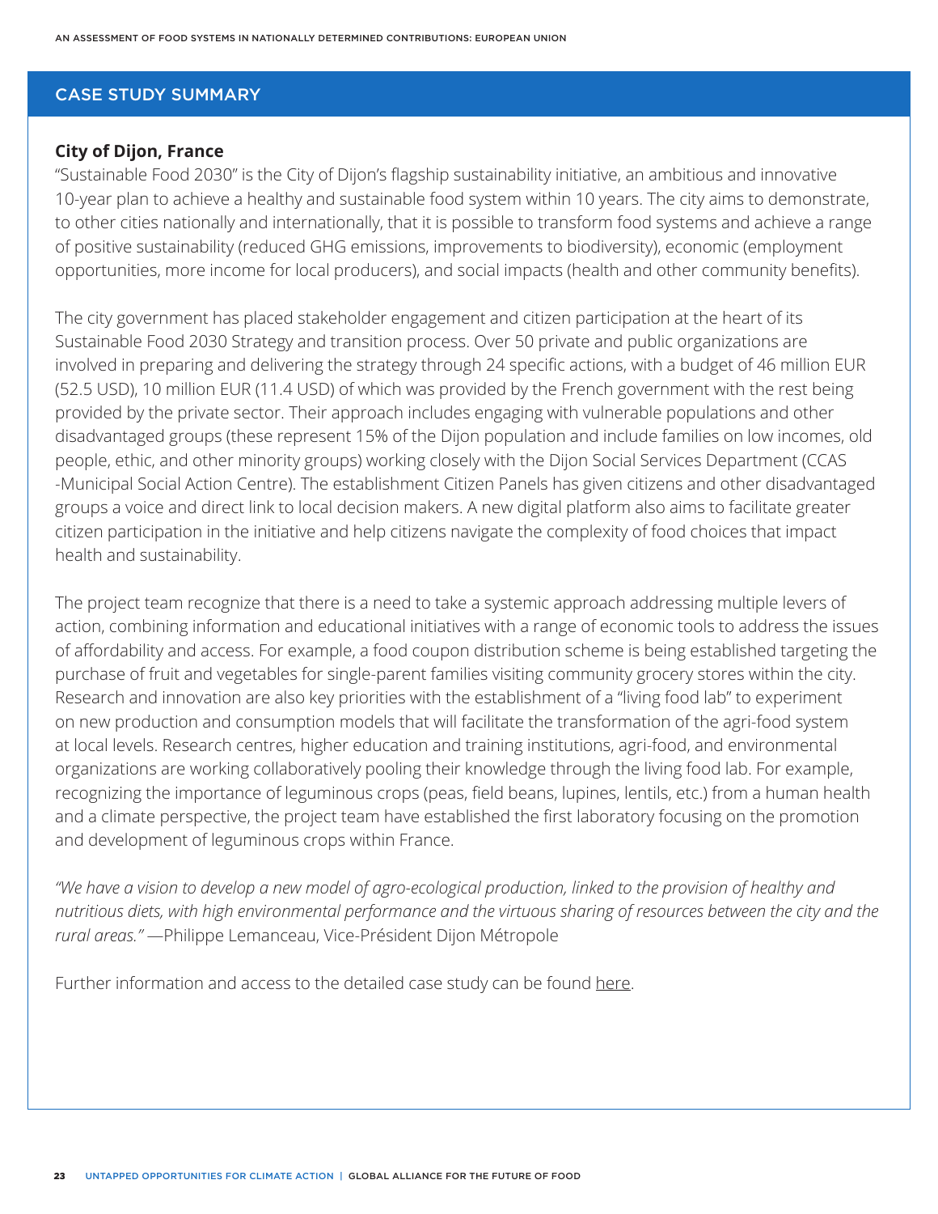## CASE STUDY SUMMARY

**City of Dijon, France**

"Sustainable Food 2030" is the City of Dijon's flagship sustainability initiative, an ambitious and innovative 10-year plan to achieve a healthy and sustainable food system within 10 years. The city aims to demonstrate, to other cities nationally and internationally, that it is possible to transform food systems and achieve a range of positive sustainability (reduced GHG emissions, improvements to biodiversity), economic (employment opportunities, more income for local producers), and social impacts (health and other community benefits).

The city government has placed stakeholder engagement and citizen participation at the heart of its Sustainable Food 2030 Strategy and transition process. Over 50 private and public organizations are involved in preparing and delivering the strategy through 24 specific actions, with a budget of 46 million EUR (52.5 USD), 10 million EUR (11.4 USD) of which was provided by the French government with the rest being provided by the private sector. Their approach includes engaging with vulnerable populations and other disadvantaged groups (these represent 15% of the Dijon population and include families on low incomes, old people, ethic, and other minority groups) working closely with the Dijon Social Services Department (CCAS -Municipal Social Action Centre). The establishment Citizen Panels has given citizens and other disadvantaged groups a voice and direct link to local decision makers. A new digital platform also aims to facilitate greater citizen participation in the initiative and help citizens navigate the complexity of food choices that impact health and sustainability.

The project team recognize that there is a need to take a systemic approach addressing multiple levers of action, combining information and educational initiatives with a range of economic tools to address the issues of affordability and access. For example, a food coupon distribution scheme is being established targeting the purchase of fruit and vegetables for single-parent families visiting community grocery stores within the city. Research and innovation are also key priorities with the establishment of a "living food lab" to experiment on new production and consumption models that will facilitate the transformation of the agri-food system at local levels. Research centres, higher education and training institutions, agri-food, and environmental organizations are working collaboratively pooling their knowledge through the living food lab. For example, recognizing the importance of leguminous crops (peas, field beans, lupines, lentils, etc.) from a human health and a climate perspective, the project team have established the first laboratory focusing on the promotion and development of leguminous crops within France.

*"We have a vision to develop a new model of agro-ecological production, linked to the provision of healthy and nutritious diets, with high environmental performance and the virtuous sharing of resources between the city and the rural areas."* —Philippe Lemanceau, Vice-Président Dijon Métropole

Further information and access to the detailed case study can be found here.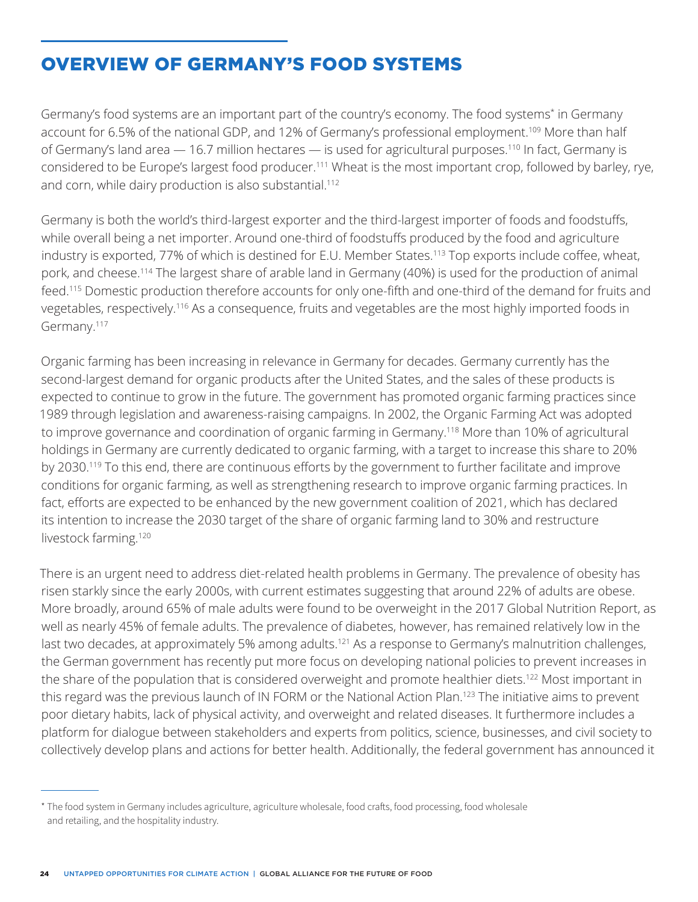# OVERVIEW OF GERMANY'S FOOD SYSTEMS

Germany's food systems are an important part of the country's economy. The food systems* in Germany account for 6.5% of the national GDP, and 12% of Germany's professional employment.[109] More than half of Germany's land area — 16.7 million hectares — is used for agricultural purposes.[110] In fact, Germany is considered to be Europe's largest food producer.[111] Wheat is the most important crop, followed by barley, rye, and corn, while dairy production is also substantial.[112]

Germany is both the world's third-largest exporter and the third-largest importer of foods and foodstuffs, while overall being a net importer. Around one-third of foodstuffs produced by the food and agriculture industry is exported, 77% of which is destined for E.U. Member States.[113] Top exports include coffee, wheat, pork, and cheese.[114] The largest share of arable land in Germany (40%) is used for the production of animal feed.[115] Domestic production therefore accounts for only one-fifth and one-third of the demand for fruits and vegetables, respectively.[116] As a consequence, fruits and vegetables are the most highly imported foods in Germany.[117]

Organic farming has been increasing in relevance in Germany for decades. Germany currently has the second-largest demand for organic products after the United States, and the sales of these products is expected to continue to grow in the future. The government has promoted organic farming practices since 1989 through legislation and awareness-raising campaigns. In 2002, the Organic Farming Act was adopted to improve governance and coordination of organic farming in Germany.[118] More than 10% of agricultural holdings in Germany are currently dedicated to organic farming, with a target to increase this share to 20% by 2030.[119] To this end, there are continuous efforts by the government to further facilitate and improve conditions for organic farming, as well as strengthening research to improve organic farming practices. In fact, efforts are expected to be enhanced by the new government coalition of 2021, which has declared its intention to increase the 2030 target of the share of organic farming land to 30% and restructure livestock farming.[120]

There is an urgent need to address diet-related health problems in Germany. The prevalence of obesity has risen starkly since the early 2000s, with current estimates suggesting that around 22% of adults are obese. More broadly, around 65% of male adults were found to be overweight in the 2017 Global Nutrition Report, as well as nearly 45% of female adults. The prevalence of diabetes, however, has remained relatively low in the last two decades, at approximately 5% among adults.[121] As a response to Germany's malnutrition challenges, the German government has recently put more focus on developing national policies to prevent increases in the share of the population that is considered overweight and promote healthier diets.[122] Most important in this regard was the previous launch of IN FORM or the National Action Plan.[123] The initiative aims to prevent poor dietary habits, lack of physical activity, and overweight and related diseases. It furthermore includes a platform for dialogue between stakeholders and experts from politics, science, businesses, and civil society to collectively develop plans and actions for better health. Additionally, the federal government has announced it

---

* The food system in Germany includes agriculture, agriculture wholesale, food crafts, food processing, food wholesale and retailing, and the hospitality industry.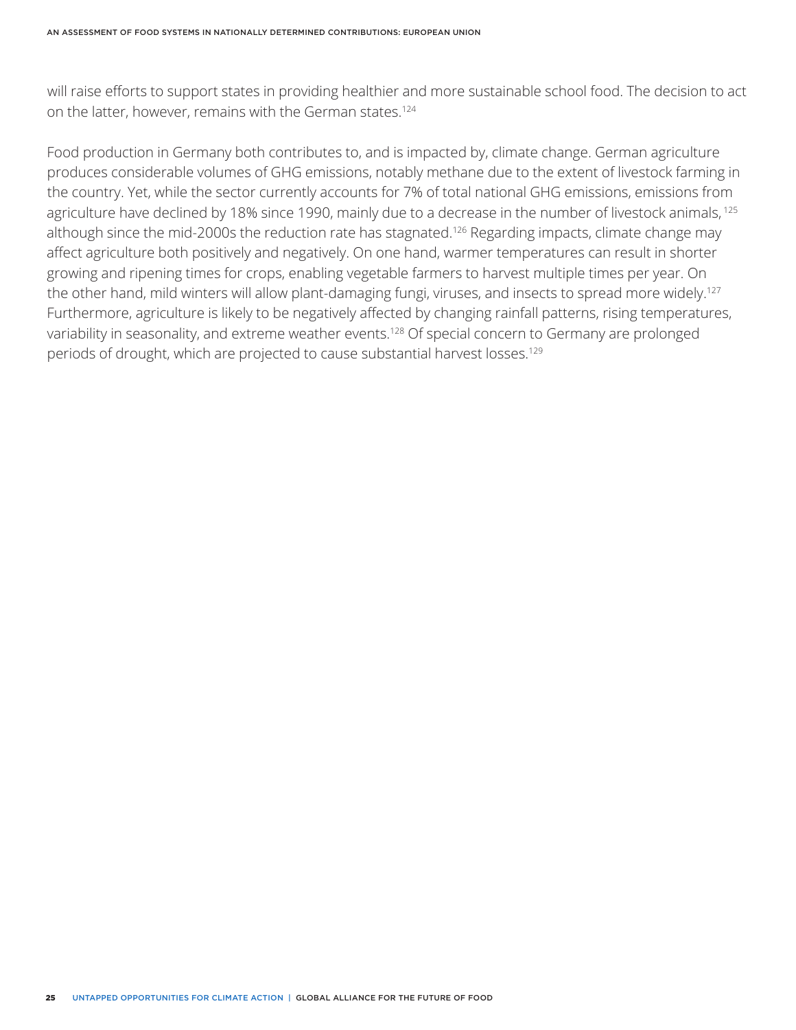will raise efforts to support states in providing healthier and more sustainable school food. The decision to act on the latter, however, remains with the German states.[124]

Food production in Germany both contributes to, and is impacted by, climate change. German agriculture produces considerable volumes of GHG emissions, notably methane due to the extent of livestock farming in the country. Yet, while the sector currently accounts for 7% of total national GHG emissions, emissions from agriculture have declined by 18% since 1990, mainly due to a decrease in the number of livestock animals,[125] although since the mid-2000s the reduction rate has stagnated.[126] Regarding impacts, climate change may affect agriculture both positively and negatively. On one hand, warmer temperatures can result in shorter growing and ripening times for crops, enabling vegetable farmers to harvest multiple times per year. On the other hand, mild winters will allow plant-damaging fungi, viruses, and insects to spread more widely.[127] Furthermore, agriculture is likely to be negatively affected by changing rainfall patterns, rising temperatures, variability in seasonality, and extreme weather events.[128] Of special concern to Germany are prolonged periods of drought, which are projected to cause substantial harvest losses.[129]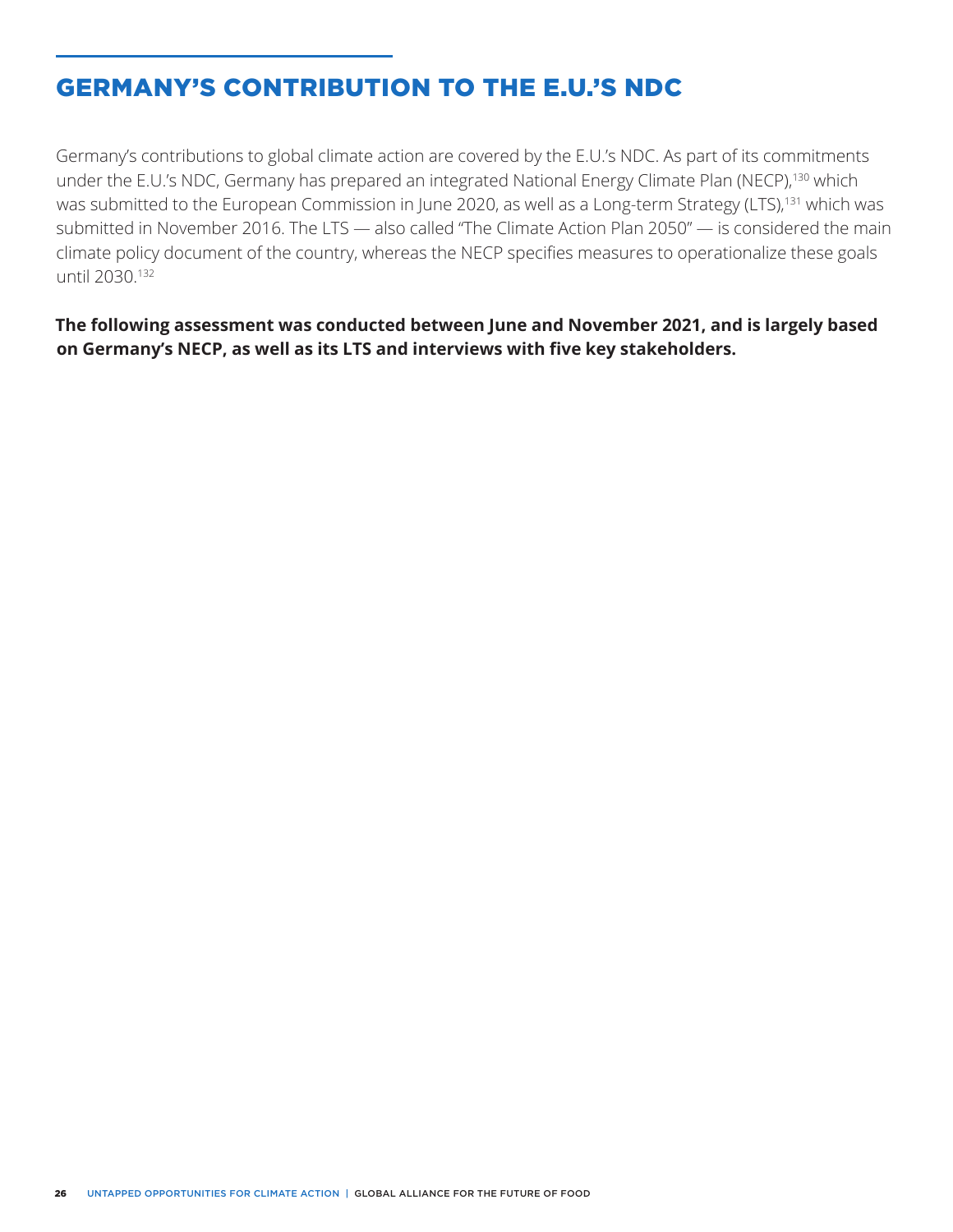## GERMANY'S CONTRIBUTION TO THE E.U.'S NDC

Germany's contributions to global climate action are covered by the E.U.'s NDC. As part of its commitments under the E.U.'s NDC, Germany has prepared an integrated National Energy Climate Plan (NECP),[130] which was submitted to the European Commission in June 2020, as well as a Long-term Strategy (LTS),[131] which was submitted in November 2016. The LTS — also called "The Climate Action Plan 2050" — is considered the main climate policy document of the country, whereas the NECP specifies measures to operationalize these goals until 2030.[132]

**The following assessment was conducted between June and November 2021, and is largely based on Germany's NECP, as well as its LTS and interviews with five key stakeholders.**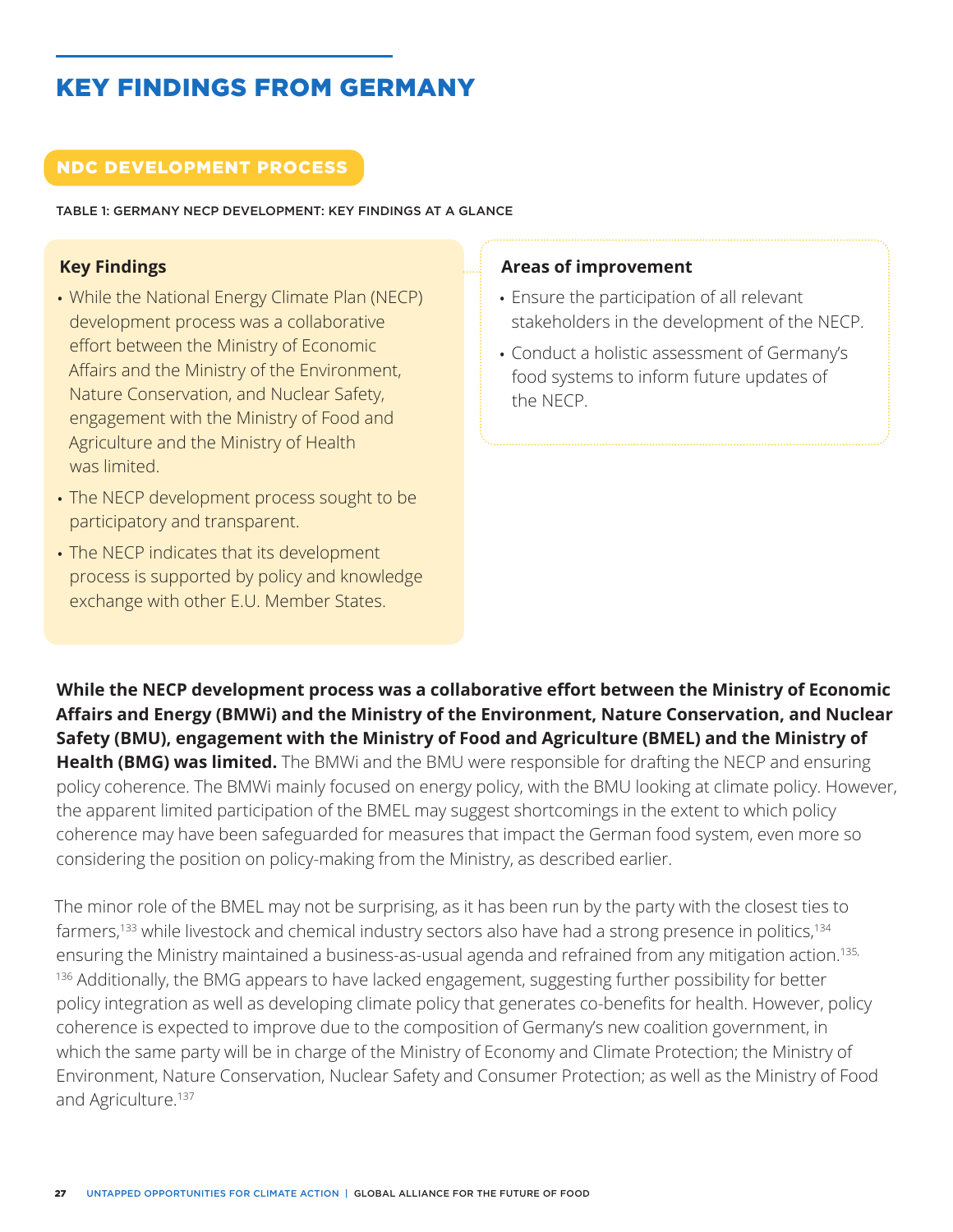# KEY FINDINGS FROM GERMANY

## NDC DEVELOPMENT PROCESS

TABLE 1: GERMANY NECP DEVELOPMENT: KEY FINDINGS AT A GLANCE

| Key Findings | Areas of improvement |
|---|---|
| • While the National Energy Climate Plan (NECP) development process was a collaborative effort between the Ministry of Economic Affairs and the Ministry of the Environment, Nature Conservation, and Nuclear Safety, engagement with the Ministry of Food and Agriculture and the Ministry of Health was limited.<br>• The NECP development process sought to be participatory and transparent.<br>• The NECP indicates that its development process is supported by policy and knowledge exchange with other E.U. Member States. | • Ensure the participation of all relevant stakeholders in the development of the NECP.<br>• Conduct a holistic assessment of Germany's food systems to inform future updates of the NECP. |

**While the NECP development process was a collaborative effort between the Ministry of Economic Affairs and Energy (BMWi) and the Ministry of the Environment, Nature Conservation, and Nuclear Safety (BMU), engagement with the Ministry of Food and Agriculture (BMEL) and the Ministry of Health (BMG) was limited.** The BMWi and the BMU were responsible for drafting the NECP and ensuring policy coherence. The BMWi mainly focused on energy policy, with the BMU looking at climate policy. However, the apparent limited participation of the BMEL may suggest shortcomings in the extent to which policy coherence may have been safeguarded for measures that impact the German food system, even more so considering the position on policy-making from the Ministry, as described earlier.

The minor role of the BMEL may not be surprising, as it has been run by the party with the closest ties to farmers,[133] while livestock and chemical industry sectors also have had a strong presence in politics,[134] ensuring the Ministry maintained a business-as-usual agenda and refrained from any mitigation action.[135, 136] Additionally, the BMG appears to have lacked engagement, suggesting further possibility for better policy integration as well as developing climate policy that generates co-benefits for health. However, policy coherence is expected to improve due to the composition of Germany's new coalition government, in which the same party will be in charge of the Ministry of Economy and Climate Protection; the Ministry of Environment, Nature Conservation, Nuclear Safety and Consumer Protection; as well as the Ministry of Food and Agriculture.[137]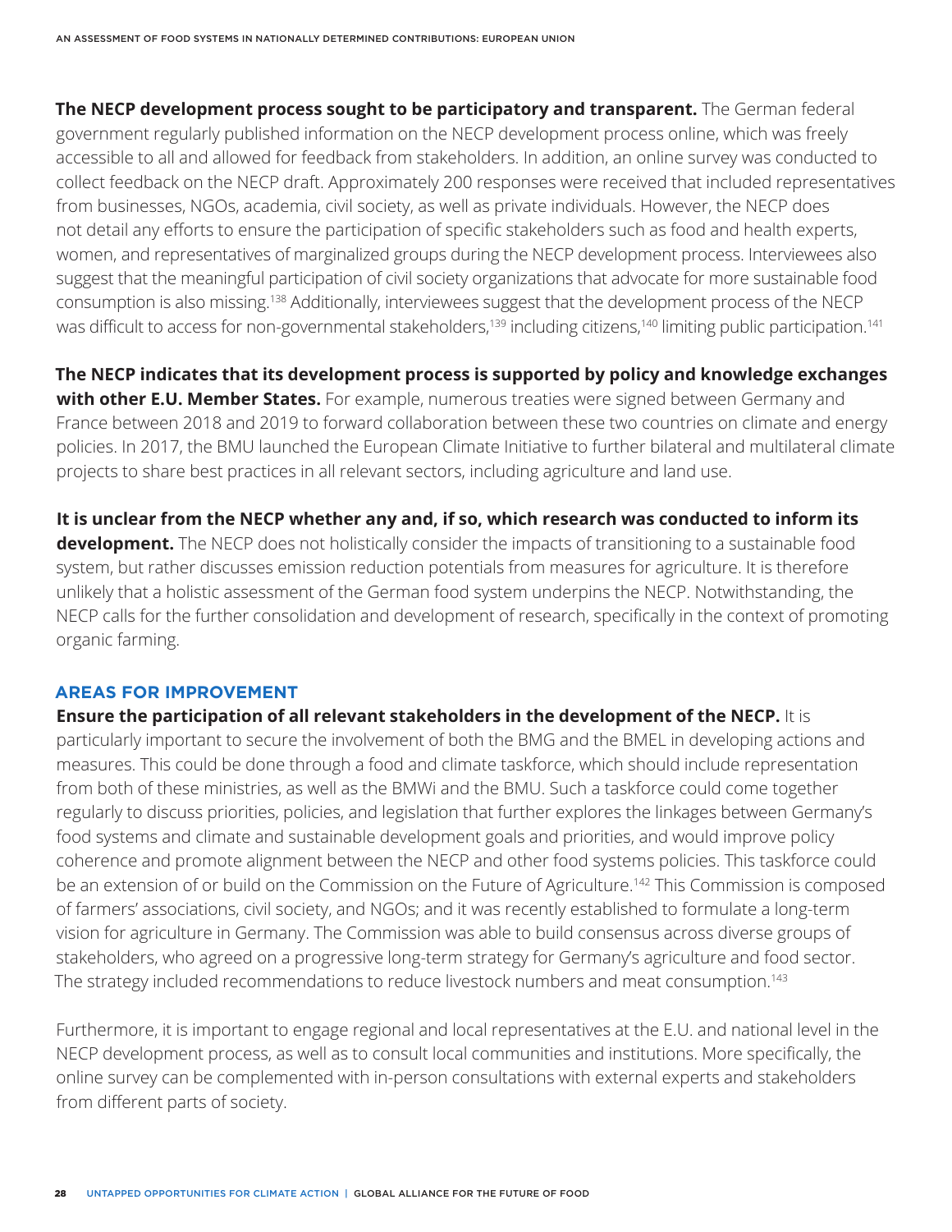**The NECP development process sought to be participatory and transparent.** The German federal government regularly published information on the NECP development process online, which was freely accessible to all and allowed for feedback from stakeholders. In addition, an online survey was conducted to collect feedback on the NECP draft. Approximately 200 responses were received that included representatives from businesses, NGOs, academia, civil society, as well as private individuals. However, the NECP does not detail any efforts to ensure the participation of specific stakeholders such as food and health experts, women, and representatives of marginalized groups during the NECP development process. Interviewees also suggest that the meaningful participation of civil society organizations that advocate for more sustainable food consumption is also missing.[138] Additionally, interviewees suggest that the development process of the NECP was difficult to access for non-governmental stakeholders,[139] including citizens,[140] limiting public participation.[141]

**The NECP indicates that its development process is supported by policy and knowledge exchanges with other E.U. Member States.** For example, numerous treaties were signed between Germany and France between 2018 and 2019 to forward collaboration between these two countries on climate and energy policies. In 2017, the BMU launched the European Climate Initiative to further bilateral and multilateral climate projects to share best practices in all relevant sectors, including agriculture and land use.

**It is unclear from the NECP whether any and, if so, which research was conducted to inform its development.** The NECP does not holistically consider the impacts of transitioning to a sustainable food system, but rather discusses emission reduction potentials from measures for agriculture. It is therefore unlikely that a holistic assessment of the German food system underpins the NECP. Notwithstanding, the NECP calls for the further consolidation and development of research, specifically in the context of promoting organic farming.

### AREAS FOR IMPROVEMENT

**Ensure the participation of all relevant stakeholders in the development of the NECP.** It is particularly important to secure the involvement of both the BMG and the BMEL in developing actions and measures. This could be done through a food and climate taskforce, which should include representation from both of these ministries, as well as the BMWi and the BMU. Such a taskforce could come together regularly to discuss priorities, policies, and legislation that further explores the linkages between Germany's food systems and climate and sustainable development goals and priorities, and would improve policy coherence and promote alignment between the NECP and other food systems policies. This taskforce could be an extension of or build on the Commission on the Future of Agriculture.[142] This Commission is composed of farmers' associations, civil society, and NGOs; and it was recently established to formulate a long-term vision for agriculture in Germany. The Commission was able to build consensus across diverse groups of stakeholders, who agreed on a progressive long-term strategy for Germany's agriculture and food sector. The strategy included recommendations to reduce livestock numbers and meat consumption.[143]

Furthermore, it is important to engage regional and local representatives at the E.U. and national level in the NECP development process, as well as to consult local communities and institutions. More specifically, the online survey can be complemented with in-person consultations with external experts and stakeholders from different parts of society.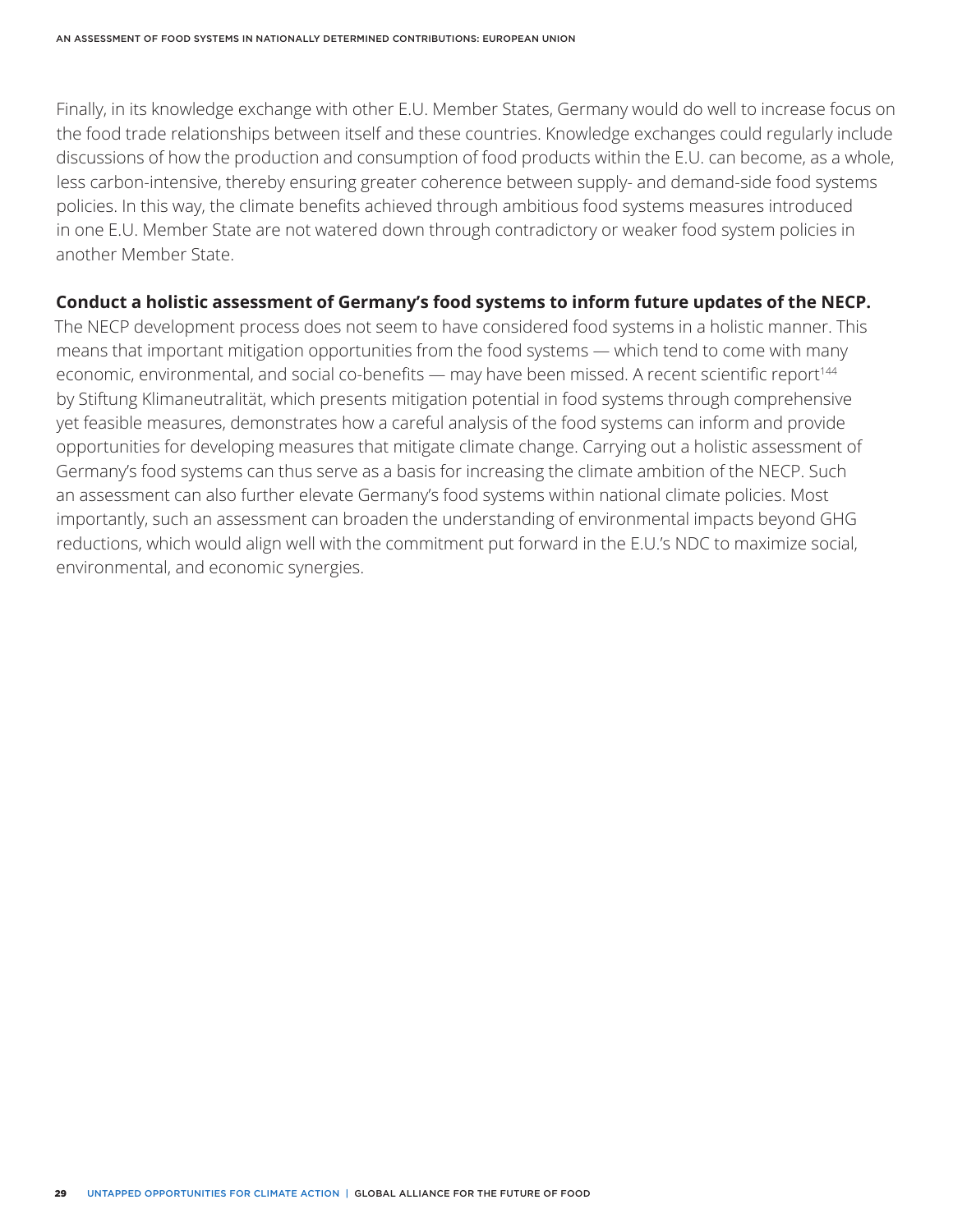Finally, in its knowledge exchange with other E.U. Member States, Germany would do well to increase focus on the food trade relationships between itself and these countries. Knowledge exchanges could regularly include discussions of how the production and consumption of food products within the E.U. can become, as a whole, less carbon-intensive, thereby ensuring greater coherence between supply- and demand-side food systems policies. In this way, the climate benefits achieved through ambitious food systems measures introduced in one E.U. Member State are not watered down through contradictory or weaker food system policies in another Member State.

**Conduct a holistic assessment of Germany's food systems to inform future updates of the NECP.** The NECP development process does not seem to have considered food systems in a holistic manner. This means that important mitigation opportunities from the food systems — which tend to come with many economic, environmental, and social co-benefits — may have been missed. A recent scientific report[144] by Stiftung Klimaneutralität, which presents mitigation potential in food systems through comprehensive yet feasible measures, demonstrates how a careful analysis of the food systems can inform and provide opportunities for developing measures that mitigate climate change. Carrying out a holistic assessment of Germany's food systems can thus serve as a basis for increasing the climate ambition of the NECP. Such an assessment can also further elevate Germany's food systems within national climate policies. Most importantly, such an assessment can broaden the understanding of environmental impacts beyond GHG reductions, which would align well with the commitment put forward in the E.U.'s NDC to maximize social, environmental, and economic synergies.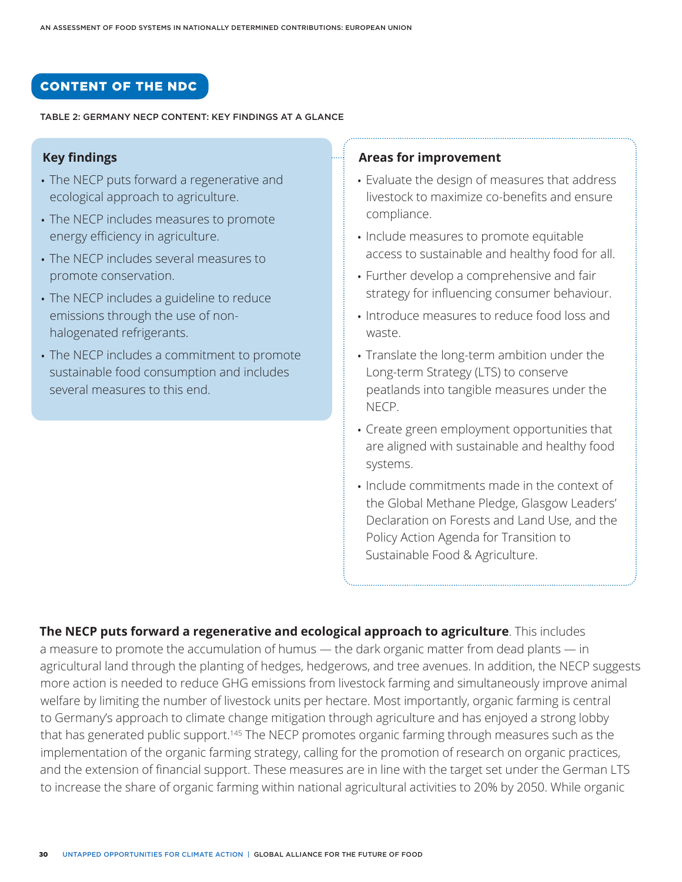## CONTENT OF THE NDC

TABLE 2: GERMANY NECP CONTENT: KEY FINDINGS AT A GLANCE

| Key findings | Areas for improvement |
|---|---|
| • The NECP puts forward a regenerative and ecological approach to agriculture.<br>• The NECP includes measures to promote energy efficiency in agriculture.<br>• The NECP includes several measures to promote conservation.<br>• The NECP includes a guideline to reduce emissions through the use of non-halogenated refrigerants.<br>• The NECP includes a commitment to promote sustainable food consumption and includes several measures to this end. | • Evaluate the design of measures that address livestock to maximize co-benefits and ensure compliance.<br>• Include measures to promote equitable access to sustainable and healthy food for all.<br>• Further develop a comprehensive and fair strategy for influencing consumer behaviour.<br>• Introduce measures to reduce food loss and waste.<br>• Translate the long-term ambition under the Long-term Strategy (LTS) to conserve peatlands into tangible measures under the NECP.<br>• Create green employment opportunities that are aligned with sustainable and healthy food systems.<br>• Include commitments made in the context of the Global Methane Pledge, Glasgow Leaders' Declaration on Forests and Land Use, and the Policy Action Agenda for Transition to Sustainable Food & Agriculture. |

**The NECP puts forward a regenerative and ecological approach to agriculture**. This includes a measure to promote the accumulation of humus — the dark organic matter from dead plants — in agricultural land through the planting of hedges, hedgerows, and tree avenues. In addition, the NECP suggests more action is needed to reduce GHG emissions from livestock farming and simultaneously improve animal welfare by limiting the number of livestock units per hectare. Most importantly, organic farming is central to Germany's approach to climate change mitigation through agriculture and has enjoyed a strong lobby that has generated public support.[145] The NECP promotes organic farming through measures such as the implementation of the organic farming strategy, calling for the promotion of research on organic practices, and the extension of financial support. These measures are in line with the target set under the German LTS to increase the share of organic farming within national agricultural activities to 20% by 2050. While organic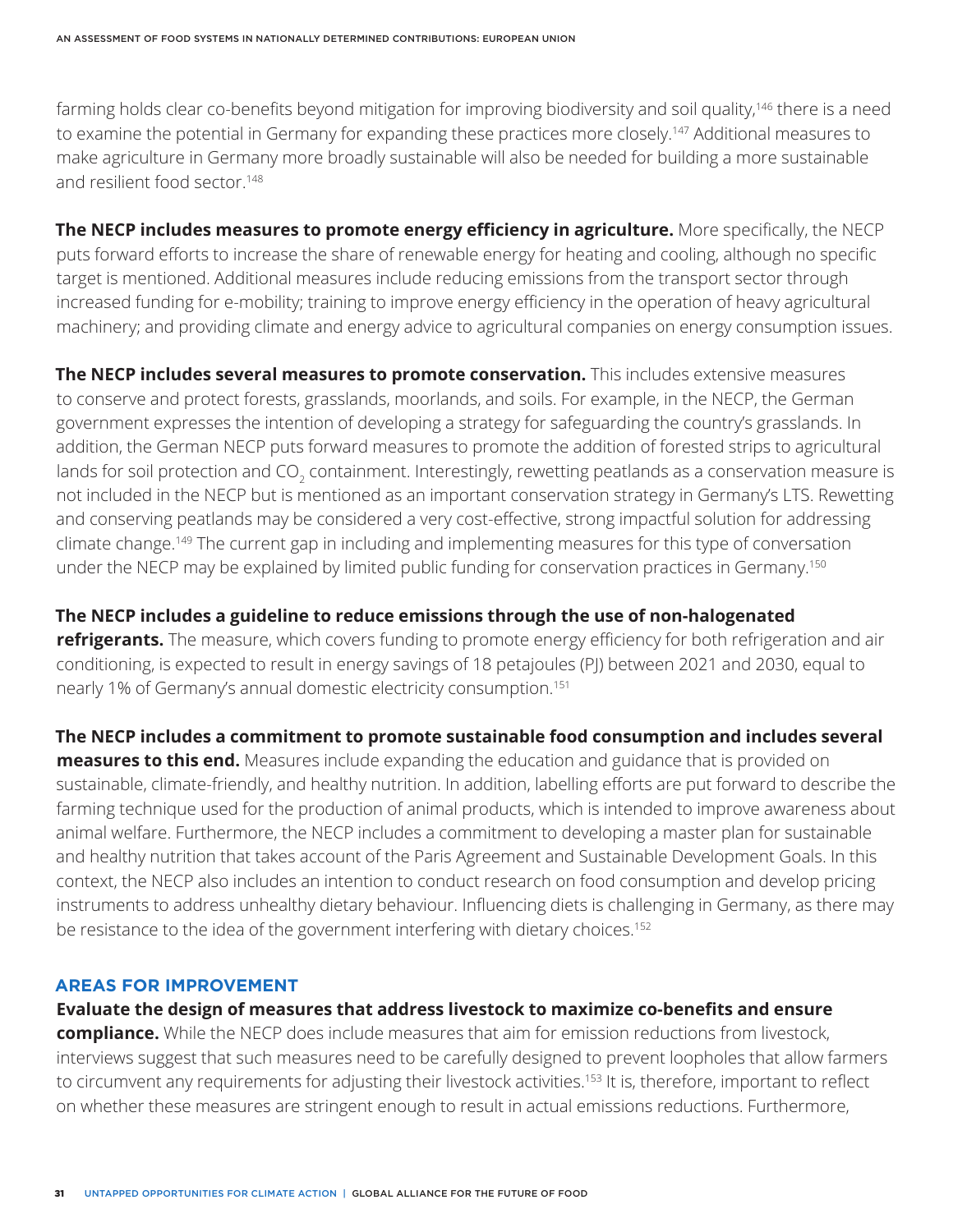farming holds clear co-benefits beyond mitigation for improving biodiversity and soil quality,[146] there is a need to examine the potential in Germany for expanding these practices more closely.[147] Additional measures to make agriculture in Germany more broadly sustainable will also be needed for building a more sustainable and resilient food sector.[148]

**The NECP includes measures to promote energy efficiency in agriculture.** More specifically, the NECP puts forward efforts to increase the share of renewable energy for heating and cooling, although no specific target is mentioned. Additional measures include reducing emissions from the transport sector through increased funding for e-mobility; training to improve energy efficiency in the operation of heavy agricultural machinery; and providing climate and energy advice to agricultural companies on energy consumption issues.

**The NECP includes several measures to promote conservation.** This includes extensive measures to conserve and protect forests, grasslands, moorlands, and soils. For example, in the NECP, the German government expresses the intention of developing a strategy for safeguarding the country's grasslands. In addition, the German NECP puts forward measures to promote the addition of forested strips to agricultural lands for soil protection and $CO_2$ containment. Interestingly, rewetting peatlands as a conservation measure is not included in the NECP but is mentioned as an important conservation strategy in Germany's LTS. Rewetting and conserving peatlands may be considered a very cost-effective, strong impactful solution for addressing climate change.[149] The current gap in including and implementing measures for this type of conversation under the NECP may be explained by limited public funding for conservation practices in Germany.[150]

**The NECP includes a guideline to reduce emissions through the use of non-halogenated refrigerants.** The measure, which covers funding to promote energy efficiency for both refrigeration and air conditioning, is expected to result in energy savings of 18 petajoules (PJ) between 2021 and 2030, equal to nearly 1% of Germany's annual domestic electricity consumption.[151]

**The NECP includes a commitment to promote sustainable food consumption and includes several measures to this end.** Measures include expanding the education and guidance that is provided on sustainable, climate-friendly, and healthy nutrition. In addition, labelling efforts are put forward to describe the farming technique used for the production of animal products, which is intended to improve awareness about animal welfare. Furthermore, the NECP includes a commitment to developing a master plan for sustainable and healthy nutrition that takes account of the Paris Agreement and Sustainable Development Goals. In this context, the NECP also includes an intention to conduct research on food consumption and develop pricing instruments to address unhealthy dietary behaviour. Influencing diets is challenging in Germany, as there may be resistance to the idea of the government interfering with dietary choices.[152]

### AREAS FOR IMPROVEMENT

**Evaluate the design of measures that address livestock to maximize co-benefits and ensure compliance.** While the NECP does include measures that aim for emission reductions from livestock, interviews suggest that such measures need to be carefully designed to prevent loopholes that allow farmers to circumvent any requirements for adjusting their livestock activities.[153] It is, therefore, important to reflect on whether these measures are stringent enough to result in actual emissions reductions. Furthermore,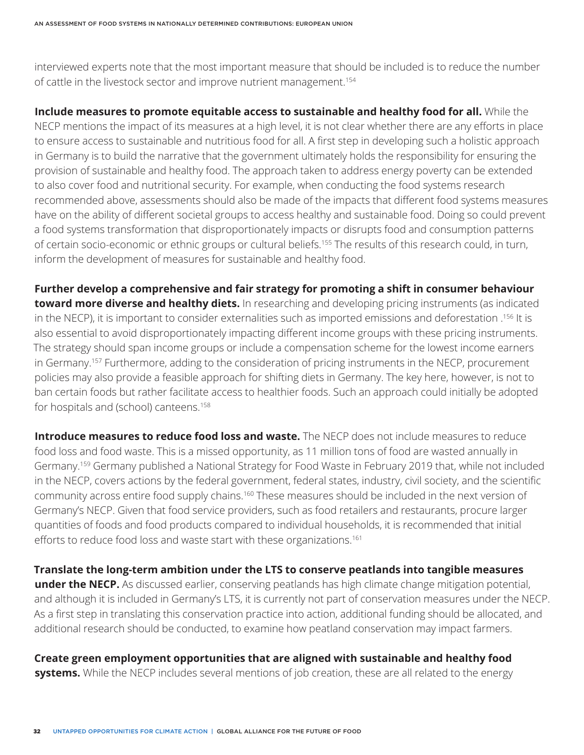interviewed experts note that the most important measure that should be included is to reduce the number of cattle in the livestock sector and improve nutrient management.[154]

**Include measures to promote equitable access to sustainable and healthy food for all.** While the NECP mentions the impact of its measures at a high level, it is not clear whether there are any efforts in place to ensure access to sustainable and nutritious food for all. A first step in developing such a holistic approach in Germany is to build the narrative that the government ultimately holds the responsibility for ensuring the provision of sustainable and healthy food. The approach taken to address energy poverty can be extended to also cover food and nutritional security. For example, when conducting the food systems research recommended above, assessments should also be made of the impacts that different food systems measures have on the ability of different societal groups to access healthy and sustainable food. Doing so could prevent a food systems transformation that disproportionately impacts or disrupts food and consumption patterns of certain socio-economic or ethnic groups or cultural beliefs.[155] The results of this research could, in turn, inform the development of measures for sustainable and healthy food.

**Further develop a comprehensive and fair strategy for promoting a shift in consumer behaviour toward more diverse and healthy diets.** In researching and developing pricing instruments (as indicated in the NECP), it is important to consider externalities such as imported emissions and deforestation .[156] It is also essential to avoid disproportionately impacting different income groups with these pricing instruments. The strategy should span income groups or include a compensation scheme for the lowest income earners in Germany.[157] Furthermore, adding to the consideration of pricing instruments in the NECP, procurement policies may also provide a feasible approach for shifting diets in Germany. The key here, however, is not to ban certain foods but rather facilitate access to healthier foods. Such an approach could initially be adopted for hospitals and (school) canteens.[158]

**Introduce measures to reduce food loss and waste.** The NECP does not include measures to reduce food loss and food waste. This is a missed opportunity, as 11 million tons of food are wasted annually in Germany.[159] Germany published a National Strategy for Food Waste in February 2019 that, while not included in the NECP, covers actions by the federal government, federal states, industry, civil society, and the scientific community across entire food supply chains.[160] These measures should be included in the next version of Germany's NECP. Given that food service providers, such as food retailers and restaurants, procure larger quantities of foods and food products compared to individual households, it is recommended that initial efforts to reduce food loss and waste start with these organizations.[161]

**Translate the long-term ambition under the LTS to conserve peatlands into tangible measures under the NECP.** As discussed earlier, conserving peatlands has high climate change mitigation potential, and although it is included in Germany's LTS, it is currently not part of conservation measures under the NECP. As a first step in translating this conservation practice into action, additional funding should be allocated, and additional research should be conducted, to examine how peatland conservation may impact farmers.

**Create green employment opportunities that are aligned with sustainable and healthy food systems.** While the NECP includes several mentions of job creation, these are all related to the energy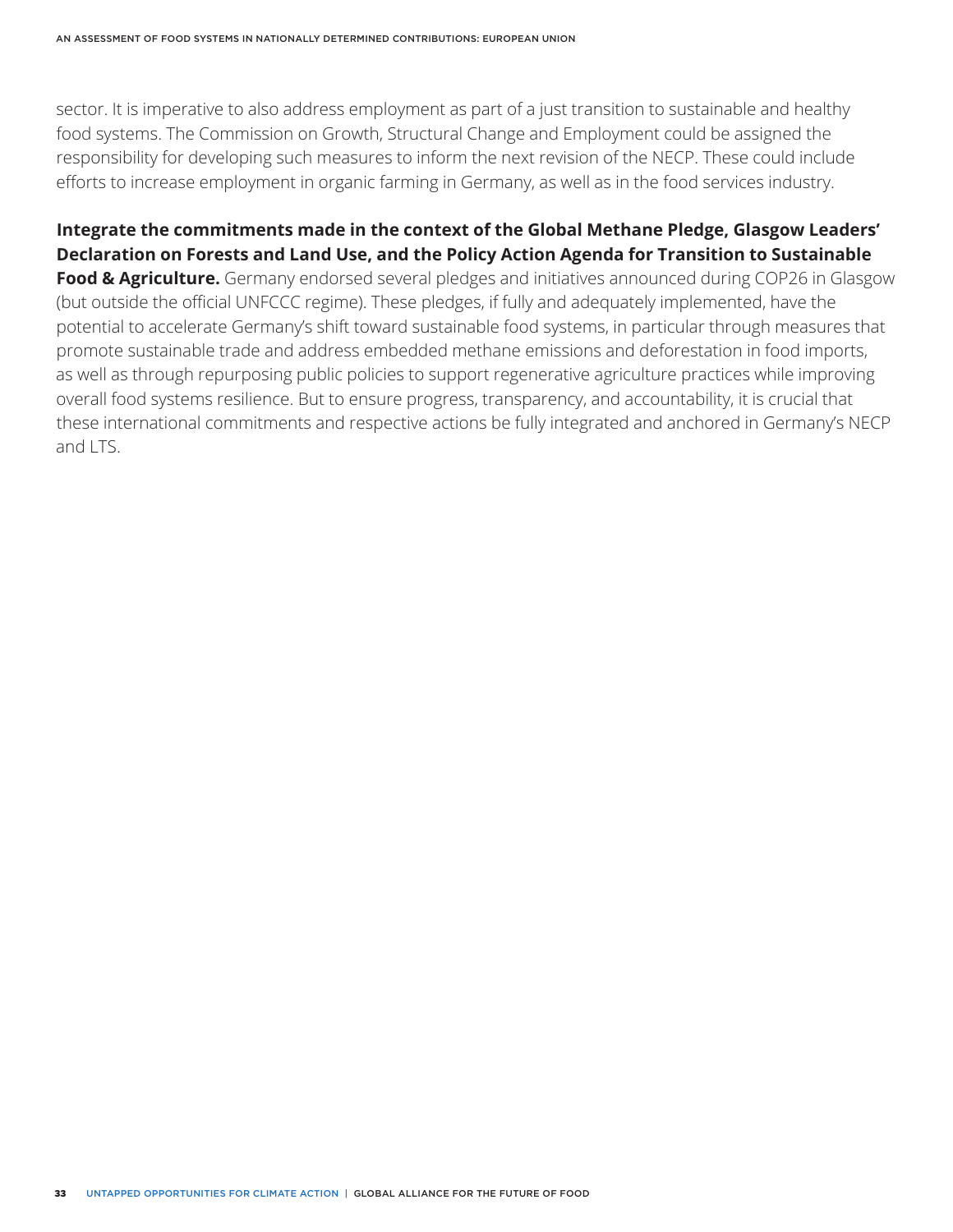sector. It is imperative to also address employment as part of a just transition to sustainable and healthy food systems. The Commission on Growth, Structural Change and Employment could be assigned the responsibility for developing such measures to inform the next revision of the NECP. These could include efforts to increase employment in organic farming in Germany, as well as in the food services industry.

**Integrate the commitments made in the context of the Global Methane Pledge, Glasgow Leaders' Declaration on Forests and Land Use, and the Policy Action Agenda for Transition to Sustainable Food & Agriculture.** Germany endorsed several pledges and initiatives announced during COP26 in Glasgow (but outside the official UNFCCC regime). These pledges, if fully and adequately implemented, have the potential to accelerate Germany's shift toward sustainable food systems, in particular through measures that promote sustainable trade and address embedded methane emissions and deforestation in food imports, as well as through repurposing public policies to support regenerative agriculture practices while improving overall food systems resilience. But to ensure progress, transparency, and accountability, it is crucial that these international commitments and respective actions be fully integrated and anchored in Germany's NECP and LTS.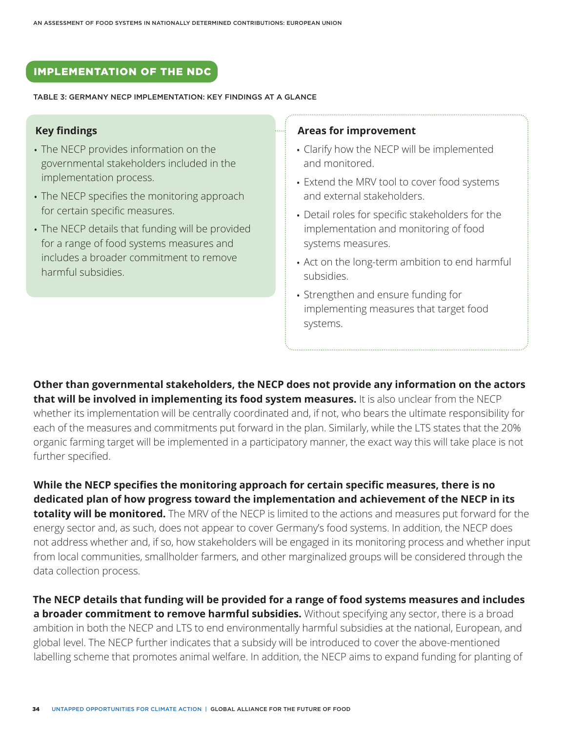## IMPLEMENTATION OF THE NDC

TABLE 3: GERMANY NECP IMPLEMENTATION: KEY FINDINGS AT A GLANCE

| Key findings | Areas for improvement |
|---|---|
| • The NECP provides information on the governmental stakeholders included in the implementation process.<br>• The NECP specifies the monitoring approach for certain specific measures.<br>• The NECP details that funding will be provided for a range of food systems measures and includes a broader commitment to remove harmful subsidies. | • Clarify how the NECP will be implemented and monitored.<br>• Extend the MRV tool to cover food systems and external stakeholders.<br>• Detail roles for specific stakeholders for the implementation and monitoring of food systems measures.<br>• Act on the long-term ambition to end harmful subsidies.<br>• Strengthen and ensure funding for implementing measures that target food systems. |

**Other than governmental stakeholders, the NECP does not provide any information on the actors that will be involved in implementing its food system measures.** It is also unclear from the NECP whether its implementation will be centrally coordinated and, if not, who bears the ultimate responsibility for each of the measures and commitments put forward in the plan. Similarly, while the LTS states that the 20% organic farming target will be implemented in a participatory manner, the exact way this will take place is not further specified.

**While the NECP specifies the monitoring approach for certain specific measures, there is no dedicated plan of how progress toward the implementation and achievement of the NECP in its totality will be monitored.** The MRV of the NECP is limited to the actions and measures put forward for the energy sector and, as such, does not appear to cover Germany's food systems. In addition, the NECP does not address whether and, if so, how stakeholders will be engaged in its monitoring process and whether input from local communities, smallholder farmers, and other marginalized groups will be considered through the data collection process.

**The NECP details that funding will be provided for a range of food systems measures and includes a broader commitment to remove harmful subsidies.** Without specifying any sector, there is a broad ambition in both the NECP and LTS to end environmentally harmful subsidies at the national, European, and global level. The NECP further indicates that a subsidy will be introduced to cover the above-mentioned labelling scheme that promotes animal welfare. In addition, the NECP aims to expand funding for planting of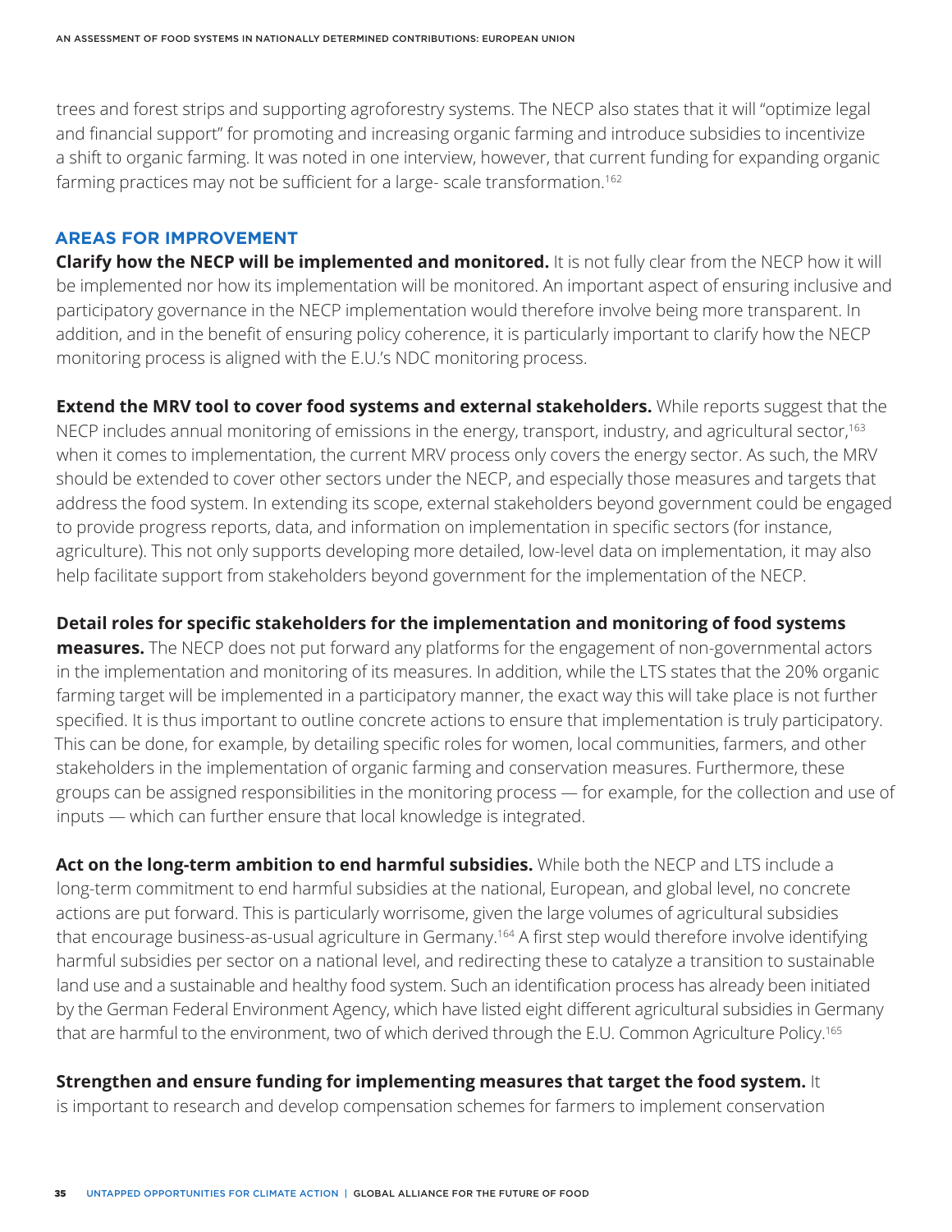trees and forest strips and supporting agroforestry systems. The NECP also states that it will "optimize legal and financial support" for promoting and increasing organic farming and introduce subsidies to incentivize a shift to organic farming. It was noted in one interview, however, that current funding for expanding organic farming practices may not be sufficient for a large- scale transformation.[162]

### AREAS FOR IMPROVEMENT

**Clarify how the NECP will be implemented and monitored.** It is not fully clear from the NECP how it will be implemented nor how its implementation will be monitored. An important aspect of ensuring inclusive and participatory governance in the NECP implementation would therefore involve being more transparent. In addition, and in the benefit of ensuring policy coherence, it is particularly important to clarify how the NECP monitoring process is aligned with the E.U.'s NDC monitoring process.

**Extend the MRV tool to cover food systems and external stakeholders.** While reports suggest that the NECP includes annual monitoring of emissions in the energy, transport, industry, and agricultural sector,[163] when it comes to implementation, the current MRV process only covers the energy sector. As such, the MRV should be extended to cover other sectors under the NECP, and especially those measures and targets that address the food system. In extending its scope, external stakeholders beyond government could be engaged to provide progress reports, data, and information on implementation in specific sectors (for instance, agriculture). This not only supports developing more detailed, low-level data on implementation, it may also help facilitate support from stakeholders beyond government for the implementation of the NECP.

**Detail roles for specific stakeholders for the implementation and monitoring of food systems measures.** The NECP does not put forward any platforms for the engagement of non-governmental actors in the implementation and monitoring of its measures. In addition, while the LTS states that the 20% organic farming target will be implemented in a participatory manner, the exact way this will take place is not further specified. It is thus important to outline concrete actions to ensure that implementation is truly participatory. This can be done, for example, by detailing specific roles for women, local communities, farmers, and other stakeholders in the implementation of organic farming and conservation measures. Furthermore, these groups can be assigned responsibilities in the monitoring process — for example, for the collection and use of inputs — which can further ensure that local knowledge is integrated.

**Act on the long-term ambition to end harmful subsidies.** While both the NECP and LTS include a long-term commitment to end harmful subsidies at the national, European, and global level, no concrete actions are put forward. This is particularly worrisome, given the large volumes of agricultural subsidies that encourage business-as-usual agriculture in Germany.[164] A first step would therefore involve identifying harmful subsidies per sector on a national level, and redirecting these to catalyze a transition to sustainable land use and a sustainable and healthy food system. Such an identification process has already been initiated by the German Federal Environment Agency, which have listed eight different agricultural subsidies in Germany that are harmful to the environment, two of which derived through the E.U. Common Agriculture Policy.[165]

**Strengthen and ensure funding for implementing measures that target the food system.** It is important to research and develop compensation schemes for farmers to implement conservation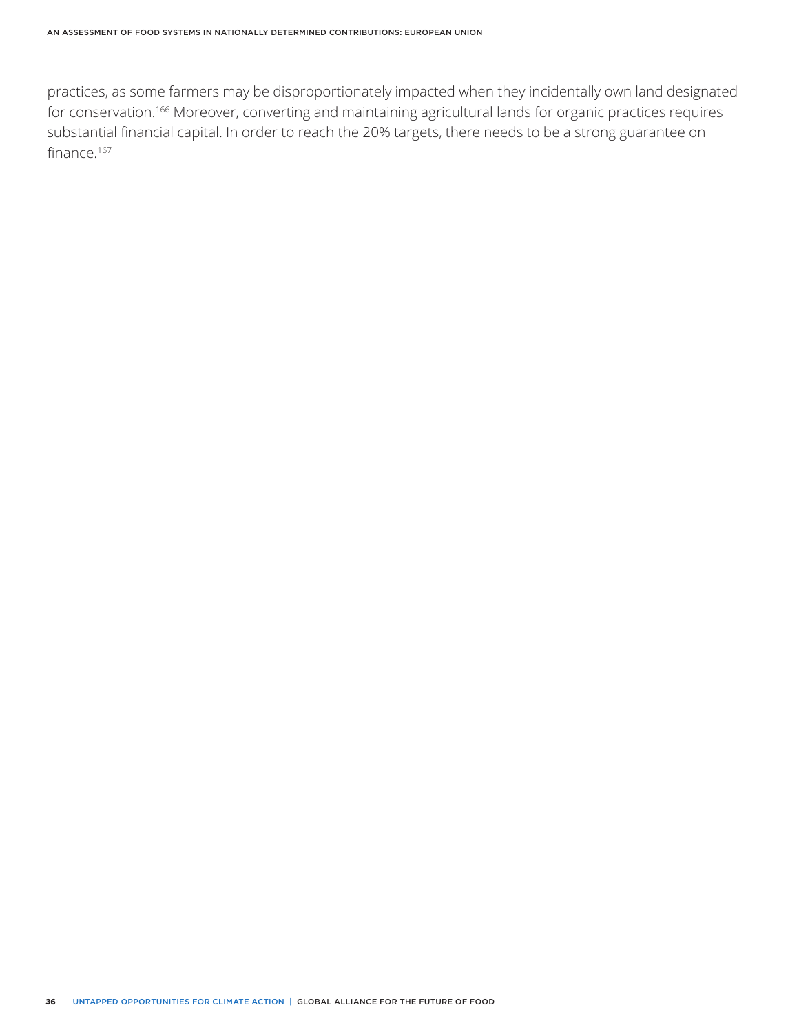practices, as some farmers may be disproportionately impacted when they incidentally own land designated for conservation.[166] Moreover, converting and maintaining agricultural lands for organic practices requires substantial financial capital. In order to reach the 20% targets, there needs to be a strong guarantee on finance.[167]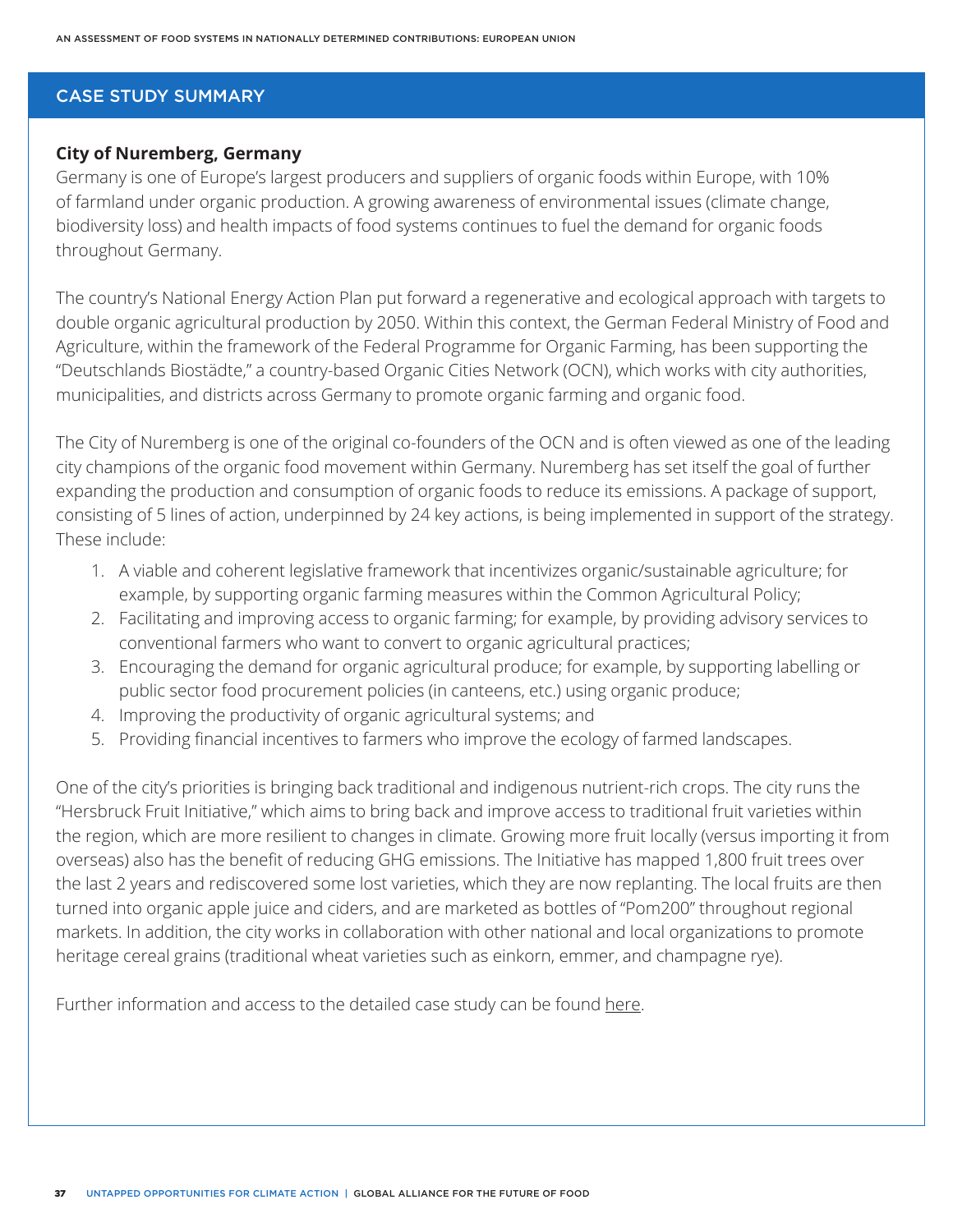## CASE STUDY SUMMARY

**City of Nuremberg, Germany**

Germany is one of Europe's largest producers and suppliers of organic foods within Europe, with 10% of farmland under organic production. A growing awareness of environmental issues (climate change, biodiversity loss) and health impacts of food systems continues to fuel the demand for organic foods throughout Germany.

The country's National Energy Action Plan put forward a regenerative and ecological approach with targets to double organic agricultural production by 2050. Within this context, the German Federal Ministry of Food and Agriculture, within the framework of the Federal Programme for Organic Farming, has been supporting the "Deutschlands Biostädte," a country-based Organic Cities Network (OCN), which works with city authorities, municipalities, and districts across Germany to promote organic farming and organic food.

The City of Nuremberg is one of the original co-founders of the OCN and is often viewed as one of the leading city champions of the organic food movement within Germany. Nuremberg has set itself the goal of further expanding the production and consumption of organic foods to reduce its emissions. A package of support, consisting of 5 lines of action, underpinned by 24 key actions, is being implemented in support of the strategy. These include:

1. A viable and coherent legislative framework that incentivizes organic/sustainable agriculture; for example, by supporting organic farming measures within the Common Agricultural Policy;
2. Facilitating and improving access to organic farming; for example, by providing advisory services to conventional farmers who want to convert to organic agricultural practices;
3. Encouraging the demand for organic agricultural produce; for example, by supporting labelling or public sector food procurement policies (in canteens, etc.) using organic produce;
4. Improving the productivity of organic agricultural systems; and
5. Providing financial incentives to farmers who improve the ecology of farmed landscapes.

One of the city's priorities is bringing back traditional and indigenous nutrient-rich crops. The city runs the "Hersbruck Fruit Initiative," which aims to bring back and improve access to traditional fruit varieties within the region, which are more resilient to changes in climate. Growing more fruit locally (versus importing it from overseas) also has the benefit of reducing GHG emissions. The Initiative has mapped 1,800 fruit trees over the last 2 years and rediscovered some lost varieties, which they are now replanting. The local fruits are then turned into organic apple juice and ciders, and are marketed as bottles of "Pom200" throughout regional markets. In addition, the city works in collaboration with other national and local organizations to promote heritage cereal grains (traditional wheat varieties such as einkorn, emmer, and champagne rye).

Further information and access to the detailed case study can be found here.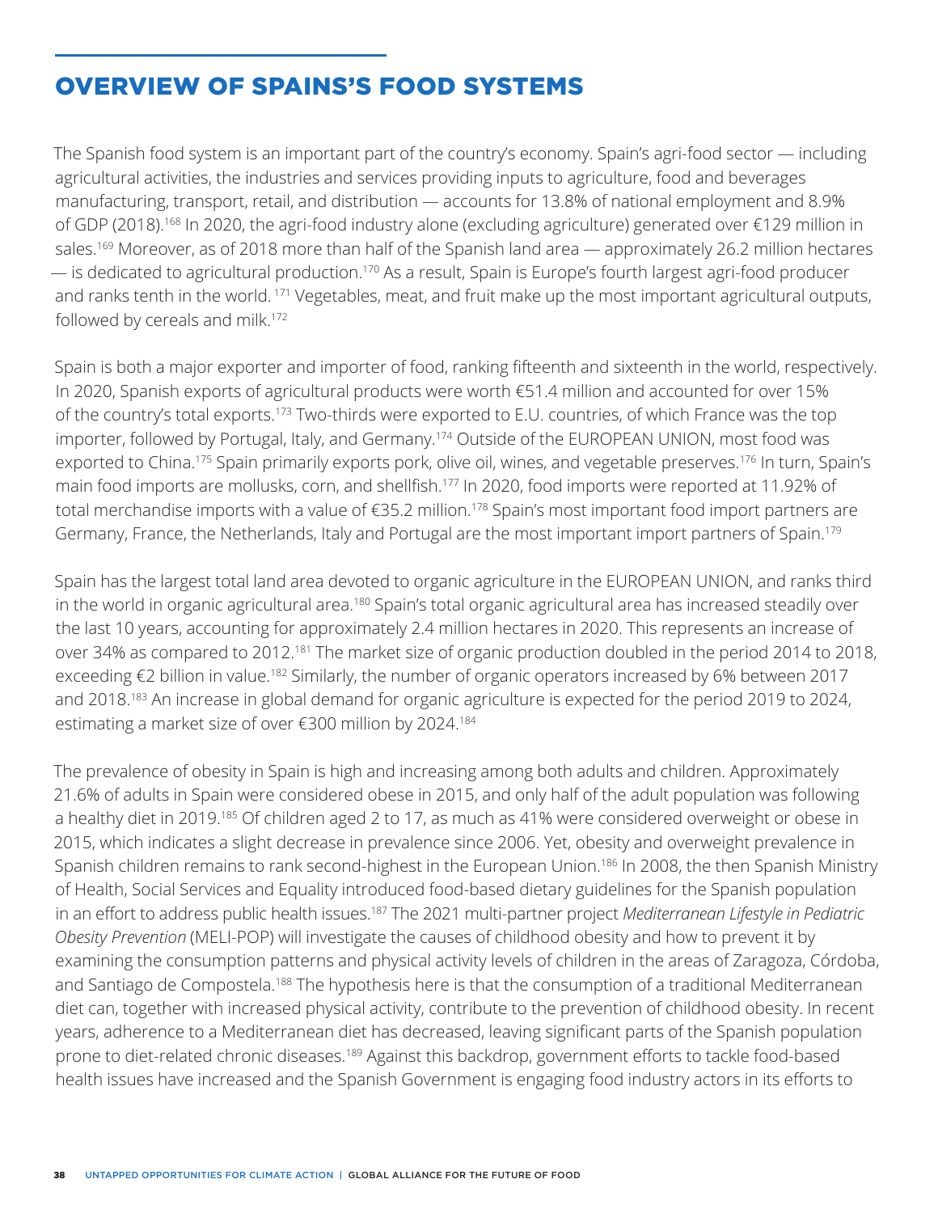# OVERVIEW OF SPAINS'S FOOD SYSTEMS

The Spanish food system is an important part of the country's economy. Spain's agri-food sector — including agricultural activities, the industries and services providing inputs to agriculture, food and beverages manufacturing, transport, retail, and distribution — accounts for 13.8% of national employment and 8.9% of GDP (2018).[168] In 2020, the agri-food industry alone (excluding agriculture) generated over €129 million in sales.[169] Moreover, as of 2018 more than half of the Spanish land area — approximately 26.2 million hectares — is dedicated to agricultural production.[170] As a result, Spain is Europe's fourth largest agri-food producer and ranks tenth in the world. [171] Vegetables, meat, and fruit make up the most important agricultural outputs, followed by cereals and milk.[172]

Spain is both a major exporter and importer of food, ranking fifteenth and sixteenth in the world, respectively. In 2020, Spanish exports of agricultural products were worth €51.4 million and accounted for over 15% of the country's total exports.[173] Two-thirds were exported to E.U. countries, of which France was the top importer, followed by Portugal, Italy, and Germany.[174] Outside of the EUROPEAN UNION, most food was exported to China.[175] Spain primarily exports pork, olive oil, wines, and vegetable preserves.[176] In turn, Spain's main food imports are mollusks, corn, and shellfish.[177] In 2020, food imports were reported at 11.92% of total merchandise imports with a value of €35.2 million.[178] Spain's most important food import partners are Germany, France, the Netherlands, Italy and Portugal are the most important import partners of Spain.[179]

Spain has the largest total land area devoted to organic agriculture in the EUROPEAN UNION, and ranks third in the world in organic agricultural area.[180] Spain's total organic agricultural area has increased steadily over the last 10 years, accounting for approximately 2.4 million hectares in 2020. This represents an increase of over 34% as compared to 2012.[181] The market size of organic production doubled in the period 2014 to 2018, exceeding €2 billion in value.[182] Similarly, the number of organic operators increased by 6% between 2017 and 2018.[183] An increase in global demand for organic agriculture is expected for the period 2019 to 2024, estimating a market size of over €300 million by 2024.[184]

The prevalence of obesity in Spain is high and increasing among both adults and children. Approximately 21.6% of adults in Spain were considered obese in 2015, and only half of the adult population was following a healthy diet in 2019.[185] Of children aged 2 to 17, as much as 41% were considered overweight or obese in 2015, which indicates a slight decrease in prevalence since 2006. Yet, obesity and overweight prevalence in Spanish children remains to rank second-highest in the European Union.[186] In 2008, the then Spanish Ministry of Health, Social Services and Equality introduced food-based dietary guidelines for the Spanish population in an effort to address public health issues.[187] The 2021 multi-partner project *Mediterranean Lifestyle in Pediatric Obesity Prevention* (MELI-POP) will investigate the causes of childhood obesity and how to prevent it by examining the consumption patterns and physical activity levels of children in the areas of Zaragoza, Córdoba, and Santiago de Compostela.[188] The hypothesis here is that the consumption of a traditional Mediterranean diet can, together with increased physical activity, contribute to the prevention of childhood obesity. In recent years, adherence to a Mediterranean diet has decreased, leaving significant parts of the Spanish population prone to diet-related chronic diseases.[189] Against this backdrop, government efforts to tackle food-based health issues have increased and the Spanish Government is engaging food industry actors in its efforts to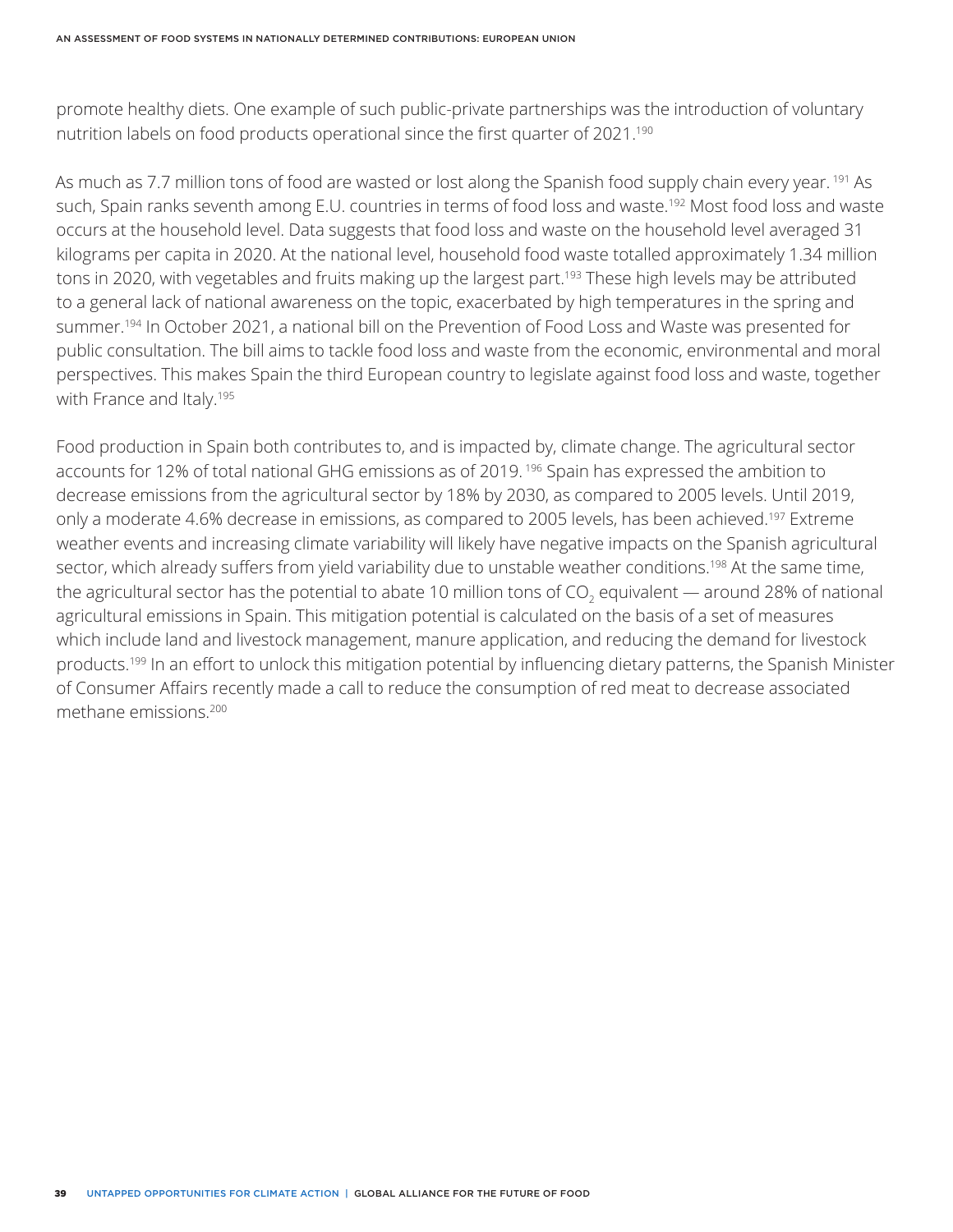promote healthy diets. One example of such public-private partnerships was the introduction of voluntary nutrition labels on food products operational since the first quarter of 2021.[190]

As much as 7.7 million tons of food are wasted or lost along the Spanish food supply chain every year.[191] As such, Spain ranks seventh among E.U. countries in terms of food loss and waste.[192] Most food loss and waste occurs at the household level. Data suggests that food loss and waste on the household level averaged 31 kilograms per capita in 2020. At the national level, household food waste totalled approximately 1.34 million tons in 2020, with vegetables and fruits making up the largest part.[193] These high levels may be attributed to a general lack of national awareness on the topic, exacerbated by high temperatures in the spring and summer.[194] In October 2021, a national bill on the Prevention of Food Loss and Waste was presented for public consultation. The bill aims to tackle food loss and waste from the economic, environmental and moral perspectives. This makes Spain the third European country to legislate against food loss and waste, together with France and Italy.[195]

Food production in Spain both contributes to, and is impacted by, climate change. The agricultural sector accounts for 12% of total national GHG emissions as of 2019.[196] Spain has expressed the ambition to decrease emissions from the agricultural sector by 18% by 2030, as compared to 2005 levels. Until 2019, only a moderate 4.6% decrease in emissions, as compared to 2005 levels, has been achieved.[197] Extreme weather events and increasing climate variability will likely have negative impacts on the Spanish agricultural sector, which already suffers from yield variability due to unstable weather conditions.[198] At the same time, the agricultural sector has the potential to abate 10 million tons of $CO_2$ equivalent — around 28% of national agricultural emissions in Spain. This mitigation potential is calculated on the basis of a set of measures which include land and livestock management, manure application, and reducing the demand for livestock products.[199] In an effort to unlock this mitigation potential by influencing dietary patterns, the Spanish Minister of Consumer Affairs recently made a call to reduce the consumption of red meat to decrease associated methane emissions.[200]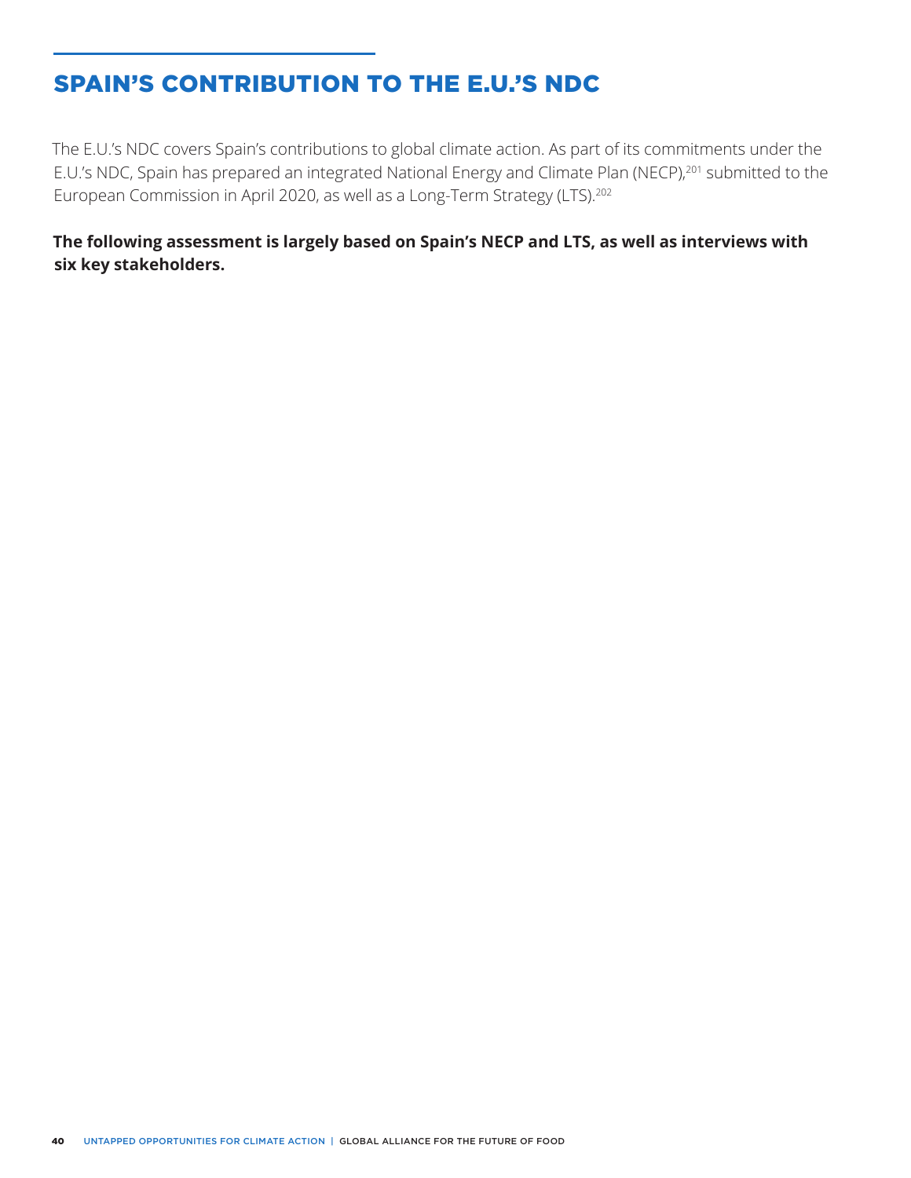# SPAIN'S CONTRIBUTION TO THE E.U.'S NDC

The E.U.'s NDC covers Spain's contributions to global climate action. As part of its commitments under the E.U.'s NDC, Spain has prepared an integrated National Energy and Climate Plan (NECP),[201] submitted to the European Commission in April 2020, as well as a Long-Term Strategy (LTS).[202]

**The following assessment is largely based on Spain's NECP and LTS, as well as interviews with six key stakeholders.**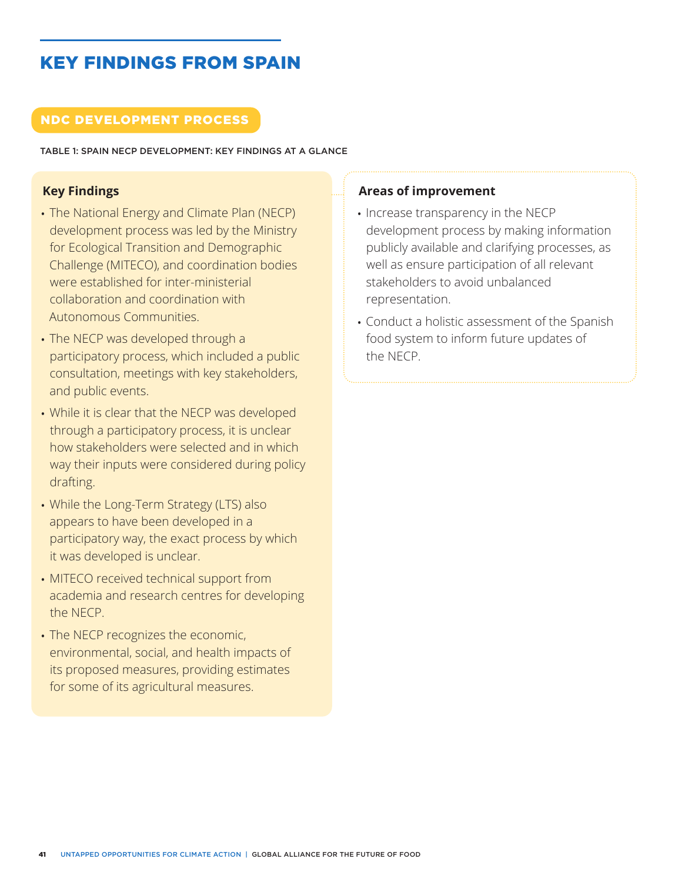# KEY FINDINGS FROM SPAIN

## NDC DEVELOPMENT PROCESS

TABLE 1: SPAIN NECP DEVELOPMENT: KEY FINDINGS AT A GLANCE

### Key Findings

- The National Energy and Climate Plan (NECP) development process was led by the Ministry for Ecological Transition and Demographic Challenge (MITECO), and coordination bodies were established for inter-ministerial collaboration and coordination with Autonomous Communities.
- The NECP was developed through a participatory process, which included a public consultation, meetings with key stakeholders, and public events.
- While it is clear that the NECP was developed through a participatory process, it is unclear how stakeholders were selected and in which way their inputs were considered during policy drafting.
- While the Long-Term Strategy (LTS) also appears to have been developed in a participatory way, the exact process by which it was developed is unclear.
- MITECO received technical support from academia and research centres for developing the NECP.
- The NECP recognizes the economic, environmental, social, and health impacts of its proposed measures, providing estimates for some of its agricultural measures.

### Areas of improvement

- Increase transparency in the NECP development process by making information publicly available and clarifying processes, as well as ensure participation of all relevant stakeholders to avoid unbalanced representation.
- Conduct a holistic assessment of the Spanish food system to inform future updates of the NECP.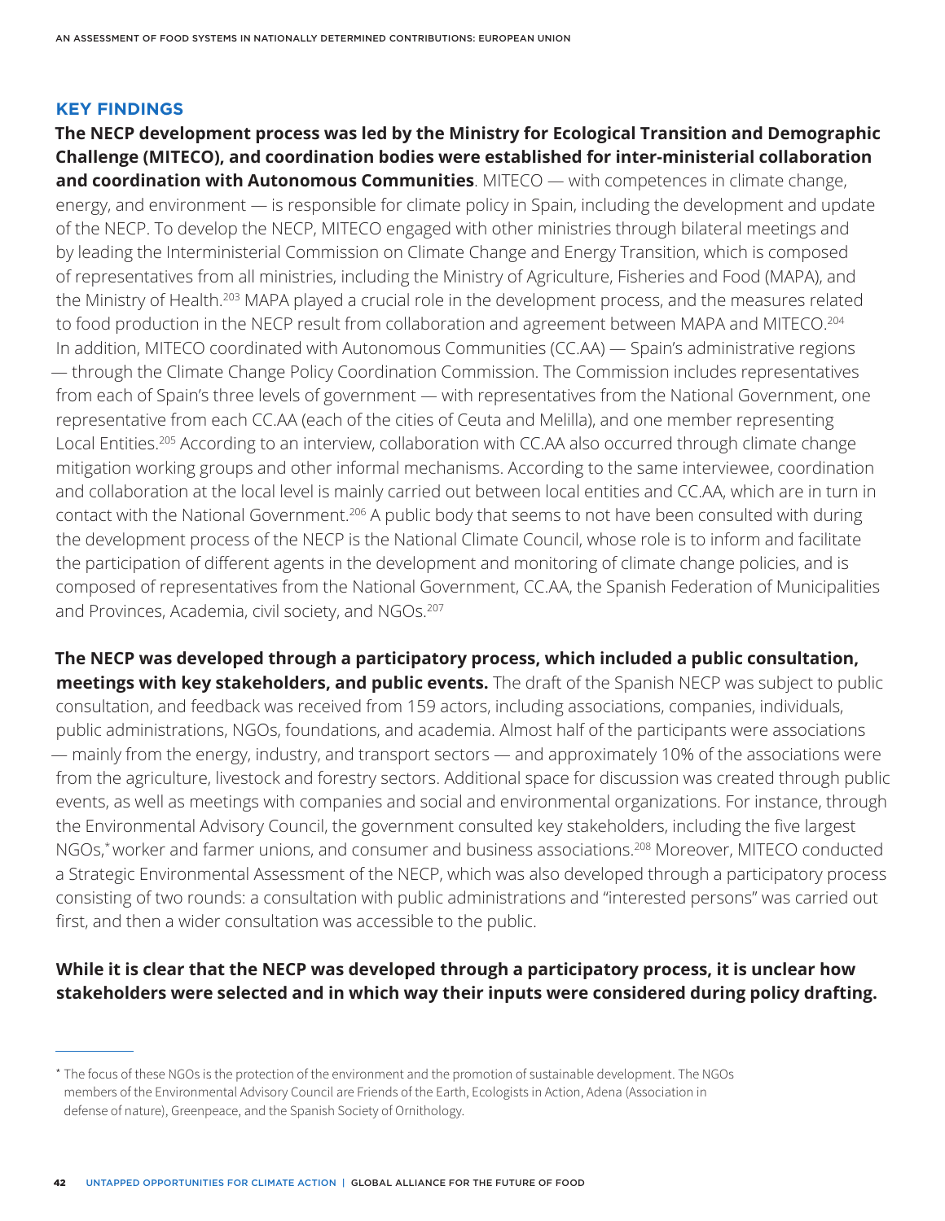## KEY FINDINGS

**The NECP development process was led by the Ministry for Ecological Transition and Demographic Challenge (MITECO), and coordination bodies were established for inter-ministerial collaboration and coordination with Autonomous Communities**. MITECO — with competences in climate change, energy, and environment — is responsible for climate policy in Spain, including the development and update of the NECP. To develop the NECP, MITECO engaged with other ministries through bilateral meetings and by leading the Interministerial Commission on Climate Change and Energy Transition, which is composed of representatives from all ministries, including the Ministry of Agriculture, Fisheries and Food (MAPA), and the Ministry of Health.[203] MAPA played a crucial role in the development process, and the measures related to food production in the NECP result from collaboration and agreement between MAPA and MITECO.[204] In addition, MITECO coordinated with Autonomous Communities (CC.AA) — Spain's administrative regions — through the Climate Change Policy Coordination Commission. The Commission includes representatives from each of Spain's three levels of government — with representatives from the National Government, one representative from each CC.AA (each of the cities of Ceuta and Melilla), and one member representing Local Entities.[205] According to an interview, collaboration with CC.AA also occurred through climate change mitigation working groups and other informal mechanisms. According to the same interviewee, coordination and collaboration at the local level is mainly carried out between local entities and CC.AA, which are in turn in contact with the National Government.[206] A public body that seems to not have been consulted with during the development process of the NECP is the National Climate Council, whose role is to inform and facilitate the participation of different agents in the development and monitoring of climate change policies, and is composed of representatives from the National Government, CC.AA, the Spanish Federation of Municipalities and Provinces, Academia, civil society, and NGOs.[207]

**The NECP was developed through a participatory process, which included a public consultation, meetings with key stakeholders, and public events.** The draft of the Spanish NECP was subject to public consultation, and feedback was received from 159 actors, including associations, companies, individuals, public administrations, NGOs, foundations, and academia. Almost half of the participants were associations — mainly from the energy, industry, and transport sectors — and approximately 10% of the associations were from the agriculture, livestock and forestry sectors. Additional space for discussion was created through public events, as well as meetings with companies and social and environmental organizations. For instance, through the Environmental Advisory Council, the government consulted key stakeholders, including the five largest NGOs,[*] worker and farmer unions, and consumer and business associations.[208] Moreover, MITECO conducted a Strategic Environmental Assessment of the NECP, which was also developed through a participatory process consisting of two rounds: a consultation with public administrations and "interested persons" was carried out first, and then a wider consultation was accessible to the public.

**While it is clear that the NECP was developed through a participatory process, it is unclear how stakeholders were selected and in which way their inputs were considered during policy drafting.**

---

[*] The focus of these NGOs is the protection of the environment and the promotion of sustainable development. The NGOs members of the Environmental Advisory Council are Friends of the Earth, Ecologists in Action, Adena (Association in defense of nature), Greenpeace, and the Spanish Society of Ornithology.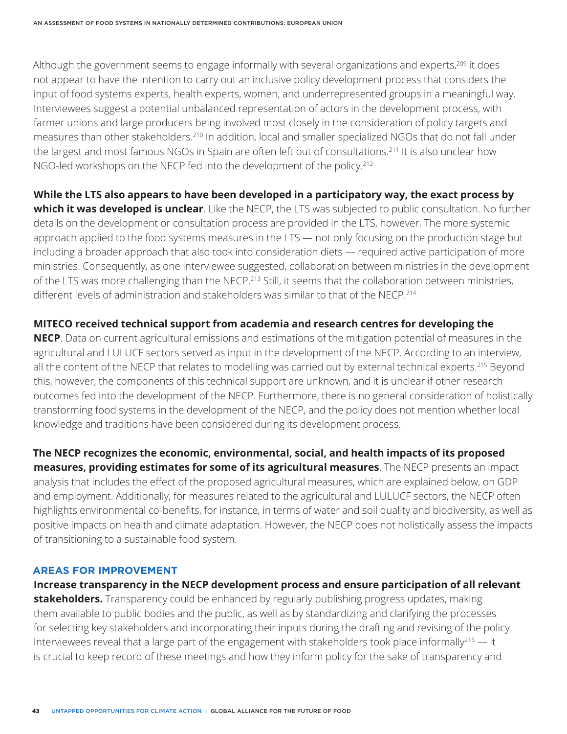Although the government seems to engage informally with several organizations and experts,[209] it does not appear to have the intention to carry out an inclusive policy development process that considers the input of food systems experts, health experts, women, and underrepresented groups in a meaningful way. Interviewees suggest a potential unbalanced representation of actors in the development process, with farmer unions and large producers being involved most closely in the consideration of policy targets and measures than other stakeholders.[210] In addition, local and smaller specialized NGOs that do not fall under the largest and most famous NGOs in Spain are often left out of consultations.[211] It is also unclear how NGO-led workshops on the NECP fed into the development of the policy.[212]

**While the LTS also appears to have been developed in a participatory way, the exact process by which it was developed is unclear**. Like the NECP, the LTS was subjected to public consultation. No further details on the development or consultation process are provided in the LTS, however. The more systemic approach applied to the food systems measures in the LTS — not only focusing on the production stage but including a broader approach that also took into consideration diets — required active participation of more ministries. Consequently, as one interviewee suggested, collaboration between ministries in the development of the LTS was more challenging than the NECP.[213] Still, it seems that the collaboration between ministries, different levels of administration and stakeholders was similar to that of the NECP.[214]

**MITECO received technical support from academia and research centres for developing the NECP**. Data on current agricultural emissions and estimations of the mitigation potential of measures in the agricultural and LULUCF sectors served as input in the development of the NECP. According to an interview, all the content of the NECP that relates to modelling was carried out by external technical experts.[215] Beyond this, however, the components of this technical support are unknown, and it is unclear if other research outcomes fed into the development of the NECP. Furthermore, there is no general consideration of holistically transforming food systems in the development of the NECP, and the policy does not mention whether local knowledge and traditions have been considered during its development process.

**The NECP recognizes the economic, environmental, social, and health impacts of its proposed measures, providing estimates for some of its agricultural measures**. The NECP presents an impact analysis that includes the effect of the proposed agricultural measures, which are explained below, on GDP and employment. Additionally, for measures related to the agricultural and LULUCF sectors, the NECP often highlights environmental co-benefits, for instance, in terms of water and soil quality and biodiversity, as well as positive impacts on health and climate adaptation. However, the NECP does not holistically assess the impacts of transitioning to a sustainable food system.

### AREAS FOR IMPROVEMENT

**Increase transparency in the NECP development process and ensure participation of all relevant stakeholders.** Transparency could be enhanced by regularly publishing progress updates, making them available to public bodies and the public, as well as by standardizing and clarifying the processes for selecting key stakeholders and incorporating their inputs during the drafting and revising of the policy. Interviewees reveal that a large part of the engagement with stakeholders took place informally[216] — it is crucial to keep record of these meetings and how they inform policy for the sake of transparency and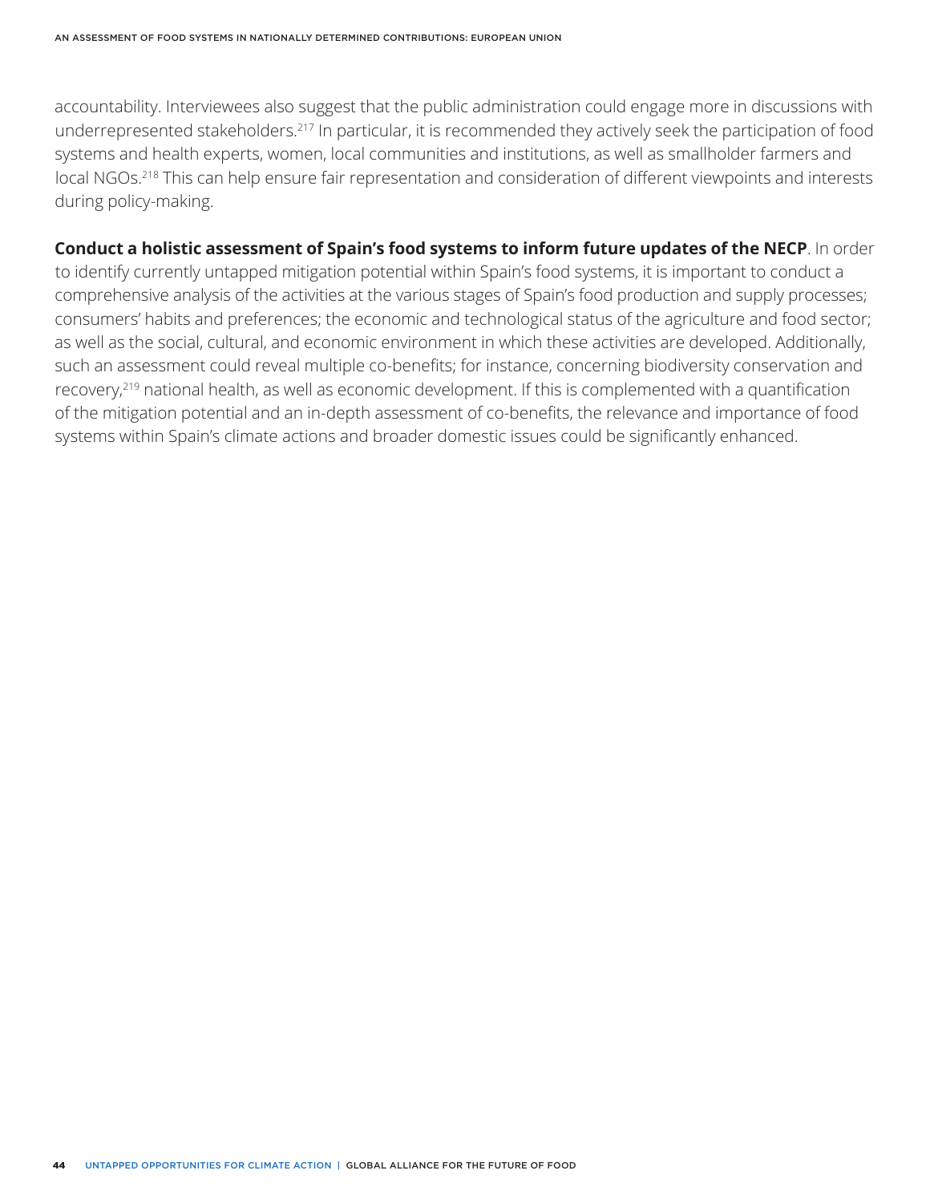accountability. Interviewees also suggest that the public administration could engage more in discussions with underrepresented stakeholders.[217] In particular, it is recommended they actively seek the participation of food systems and health experts, women, local communities and institutions, as well as smallholder farmers and local NGOs.[218] This can help ensure fair representation and consideration of different viewpoints and interests during policy-making.

**Conduct a holistic assessment of Spain's food systems to inform future updates of the NECP**. In order to identify currently untapped mitigation potential within Spain's food systems, it is important to conduct a comprehensive analysis of the activities at the various stages of Spain's food production and supply processes; consumers' habits and preferences; the economic and technological status of the agriculture and food sector; as well as the social, cultural, and economic environment in which these activities are developed. Additionally, such an assessment could reveal multiple co-benefits; for instance, concerning biodiversity conservation and recovery,[219] national health, as well as economic development. If this is complemented with a quantification of the mitigation potential and an in-depth assessment of co-benefits, the relevance and importance of food systems within Spain's climate actions and broader domestic issues could be significantly enhanced.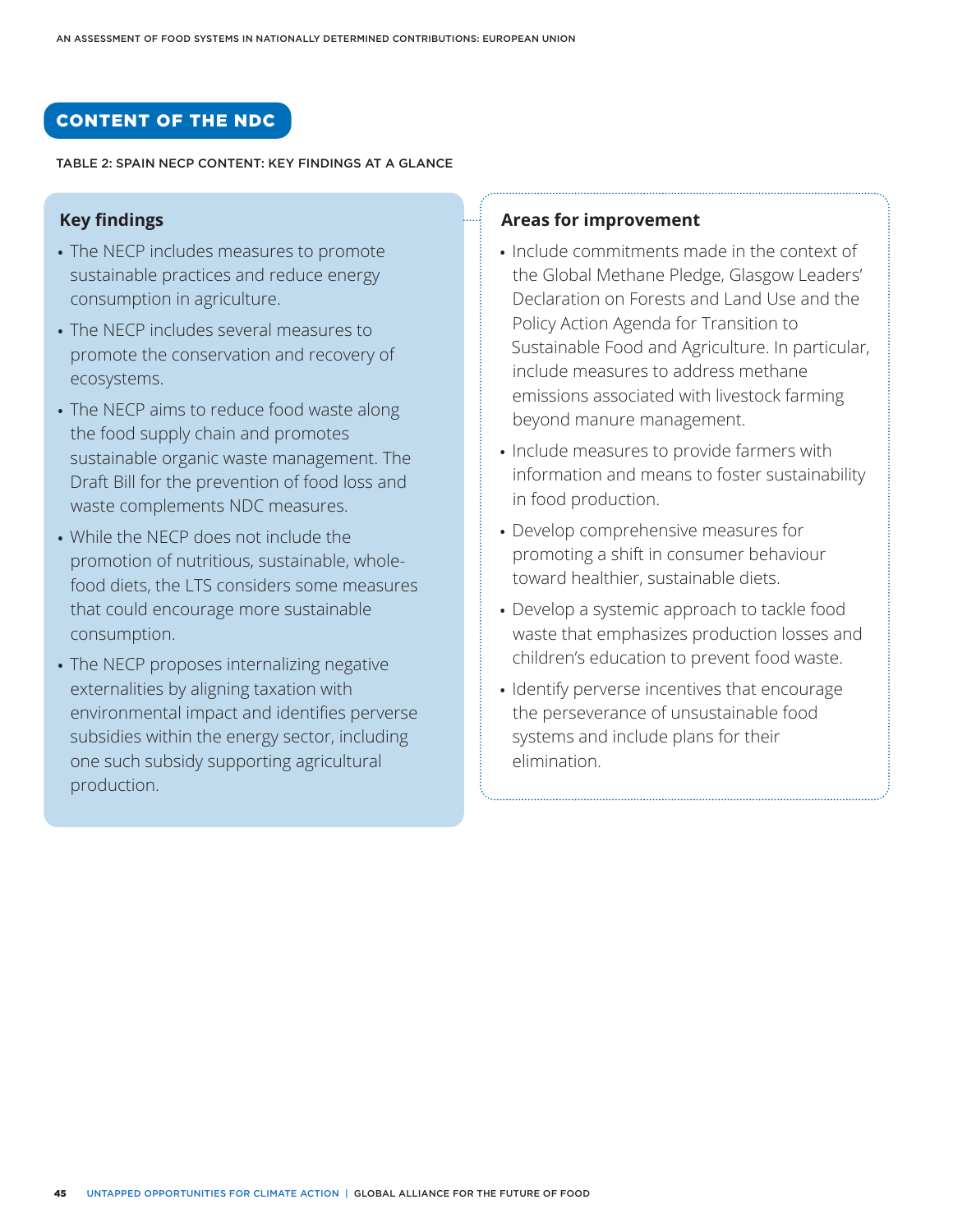## CONTENT OF THE NDC

TABLE 2: SPAIN NECP CONTENT: KEY FINDINGS AT A GLANCE

### Key findings

- The NECP includes measures to promote sustainable practices and reduce energy consumption in agriculture.
- The NECP includes several measures to promote the conservation and recovery of ecosystems.
- The NECP aims to reduce food waste along the food supply chain and promotes sustainable organic waste management. The Draft Bill for the prevention of food loss and waste complements NDC measures.
- While the NECP does not include the promotion of nutritious, sustainable, whole-food diets, the LTS considers some measures that could encourage more sustainable consumption.
- The NECP proposes internalizing negative externalities by aligning taxation with environmental impact and identifies perverse subsidies within the energy sector, including one such subsidy supporting agricultural production.

### Areas for improvement

- Include commitments made in the context of the Global Methane Pledge, Glasgow Leaders' Declaration on Forests and Land Use and the Policy Action Agenda for Transition to Sustainable Food and Agriculture. In particular, include measures to address methane emissions associated with livestock farming beyond manure management.
- Include measures to provide farmers with information and means to foster sustainability in food production.
- Develop comprehensive measures for promoting a shift in consumer behaviour toward healthier, sustainable diets.
- Develop a systemic approach to tackle food waste that emphasizes production losses and children's education to prevent food waste.
- Identify perverse incentives that encourage the perseverance of unsustainable food systems and include plans for their elimination.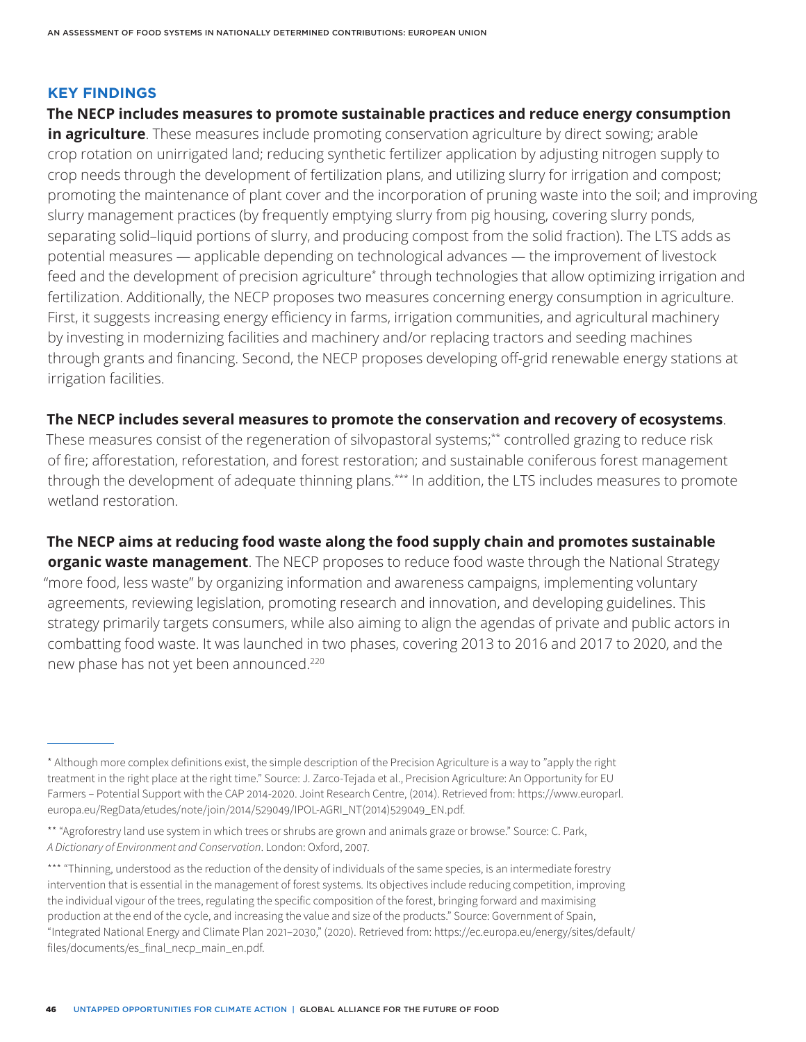### KEY FINDINGS

**The NECP includes measures to promote sustainable practices and reduce energy consumption in agriculture**. These measures include promoting conservation agriculture by direct sowing; arable crop rotation on unirrigated land; reducing synthetic fertilizer application by adjusting nitrogen supply to crop needs through the development of fertilization plans, and utilizing slurry for irrigation and compost; promoting the maintenance of plant cover and the incorporation of pruning waste into the soil; and improving slurry management practices (by frequently emptying slurry from pig housing, covering slurry ponds, separating solid–liquid portions of slurry, and producing compost from the solid fraction). The LTS adds as potential measures — applicable depending on technological advances — the improvement of livestock feed and the development of precision agriculture* through technologies that allow optimizing irrigation and fertilization. Additionally, the NECP proposes two measures concerning energy consumption in agriculture. First, it suggests increasing energy efficiency in farms, irrigation communities, and agricultural machinery by investing in modernizing facilities and machinery and/or replacing tractors and seeding machines through grants and financing. Second, the NECP proposes developing off-grid renewable energy stations at irrigation facilities.

**The NECP includes several measures to promote the conservation and recovery of ecosystems**. These measures consist of the regeneration of silvopastoral systems;** controlled grazing to reduce risk of fire; afforestation, reforestation, and forest restoration; and sustainable coniferous forest management through the development of adequate thinning plans.*** In addition, the LTS includes measures to promote wetland restoration.

**The NECP aims at reducing food waste along the food supply chain and promotes sustainable organic waste management**. The NECP proposes to reduce food waste through the National Strategy "more food, less waste" by organizing information and awareness campaigns, implementing voluntary agreements, reviewing legislation, promoting research and innovation, and developing guidelines. This strategy primarily targets consumers, while also aiming to align the agendas of private and public actors in combatting food waste. It was launched in two phases, covering 2013 to 2016 and 2017 to 2020, and the new phase has not yet been announced.[220]

---

* Although more complex definitions exist, the simple description of the Precision Agriculture is a way to "apply the right treatment in the right place at the right time." Source: J. Zarco-Tejada et al., Precision Agriculture: An Opportunity for EU Farmers – Potential Support with the CAP 2014-2020. Joint Research Centre, (2014). Retrieved from: https://www.europarl.europa.eu/RegData/etudes/note/join/2014/529049/IPOL-AGRI_NT(2014)529049_EN.pdf.

** "Agroforestry land use system in which trees or shrubs are grown and animals graze or browse." Source: C. Park, *A Dictionary of Environment and Conservation*. London: Oxford, 2007.

*** "Thinning, understood as the reduction of the density of individuals of the same species, is an intermediate forestry intervention that is essential in the management of forest systems. Its objectives include reducing competition, improving the individual vigour of the trees, regulating the specific composition of the forest, bringing forward and maximising production at the end of the cycle, and increasing the value and size of the products." Source: Government of Spain, "Integrated National Energy and Climate Plan 2021–2030," (2020). Retrieved from: https://ec.europa.eu/energy/sites/default/files/documents/es_final_necp_main_en.pdf.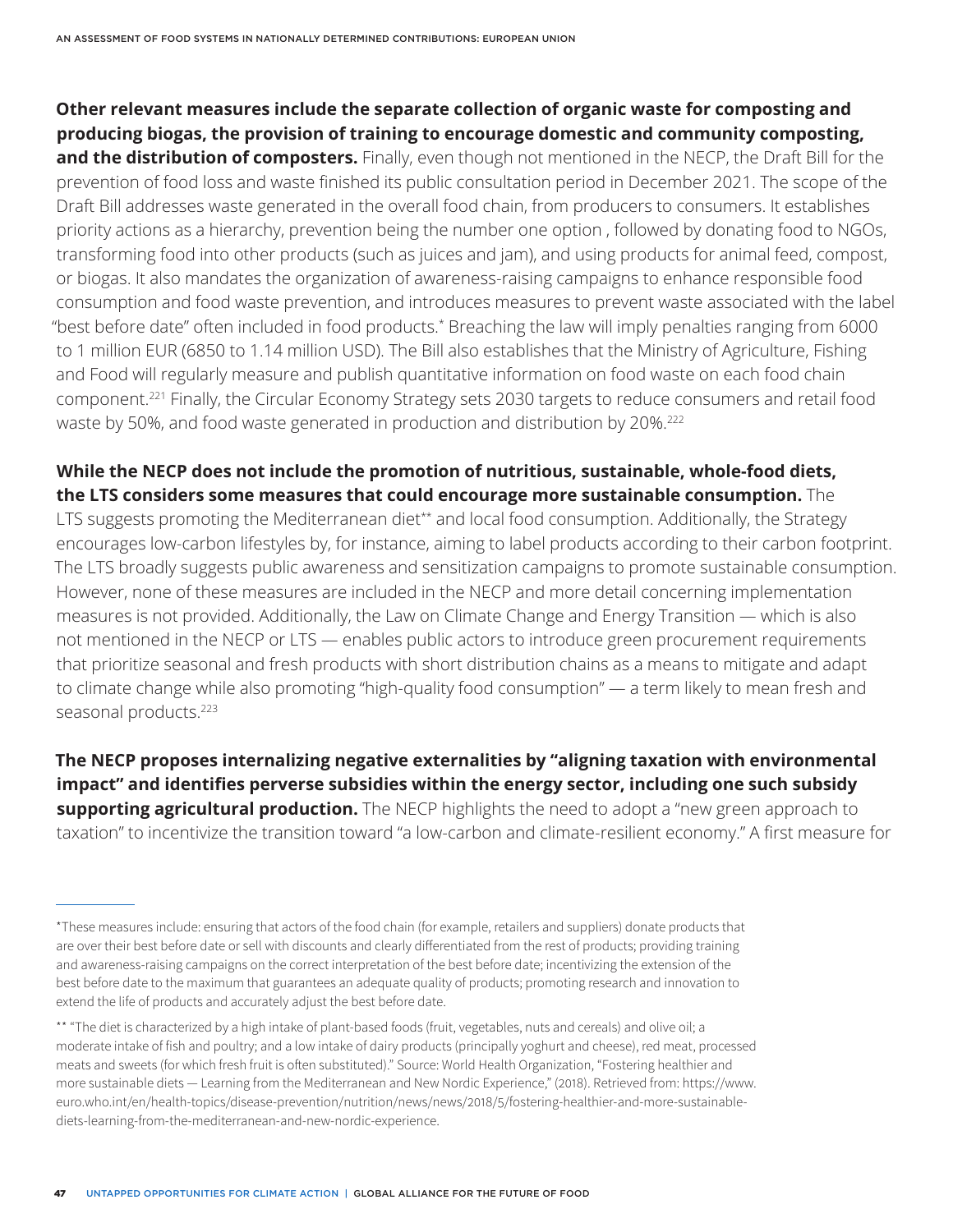**Other relevant measures include the separate collection of organic waste for composting and producing biogas, the provision of training to encourage domestic and community composting, and the distribution of composters.** Finally, even though not mentioned in the NECP, the Draft Bill for the prevention of food loss and waste finished its public consultation period in December 2021. The scope of the Draft Bill addresses waste generated in the overall food chain, from producers to consumers. It establishes priority actions as a hierarchy, prevention being the number one option , followed by donating food to NGOs, transforming food into other products (such as juices and jam), and using products for animal feed, compost, or biogas. It also mandates the organization of awareness-raising campaigns to enhance responsible food consumption and food waste prevention, and introduces measures to prevent waste associated with the label "best before date" often included in food products.* Breaching the law will imply penalties ranging from 6000 to 1 million EUR (6850 to 1.14 million USD). The Bill also establishes that the Ministry of Agriculture, Fishing and Food will regularly measure and publish quantitative information on food waste on each food chain component.[221] Finally, the Circular Economy Strategy sets 2030 targets to reduce consumers and retail food waste by 50%, and food waste generated in production and distribution by 20%.[222]

**While the NECP does not include the promotion of nutritious, sustainable, whole-food diets, the LTS considers some measures that could encourage more sustainable consumption.** The LTS suggests promoting the Mediterranean diet** and local food consumption. Additionally, the Strategy encourages low-carbon lifestyles by, for instance, aiming to label products according to their carbon footprint. The LTS broadly suggests public awareness and sensitization campaigns to promote sustainable consumption. However, none of these measures are included in the NECP and more detail concerning implementation measures is not provided. Additionally, the Law on Climate Change and Energy Transition — which is also not mentioned in the NECP or LTS — enables public actors to introduce green procurement requirements that prioritize seasonal and fresh products with short distribution chains as a means to mitigate and adapt to climate change while also promoting "high-quality food consumption" — a term likely to mean fresh and seasonal products.[223]

**The NECP proposes internalizing negative externalities by "aligning taxation with environmental impact" and identifies perverse subsidies within the energy sector, including one such subsidy supporting agricultural production.** The NECP highlights the need to adopt a "new green approach to taxation" to incentivize the transition toward "a low-carbon and climate-resilient economy." A first measure for

---

*These measures include: ensuring that actors of the food chain (for example, retailers and suppliers) donate products that are over their best before date or sell with discounts and clearly differentiated from the rest of products; providing training and awareness-raising campaigns on the correct interpretation of the best before date; incentivizing the extension of the best before date to the maximum that guarantees an adequate quality of products; promoting research and innovation to extend the life of products and accurately adjust the best before date.

** "The diet is characterized by a high intake of plant-based foods (fruit, vegetables, nuts and cereals) and olive oil; a moderate intake of fish and poultry; and a low intake of dairy products (principally yoghurt and cheese), red meat, processed meats and sweets (for which fresh fruit is often substituted)." Source: World Health Organization, "Fostering healthier and more sustainable diets — Learning from the Mediterranean and New Nordic Experience," (2018). Retrieved from: https://www.euro.who.int/en/health-topics/disease-prevention/nutrition/news/news/2018/5/fostering-healthier-and-more-sustainable-diets-learning-from-the-mediterranean-and-new-nordic-experience.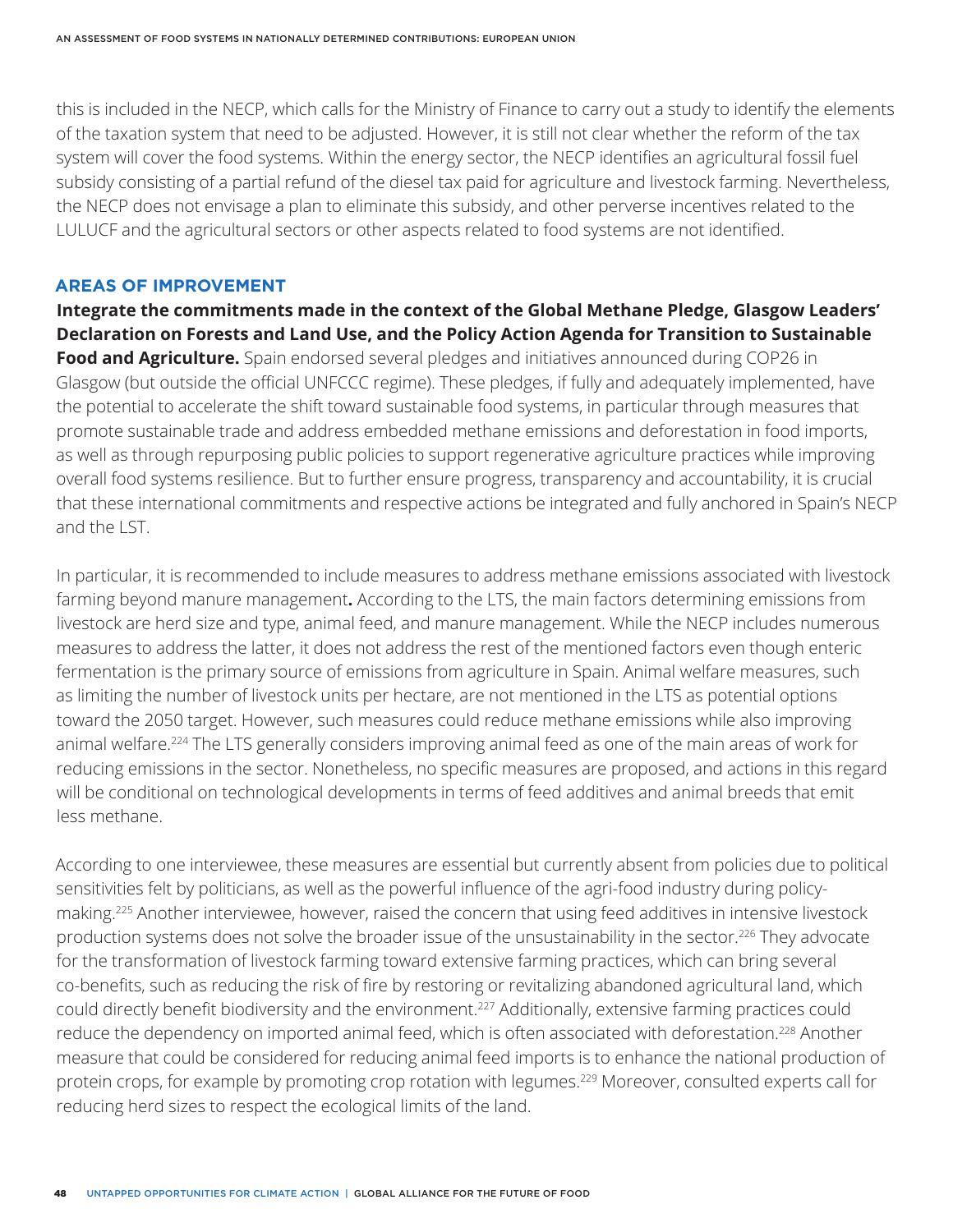this is included in the NECP, which calls for the Ministry of Finance to carry out a study to identify the elements of the taxation system that need to be adjusted. However, it is still not clear whether the reform of the tax system will cover the food systems. Within the energy sector, the NECP identifies an agricultural fossil fuel subsidy consisting of a partial refund of the diesel tax paid for agriculture and livestock farming. Nevertheless, the NECP does not envisage a plan to eliminate this subsidy, and other perverse incentives related to the LULUCF and the agricultural sectors or other aspects related to food systems are not identified.

## AREAS OF IMPROVEMENT

**Integrate the commitments made in the context of the Global Methane Pledge, Glasgow Leaders' Declaration on Forests and Land Use, and the Policy Action Agenda for Transition to Sustainable Food and Agriculture.** Spain endorsed several pledges and initiatives announced during COP26 in Glasgow (but outside the official UNFCCC regime). These pledges, if fully and adequately implemented, have the potential to accelerate the shift toward sustainable food systems, in particular through measures that promote sustainable trade and address embedded methane emissions and deforestation in food imports, as well as through repurposing public policies to support regenerative agriculture practices while improving overall food systems resilience. But to further ensure progress, transparency and accountability, it is crucial that these international commitments and respective actions be integrated and fully anchored in Spain's NECP and the LST.

In particular, it is recommended to include measures to address methane emissions associated with livestock farming beyond manure management**.** According to the LTS, the main factors determining emissions from livestock are herd size and type, animal feed, and manure management. While the NECP includes numerous measures to address the latter, it does not address the rest of the mentioned factors even though enteric fermentation is the primary source of emissions from agriculture in Spain. Animal welfare measures, such as limiting the number of livestock units per hectare, are not mentioned in the LTS as potential options toward the 2050 target. However, such measures could reduce methane emissions while also improving animal welfare.[224] The LTS generally considers improving animal feed as one of the main areas of work for reducing emissions in the sector. Nonetheless, no specific measures are proposed, and actions in this regard will be conditional on technological developments in terms of feed additives and animal breeds that emit less methane.

According to one interviewee, these measures are essential but currently absent from policies due to political sensitivities felt by politicians, as well as the powerful influence of the agri-food industry during policy-making.[225] Another interviewee, however, raised the concern that using feed additives in intensive livestock production systems does not solve the broader issue of the unsustainability in the sector.[226] They advocate for the transformation of livestock farming toward extensive farming practices, which can bring several co-benefits, such as reducing the risk of fire by restoring or revitalizing abandoned agricultural land, which could directly benefit biodiversity and the environment.[227] Additionally, extensive farming practices could reduce the dependency on imported animal feed, which is often associated with deforestation.[228] Another measure that could be considered for reducing animal feed imports is to enhance the national production of protein crops, for example by promoting crop rotation with legumes.[229] Moreover, consulted experts call for reducing herd sizes to respect the ecological limits of the land.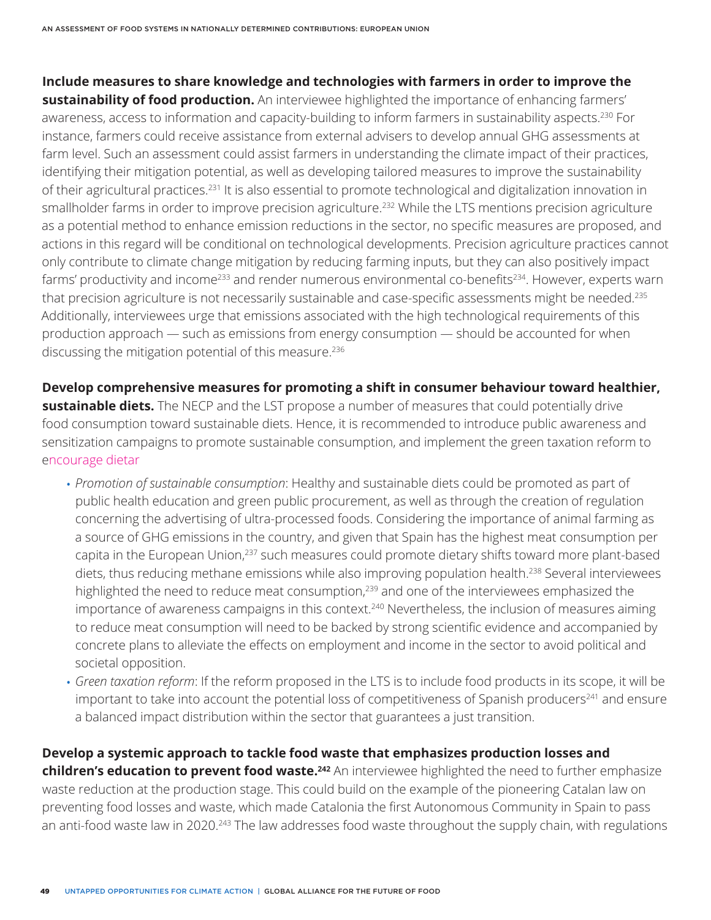**Include measures to share knowledge and technologies with farmers in order to improve the sustainability of food production.** An interviewee highlighted the importance of enhancing farmers' awareness, access to information and capacity-building to inform farmers in sustainability aspects.[230] For instance, farmers could receive assistance from external advisers to develop annual GHG assessments at farm level. Such an assessment could assist farmers in understanding the climate impact of their practices, identifying their mitigation potential, as well as developing tailored measures to improve the sustainability of their agricultural practices.[231] It is also essential to promote technological and digitalization innovation in smallholder farms in order to improve precision agriculture.[232] While the LTS mentions precision agriculture as a potential method to enhance emission reductions in the sector, no specific measures are proposed, and actions in this regard will be conditional on technological developments. Precision agriculture practices cannot only contribute to climate change mitigation by reducing farming inputs, but they can also positively impact farms' productivity and income[233] and render numerous environmental co-benefits[234]. However, experts warn that precision agriculture is not necessarily sustainable and case-specific assessments might be needed.[235] Additionally, interviewees urge that emissions associated with the high technological requirements of this production approach — such as emissions from energy consumption — should be accounted for when discussing the mitigation potential of this measure.[236]

**Develop comprehensive measures for promoting a shift in consumer behaviour toward healthier, sustainable diets.** The NECP and the LST propose a number of measures that could potentially drive food consumption toward sustainable diets. Hence, it is recommended to introduce public awareness and sensitization campaigns to promote sustainable consumption, and implement the green taxation reform to encourage dietar

- *Promotion of sustainable consumption*: Healthy and sustainable diets could be promoted as part of public health education and green public procurement, as well as through the creation of regulation concerning the advertising of ultra-processed foods. Considering the importance of animal farming as a source of GHG emissions in the country, and given that Spain has the highest meat consumption per capita in the European Union,[237] such measures could promote dietary shifts toward more plant-based diets, thus reducing methane emissions while also improving population health.[238] Several interviewees highlighted the need to reduce meat consumption,[239] and one of the interviewees emphasized the importance of awareness campaigns in this context.[240] Nevertheless, the inclusion of measures aiming to reduce meat consumption will need to be backed by strong scientific evidence and accompanied by concrete plans to alleviate the effects on employment and income in the sector to avoid political and societal opposition.
- *Green taxation reform*: If the reform proposed in the LTS is to include food products in its scope, it will be important to take into account the potential loss of competitiveness of Spanish producers[241] and ensure a balanced impact distribution within the sector that guarantees a just transition.

**Develop a systemic approach to tackle food waste that emphasizes production losses and children's education to prevent food waste.[242]** An interviewee highlighted the need to further emphasize waste reduction at the production stage. This could build on the example of the pioneering Catalan law on preventing food losses and waste, which made Catalonia the first Autonomous Community in Spain to pass an anti-food waste law in 2020.[243] The law addresses food waste throughout the supply chain, with regulations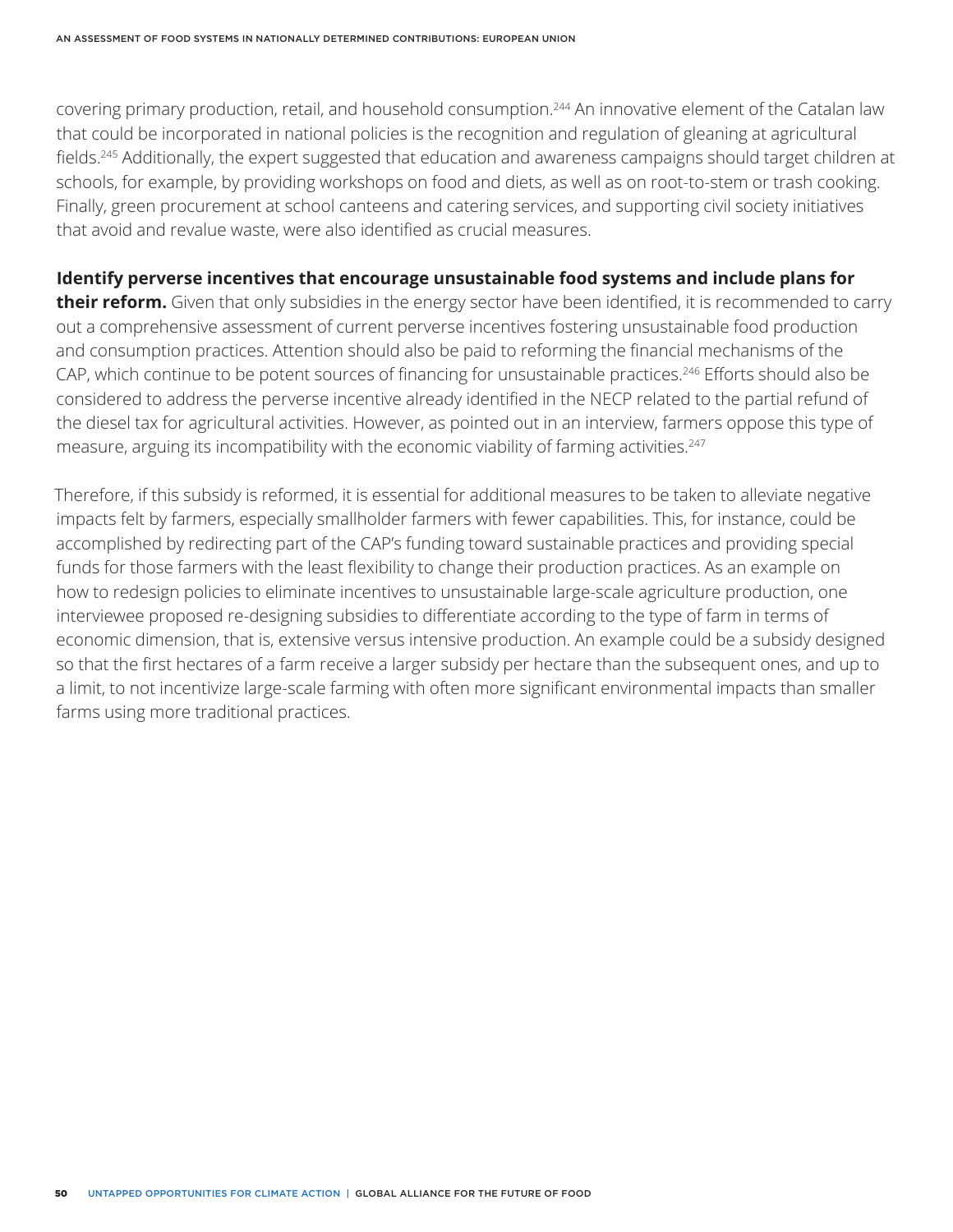covering primary production, retail, and household consumption.[244] An innovative element of the Catalan law that could be incorporated in national policies is the recognition and regulation of gleaning at agricultural fields.[245] Additionally, the expert suggested that education and awareness campaigns should target children at schools, for example, by providing workshops on food and diets, as well as on root-to-stem or trash cooking. Finally, green procurement at school canteens and catering services, and supporting civil society initiatives that avoid and revalue waste, were also identified as crucial measures.

**Identify perverse incentives that encourage unsustainable food systems and include plans for their reform.** Given that only subsidies in the energy sector have been identified, it is recommended to carry out a comprehensive assessment of current perverse incentives fostering unsustainable food production and consumption practices. Attention should also be paid to reforming the financial mechanisms of the CAP, which continue to be potent sources of financing for unsustainable practices.[246] Efforts should also be considered to address the perverse incentive already identified in the NECP related to the partial refund of the diesel tax for agricultural activities. However, as pointed out in an interview, farmers oppose this type of measure, arguing its incompatibility with the economic viability of farming activities.[247]

Therefore, if this subsidy is reformed, it is essential for additional measures to be taken to alleviate negative impacts felt by farmers, especially smallholder farmers with fewer capabilities. This, for instance, could be accomplished by redirecting part of the CAP's funding toward sustainable practices and providing special funds for those farmers with the least flexibility to change their production practices. As an example on how to redesign policies to eliminate incentives to unsustainable large-scale agriculture production, one interviewee proposed re-designing subsidies to differentiate according to the type of farm in terms of economic dimension, that is, extensive versus intensive production. An example could be a subsidy designed so that the first hectares of a farm receive a larger subsidy per hectare than the subsequent ones, and up to a limit, to not incentivize large-scale farming with often more significant environmental impacts than smaller farms using more traditional practices.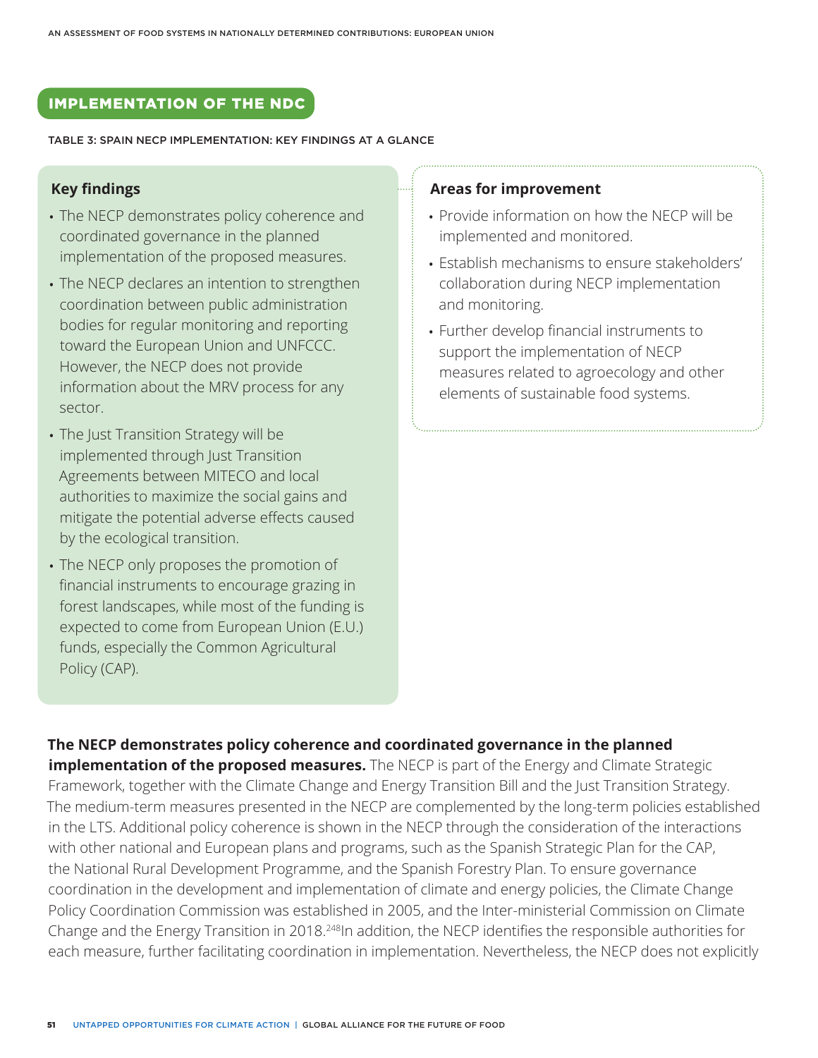## IMPLEMENTATION OF THE NDC

TABLE 3: SPAIN NECP IMPLEMENTATION: KEY FINDINGS AT A GLANCE

| Key findings | Areas for improvement |
| --- | --- |
| • The NECP demonstrates policy coherence and coordinated governance in the planned implementation of the proposed measures.<br>• The NECP declares an intention to strengthen coordination between public administration bodies for regular monitoring and reporting toward the European Union and UNFCCC. However, the NECP does not provide information about the MRV process for any sector.<br>• The Just Transition Strategy will be implemented through Just Transition Agreements between MITECO and local authorities to maximize the social gains and mitigate the potential adverse effects caused by the ecological transition.<br>• The NECP only proposes the promotion of financial instruments to encourage grazing in forest landscapes, while most of the funding is expected to come from European Union (E.U.) funds, especially the Common Agricultural Policy (CAP). | • Provide information on how the NECP will be implemented and monitored.<br>• Establish mechanisms to ensure stakeholders' collaboration during NECP implementation and monitoring.<br>• Further develop financial instruments to support the implementation of NECP measures related to agroecology and other elements of sustainable food systems. |

**The NECP demonstrates policy coherence and coordinated governance in the planned implementation of the proposed measures.** The NECP is part of the Energy and Climate Strategic Framework, together with the Climate Change and Energy Transition Bill and the Just Transition Strategy. The medium-term measures presented in the NECP are complemented by the long-term policies established in the LTS. Additional policy coherence is shown in the NECP through the consideration of the interactions with other national and European plans and programs, such as the Spanish Strategic Plan for the CAP, the National Rural Development Programme, and the Spanish Forestry Plan. To ensure governance coordination in the development and implementation of climate and energy policies, the Climate Change Policy Coordination Commission was established in 2005, and the Inter-ministerial Commission on Climate Change and the Energy Transition in 2018.[248] In addition, the NECP identifies the responsible authorities for each measure, further facilitating coordination in implementation. Nevertheless, the NECP does not explicitly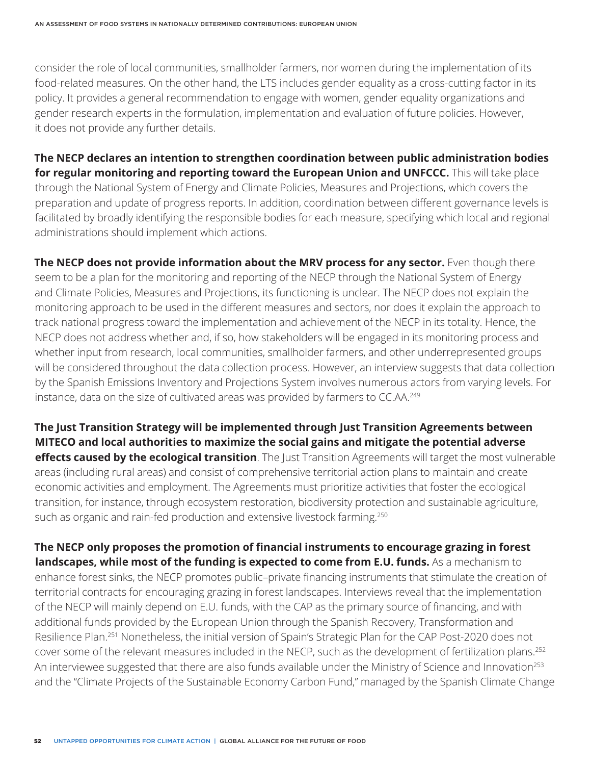consider the role of local communities, smallholder farmers, nor women during the implementation of its food-related measures. On the other hand, the LTS includes gender equality as a cross-cutting factor in its policy. It provides a general recommendation to engage with women, gender equality organizations and gender research experts in the formulation, implementation and evaluation of future policies. However, it does not provide any further details.

**The NECP declares an intention to strengthen coordination between public administration bodies for regular monitoring and reporting toward the European Union and UNFCCC.** This will take place through the National System of Energy and Climate Policies, Measures and Projections, which covers the preparation and update of progress reports. In addition, coordination between different governance levels is facilitated by broadly identifying the responsible bodies for each measure, specifying which local and regional administrations should implement which actions.

**The NECP does not provide information about the MRV process for any sector.** Even though there seem to be a plan for the monitoring and reporting of the NECP through the National System of Energy and Climate Policies, Measures and Projections, its functioning is unclear. The NECP does not explain the monitoring approach to be used in the different measures and sectors, nor does it explain the approach to track national progress toward the implementation and achievement of the NECP in its totality. Hence, the NECP does not address whether and, if so, how stakeholders will be engaged in its monitoring process and whether input from research, local communities, smallholder farmers, and other underrepresented groups will be considered throughout the data collection process. However, an interview suggests that data collection by the Spanish Emissions Inventory and Projections System involves numerous actors from varying levels. For instance, data on the size of cultivated areas was provided by farmers to CC.AA.[249]

**The Just Transition Strategy will be implemented through Just Transition Agreements between MITECO and local authorities to maximize the social gains and mitigate the potential adverse effects caused by the ecological transition**. The Just Transition Agreements will target the most vulnerable areas (including rural areas) and consist of comprehensive territorial action plans to maintain and create economic activities and employment. The Agreements must prioritize activities that foster the ecological transition, for instance, through ecosystem restoration, biodiversity protection and sustainable agriculture, such as organic and rain-fed production and extensive livestock farming.[250]

**The NECP only proposes the promotion of financial instruments to encourage grazing in forest landscapes, while most of the funding is expected to come from E.U. funds.** As a mechanism to enhance forest sinks, the NECP promotes public–private financing instruments that stimulate the creation of territorial contracts for encouraging grazing in forest landscapes. Interviews reveal that the implementation of the NECP will mainly depend on E.U. funds, with the CAP as the primary source of financing, and with additional funds provided by the European Union through the Spanish Recovery, Transformation and Resilience Plan.[251] Nonetheless, the initial version of Spain's Strategic Plan for the CAP Post-2020 does not cover some of the relevant measures included in the NECP, such as the development of fertilization plans.[252] An interviewee suggested that there are also funds available under the Ministry of Science and Innovation[253] and the "Climate Projects of the Sustainable Economy Carbon Fund," managed by the Spanish Climate Change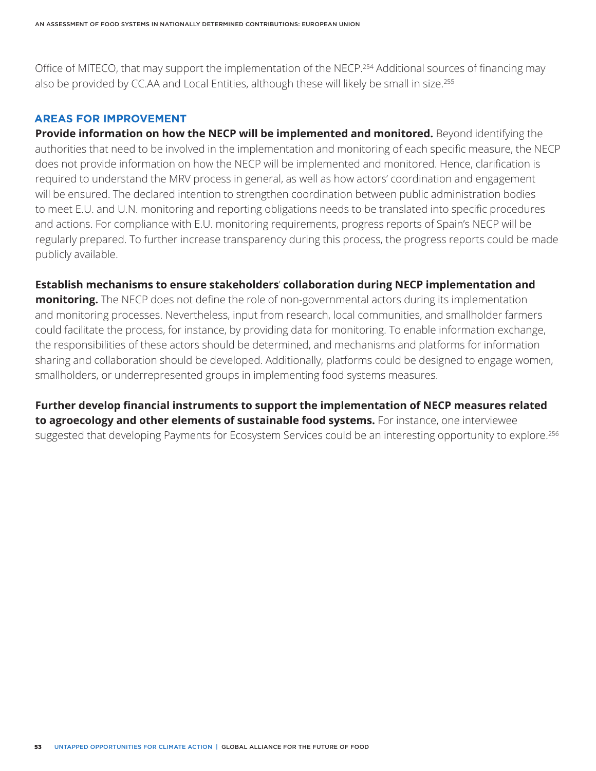Office of MITECO, that may support the implementation of the NECP.[254] Additional sources of financing may also be provided by CC.AA and Local Entities, although these will likely be small in size.[255]

## AREAS FOR IMPROVEMENT

**Provide information on how the NECP will be implemented and monitored.** Beyond identifying the authorities that need to be involved in the implementation and monitoring of each specific measure, the NECP does not provide information on how the NECP will be implemented and monitored. Hence, clarification is required to understand the MRV process in general, as well as how actors' coordination and engagement will be ensured. The declared intention to strengthen coordination between public administration bodies to meet E.U. and U.N. monitoring and reporting obligations needs to be translated into specific procedures and actions. For compliance with E.U. monitoring requirements, progress reports of Spain's NECP will be regularly prepared. To further increase transparency during this process, the progress reports could be made publicly available.

**Establish mechanisms to ensure stakeholders' collaboration during NECP implementation and monitoring.** The NECP does not define the role of non-governmental actors during its implementation and monitoring processes. Nevertheless, input from research, local communities, and smallholder farmers could facilitate the process, for instance, by providing data for monitoring. To enable information exchange, the responsibilities of these actors should be determined, and mechanisms and platforms for information sharing and collaboration should be developed. Additionally, platforms could be designed to engage women, smallholders, or underrepresented groups in implementing food systems measures.

**Further develop financial instruments to support the implementation of NECP measures related to agroecology and other elements of sustainable food systems.** For instance, one interviewee suggested that developing Payments for Ecosystem Services could be an interesting opportunity to explore.[256]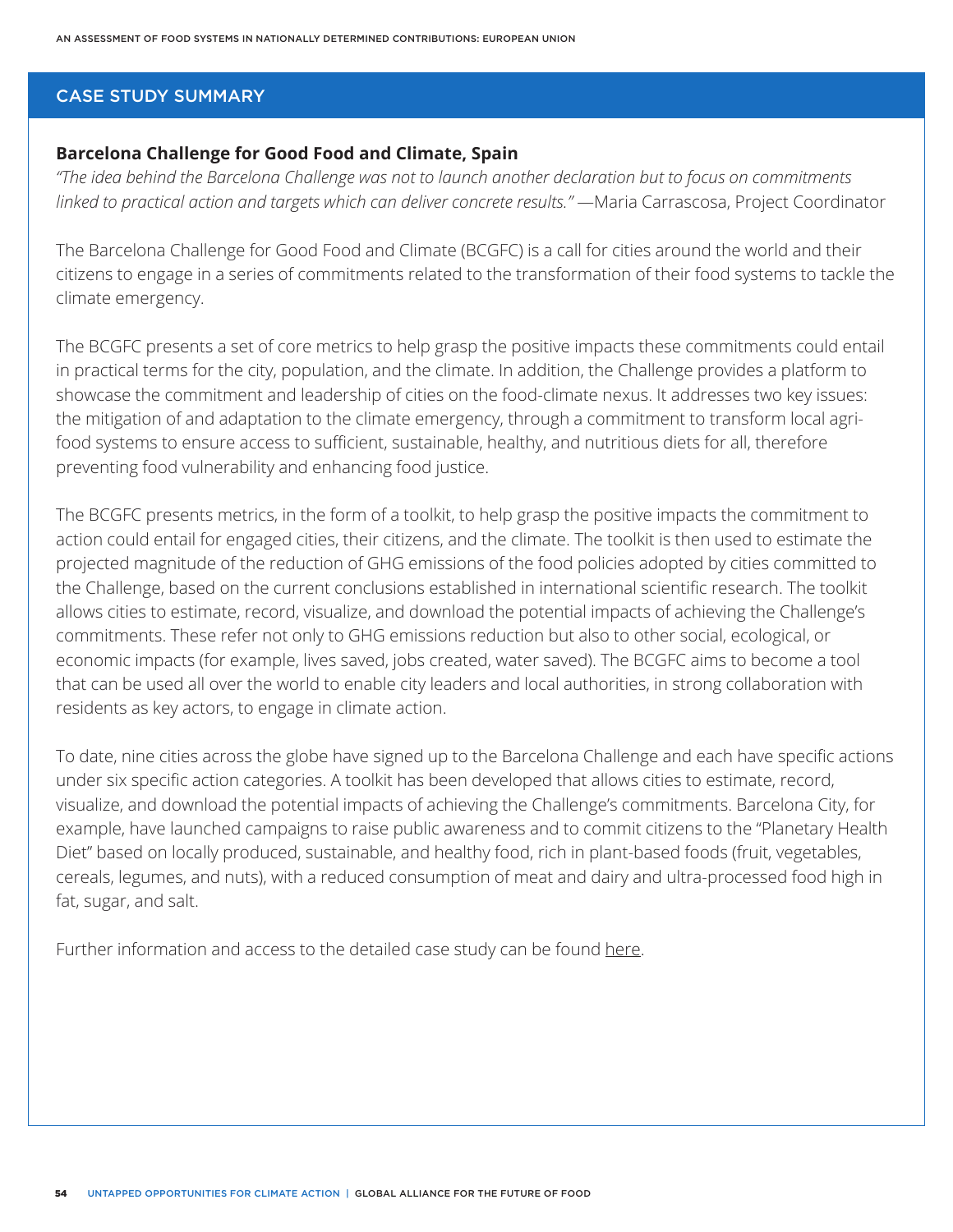## CASE STUDY SUMMARY

### Barcelona Challenge for Good Food and Climate, Spain

*"The idea behind the Barcelona Challenge was not to launch another declaration but to focus on commitments linked to practical action and targets which can deliver concrete results."* —Maria Carrascosa, Project Coordinator

The Barcelona Challenge for Good Food and Climate (BCGFC) is a call for cities around the world and their citizens to engage in a series of commitments related to the transformation of their food systems to tackle the climate emergency.

The BCGFC presents a set of core metrics to help grasp the positive impacts these commitments could entail in practical terms for the city, population, and the climate. In addition, the Challenge provides a platform to showcase the commitment and leadership of cities on the food-climate nexus. It addresses two key issues: the mitigation of and adaptation to the climate emergency, through a commitment to transform local agri-food systems to ensure access to sufficient, sustainable, healthy, and nutritious diets for all, therefore preventing food vulnerability and enhancing food justice.

The BCGFC presents metrics, in the form of a toolkit, to help grasp the positive impacts the commitment to action could entail for engaged cities, their citizens, and the climate. The toolkit is then used to estimate the projected magnitude of the reduction of GHG emissions of the food policies adopted by cities committed to the Challenge, based on the current conclusions established in international scientific research. The toolkit allows cities to estimate, record, visualize, and download the potential impacts of achieving the Challenge's commitments. These refer not only to GHG emissions reduction but also to other social, ecological, or economic impacts (for example, lives saved, jobs created, water saved). The BCGFC aims to become a tool that can be used all over the world to enable city leaders and local authorities, in strong collaboration with residents as key actors, to engage in climate action.

To date, nine cities across the globe have signed up to the Barcelona Challenge and each have specific actions under six specific action categories. A toolkit has been developed that allows cities to estimate, record, visualize, and download the potential impacts of achieving the Challenge's commitments. Barcelona City, for example, have launched campaigns to raise public awareness and to commit citizens to the "Planetary Health Diet" based on locally produced, sustainable, and healthy food, rich in plant-based foods (fruit, vegetables, cereals, legumes, and nuts), with a reduced consumption of meat and dairy and ultra-processed food high in fat, sugar, and salt.

Further information and access to the detailed case study can be found here.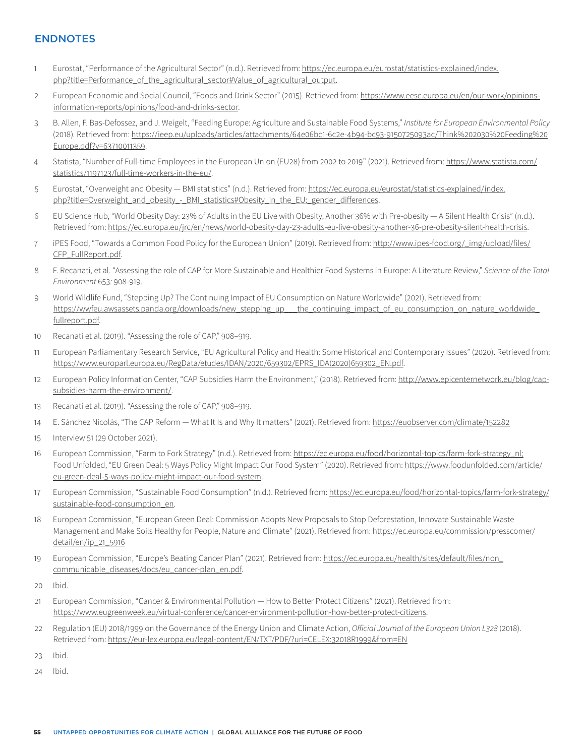## ENDNOTES

1. Eurostat, "Performance of the Agricultural Sector" (n.d.). Retrieved from: https://ec.europa.eu/eurostat/statistics-explained/index.php?title=Performance_of_the_agricultural_sector#Value_of_agricultural_output.
2. European Economic and Social Council, "Foods and Drink Sector" (2015). Retrieved from: https://www.eesc.europa.eu/en/our-work/opinions-information-reports/opinions/food-and-drinks-sector.
3. B. Allen, F. Bas-Defossez, and J. Weigelt, "Feeding Europe: Agriculture and Sustainable Food Systems," *Institute for European Environmental Policy* (2018). Retrieved from: https://ieep.eu/uploads/articles/attachments/64e06bc1-6c2e-4b94-bc93-9150725093ac/Think%202030%20Feeding%20Europe.pdf?v=63710011359.
4. Statista, "Number of Full-time Employees in the European Union (EU28) from 2002 to 2019" (2021). Retrieved from: https://www.statista.com/statistics/1197123/full-time-workers-in-the-eu/.
5. Eurostat, "Overweight and Obesity — BMI statistics" (n.d.). Retrieved from: https://ec.europa.eu/eurostat/statistics-explained/index.php?title=Overweight_and_obesity_-_BMI_statistics#Obesity_in_the_EU:_gender_differences.
6. EU Science Hub, "World Obesity Day: 23% of Adults in the EU Live with Obesity, Another 36% with Pre-obesity — A Silent Health Crisis" (n.d.). Retrieved from: https://ec.europa.eu/jrc/en/news/world-obesity-day-23-adults-eu-live-obesity-another-36-pre-obesity-silent-health-crisis.
7. iPES Food, "Towards a Common Food Policy for the European Union" (2019). Retrieved from: http://www.ipes-food.org/_img/upload/files/CFP_FullReport.pdf.
8. F. Recanati, et al. "Assessing the role of CAP for More Sustainable and Healthier Food Systems in Europe: A Literature Review," *Science of the Total Environment* 653: 908-919.
9. World Wildlife Fund, "Stepping Up? The Continuing Impact of EU Consumption on Nature Worldwide" (2021). Retrieved from: https://wwfeu.awsassets.panda.org/downloads/new_stepping_up___the_continuing_impact_of_eu_consumption_on_nature_worldwide_fullreport.pdf.
10. Recanati et al. (2019). "Assessing the role of CAP," 908–919.
11. European Parliamentary Research Service, "EU Agricultural Policy and Health: Some Historical and Contemporary Issues" (2020). Retrieved from: https://www.europarl.europa.eu/RegData/etudes/IDAN/2020/659302/EPRS_IDA(2020)659302_EN.pdf.
12. European Policy Information Center, "CAP Subsidies Harm the Environment," (2018). Retrieved from: http://www.epicenternetwork.eu/blog/cap-subsidies-harm-the-environment/.
13. Recanati et al. (2019). "Assessing the role of CAP," 908–919.
14. E. Sánchez Nicolás, "The CAP Reform — What It Is and Why It matters" (2021). Retrieved from: https://euobserver.com/climate/152282
15. Interview 51 (29 October 2021).
16. European Commission, "Farm to Fork Strategy" (n.d.). Retrieved from: https://ec.europa.eu/food/horizontal-topics/farm-fork-strategy_nl; Food Unfolded, "EU Green Deal: 5 Ways Policy Might Impact Our Food System" (2020). Retrieved from: https://www.foodunfolded.com/article/eu-green-deal-5-ways-policy-might-impact-our-food-system.
17. European Commission, "Sustainable Food Consumption" (n.d.). Retrieved from: https://ec.europa.eu/food/horizontal-topics/farm-fork-strategy/sustainable-food-consumption_en.
18. European Commission, "European Green Deal: Commission Adopts New Proposals to Stop Deforestation, Innovate Sustainable Waste Management and Make Soils Healthy for People, Nature and Climate" (2021). Retrieved from: https://ec.europa.eu/commission/presscorner/detail/en/ip_21_5916
19. European Commission, "Europe's Beating Cancer Plan" (2021). Retrieved from: https://ec.europa.eu/health/sites/default/files/non_communicable_diseases/docs/eu_cancer-plan_en.pdf.
20. Ibid.
21. European Commission, "Cancer & Environmental Pollution — How to Better Protect Citizens" (2021). Retrieved from: https://www.eugreenweek.eu/virtual-conference/cancer-environment-pollution-how-better-protect-citizens.
22. Regulation (EU) 2018/1999 on the Governance of the Energy Union and Climate Action, *Official Journal of the European Union L328* (2018). Retrieved from: https://eur-lex.europa.eu/legal-content/EN/TXT/PDF/?uri=CELEX:32018R1999&from=EN
23. Ibid.
24. Ibid.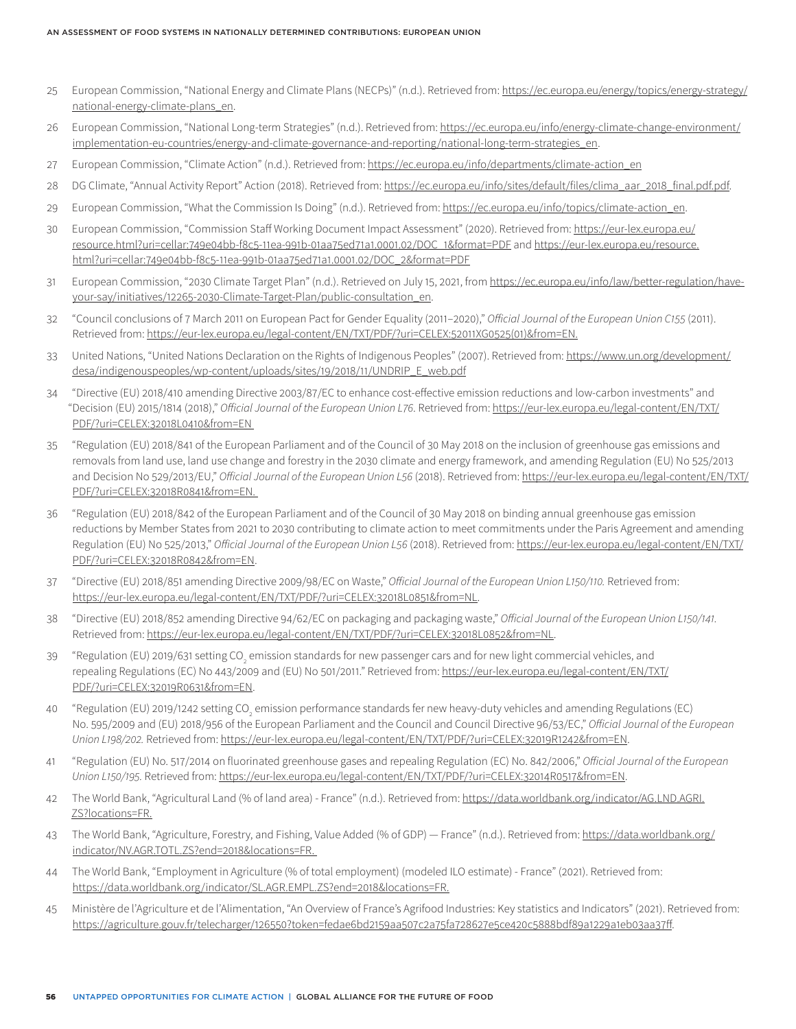25 European Commission, "National Energy and Climate Plans (NECPs)" (n.d.). Retrieved from: https://ec.europa.eu/energy/topics/energy-strategy/national-energy-climate-plans_en.

26 European Commission, "National Long-term Strategies" (n.d.). Retrieved from: https://ec.europa.eu/info/energy-climate-change-environment/implementation-eu-countries/energy-and-climate-governance-and-reporting/national-long-term-strategies_en.

27 European Commission, "Climate Action" (n.d.). Retrieved from: https://ec.europa.eu/info/departments/climate-action_en

28 DG Climate, "Annual Activity Report" Action (2018). Retrieved from: https://ec.europa.eu/info/sites/default/files/clima_aar_2018_final.pdf.pdf.

29 European Commission, "What the Commission Is Doing" (n.d.). Retrieved from: https://ec.europa.eu/info/topics/climate-action_en.

30 European Commission, "Commission Staff Working Document Impact Assessment" (2020). Retrieved from: https://eur-lex.europa.eu/resource.html?uri=cellar:749e04bb-f8c5-11ea-991b-01aa75ed71a1.0001.02/DOC_1&format=PDF and https://eur-lex.europa.eu/resource.html?uri=cellar:749e04bb-f8c5-11ea-991b-01aa75ed71a1.0001.02/DOC_2&format=PDF

31 European Commission, "2030 Climate Target Plan" (n.d.). Retrieved on July 15, 2021, from https://ec.europa.eu/info/law/better-regulation/have-your-say/initiatives/12265-2030-Climate-Target-Plan/public-consultation_en.

32 "Council conclusions of 7 March 2011 on European Pact for Gender Equality (2011–2020)," *Official Journal of the European Union C155* (2011). Retrieved from: https://eur-lex.europa.eu/legal-content/EN/TXT/PDF/?uri=CELEX:52011XG0525(01)&from=EN.

33 United Nations, "United Nations Declaration on the Rights of Indigenous Peoples" (2007). Retrieved from: https://www.un.org/development/desa/indigenouspeoples/wp-content/uploads/sites/19/2018/11/UNDRIP_E_web.pdf

34 "Directive (EU) 2018/410 amending Directive 2003/87/EC to enhance cost-effective emission reductions and low-carbon investments" and "Decision (EU) 2015/1814 (2018)," *Official Journal of the European Union L76*. Retrieved from: https://eur-lex.europa.eu/legal-content/EN/TXT/PDF/?uri=CELEX:32018L0410&from=EN

35 "Regulation (EU) 2018/841 of the European Parliament and of the Council of 30 May 2018 on the inclusion of greenhouse gas emissions and removals from land use, land use change and forestry in the 2030 climate and energy framework, and amending Regulation (EU) No 525/2013 and Decision No 529/2013/EU," *Official Journal of the European Union L56* (2018). Retrieved from: https://eur-lex.europa.eu/legal-content/EN/TXT/PDF/?uri=CELEX:32018R0841&from=EN.

36 "Regulation (EU) 2018/842 of the European Parliament and of the Council of 30 May 2018 on binding annual greenhouse gas emission reductions by Member States from 2021 to 2030 contributing to climate action to meet commitments under the Paris Agreement and amending Regulation (EU) No 525/2013," *Official Journal of the European Union L56* (2018). Retrieved from: https://eur-lex.europa.eu/legal-content/EN/TXT/PDF/?uri=CELEX:32018R0842&from=EN.

37 "Directive (EU) 2018/851 amending Directive 2009/98/EC on Waste," *Official Journal of the European Union L150/110.* Retrieved from: https://eur-lex.europa.eu/legal-content/EN/TXT/PDF/?uri=CELEX:32018L0851&from=NL.

38 "Directive (EU) 2018/852 amending Directive 94/62/EC on packaging and packaging waste," *Official Journal of the European Union L150/141.* Retrieved from: https://eur-lex.europa.eu/legal-content/EN/TXT/PDF/?uri=CELEX:32018L0852&from=NL.

39 "Regulation (EU) 2019/631 setting $CO_2$ emission standards for new passenger cars and for new light commercial vehicles, and repealing Regulations (EC) No 443/2009 and (EU) No 501/2011." Retrieved from: https://eur-lex.europa.eu/legal-content/EN/TXT/PDF/?uri=CELEX:32019R0631&from=EN.

40 "Regulation (EU) 2019/1242 setting $CO_2$ emission performance standards fer new heavy-duty vehicles and amending Regulations (EC) No. 595/2009 and (EU) 2018/956 of the European Parliament and the Council and Council Directive 96/53/EC," *Official Journal of the European Union L198/202.* Retrieved from: https://eur-lex.europa.eu/legal-content/EN/TXT/PDF/?uri=CELEX:32019R1242&from=EN.

41 "Regulation (EU) No. 517/2014 on fluorinated greenhouse gases and repealing Regulation (EC) No. 842/2006," *Official Journal of the European Union L150/195.* Retrieved from: https://eur-lex.europa.eu/legal-content/EN/TXT/PDF/?uri=CELEX:32014R0517&from=EN.

42 The World Bank, "Agricultural Land (% of land area) - France" (n.d.). Retrieved from: https://data.worldbank.org/indicator/AG.LND.AGRI.ZS?locations=FR.

43 The World Bank, "Agriculture, Forestry, and Fishing, Value Added (% of GDP) — France" (n.d.). Retrieved from: https://data.worldbank.org/indicator/NV.AGR.TOTL.ZS?end=2018&locations=FR.

44 The World Bank, "Employment in Agriculture (% of total employment) (modeled ILO estimate) - France" (2021). Retrieved from: https://data.worldbank.org/indicator/SL.AGR.EMPL.ZS?end=2018&locations=FR.

45 Ministère de l'Agriculture et de l'Alimentation, "An Overview of France's Agrifood Industries: Key statistics and Indicators" (2021). Retrieved from: https://agriculture.gouv.fr/telecharger/126550?token=fedae6bd2159aa507c2a75fa728627e5ce420c5888bdf89a1229a1eb03aa37ff.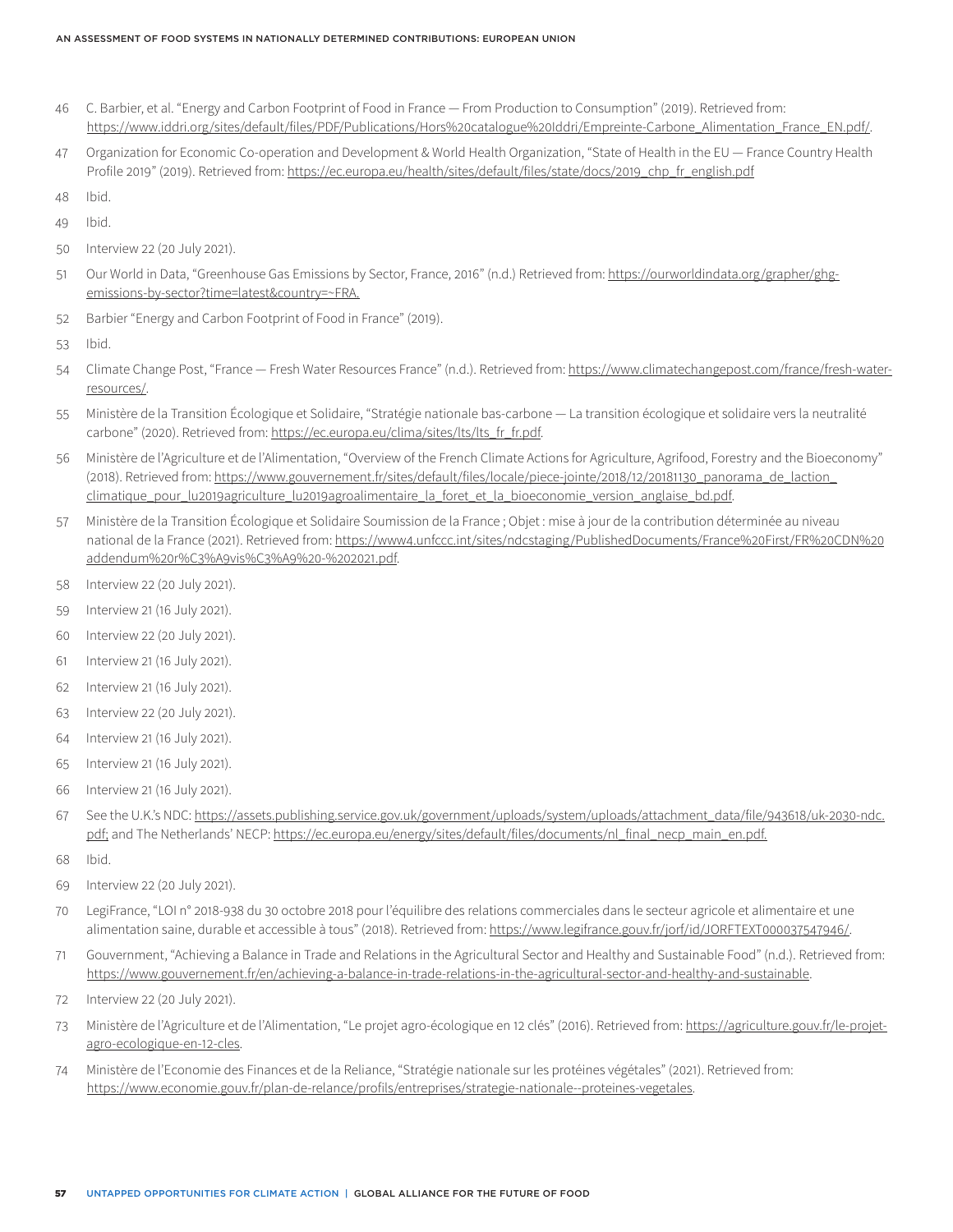46 C. Barbier, et al. "Energy and Carbon Footprint of Food in France — From Production to Consumption" (2019). Retrieved from: https://www.iddri.org/sites/default/files/PDF/Publications/Hors%20catalogue%20Iddri/Empreinte-Carbone_Alimentation_France_EN.pdf/.

47 Organization for Economic Co-operation and Development & World Health Organization, "State of Health in the EU — France Country Health Profile 2019" (2019). Retrieved from: https://ec.europa.eu/health/sites/default/files/state/docs/2019_chp_fr_english.pdf

48 Ibid.

49 Ibid.

50 Interview 22 (20 July 2021).

51 Our World in Data, "Greenhouse Gas Emissions by Sector, France, 2016" (n.d.) Retrieved from: https://ourworldindata.org/grapher/ghg-emissions-by-sector?time=latest&country=~FRA.

52 Barbier "Energy and Carbon Footprint of Food in France" (2019).

53 Ibid.

54 Climate Change Post, "France — Fresh Water Resources France" (n.d.). Retrieved from: https://www.climatechangepost.com/france/fresh-water-resources/.

55 Ministère de la Transition Écologique et Solidaire, "Stratégie nationale bas-carbone — La transition écologique et solidaire vers la neutralité carbone" (2020). Retrieved from: https://ec.europa.eu/clima/sites/lts/lts_fr_fr.pdf.

56 Ministère de l'Agriculture et de l'Alimentation, "Overview of the French Climate Actions for Agriculture, Agrifood, Forestry and the Bioeconomy" (2018). Retrieved from: https://www.gouvernement.fr/sites/default/files/locale/piece-jointe/2018/12/20181130_panorama_de_laction_climatique_pour_lu2019agriculture_lu2019agroalimentaire_la_foret_et_la_bioeconomie_version_anglaise_bd.pdf.

57 Ministère de la Transition Écologique et Solidaire Soumission de la France ; Objet : mise à jour de la contribution déterminée au niveau national de la France (2021). Retrieved from: https://www4.unfccc.int/sites/ndcstaging/PublishedDocuments/France%20First/FR%20CDN%20addendum%20r%C3%A9vis%C3%A9%20-%202021.pdf.

58 Interview 22 (20 July 2021).

59 Interview 21 (16 July 2021).

60 Interview 22 (20 July 2021).

61 Interview 21 (16 July 2021).

62 Interview 21 (16 July 2021).

63 Interview 22 (20 July 2021).

64 Interview 21 (16 July 2021).

65 Interview 21 (16 July 2021).

66 Interview 21 (16 July 2021).

67 See the U.K.'s NDC: https://assets.publishing.service.gov.uk/government/uploads/system/uploads/attachment_data/file/943618/uk-2030-ndc.pdf; and The Netherlands' NECP: https://ec.europa.eu/energy/sites/default/files/documents/nl_final_necp_main_en.pdf.

68 Ibid.

69 Interview 22 (20 July 2021).

70 LegiFrance, "LOI n° 2018-938 du 30 octobre 2018 pour l'équilibre des relations commerciales dans le secteur agricole et alimentaire et une alimentation saine, durable et accessible à tous" (2018). Retrieved from: https://www.legifrance.gouv.fr/jorf/id/JORFTEXT000037547946/.

71 Gouvernment, "Achieving a Balance in Trade and Relations in the Agricultural Sector and Healthy and Sustainable Food" (n.d.). Retrieved from: https://www.gouvernement.fr/en/achieving-a-balance-in-trade-relations-in-the-agricultural-sector-and-healthy-and-sustainable.

72 Interview 22 (20 July 2021).

73 Ministère de l'Agriculture et de l'Alimentation, "Le projet agro-écologique en 12 clés" (2016). Retrieved from: https://agriculture.gouv.fr/le-projet-agro-ecologique-en-12-cles.

74 Ministère de l'Economie des Finances et de la Reliance, "Stratégie nationale sur les protéines végétales" (2021). Retrieved from: https://www.economie.gouv.fr/plan-de-relance/profils/entreprises/strategie-nationale--proteines-vegetales.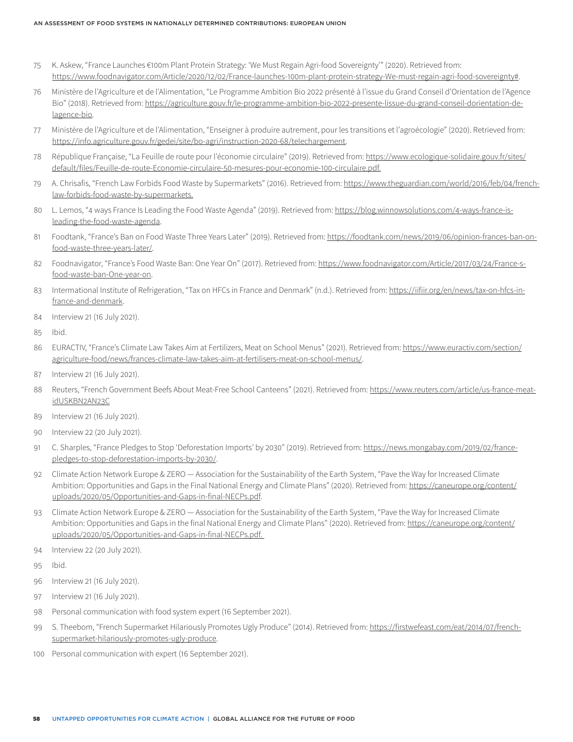75 K. Askew, "France Launches €100m Plant Protein Strategy: 'We Must Regain Agri-food Sovereignty'" (2020). Retrieved from: https://www.foodnavigator.com/Article/2020/12/02/France-launches-100m-plant-protein-strategy-We-must-regain-agri-food-sovereignty#.

76 Ministère de l'Agriculture et de l'Alimentation, "Le Programme Ambition Bio 2022 présenté à l'issue du Grand Conseil d'Orientation de l'Agence Bio" (2018). Retrieved from: https://agriculture.gouv.fr/le-programme-ambition-bio-2022-presente-lissue-du-grand-conseil-dorientation-de-lagence-bio.

77 Ministère de l'Agriculture et de l'Alimentation, "Enseigner à produire autrement, pour les transitions et l'agroécologie" (2020). Retrieved from: https://info.agriculture.gouv.fr/gedei/site/bo-agri/instruction-2020-68/telechargement.

78 République Française, "La Feuille de route pour l'économie circulaire" (2019). Retrieved from: https://www.ecologique-solidaire.gouv.fr/sites/default/files/Feuille-de-route-Economie-circulaire-50-mesures-pour-economie-100-circulaire.pdf.

79 A. Chrisafis, "French Law Forbids Food Waste by Supermarkets" (2016). Retrieved from: https://www.theguardian.com/world/2016/feb/04/french-law-forbids-food-waste-by-supermarkets.

80 L. Lemos, "4 ways France Is Leading the Food Waste Agenda" (2019). Retrieved from: https://blog.winnowsolutions.com/4-ways-france-is-leading-the-food-waste-agenda.

81 Foodtank, "France's Ban on Food Waste Three Years Later" (2019). Retrieved from: https://foodtank.com/news/2019/06/opinion-frances-ban-on-food-waste-three-years-later/.

82 Foodnavigator, "France's Food Waste Ban: One Year On" (2017). Retrieved from: https://www.foodnavigator.com/Article/2017/03/24/France-s-food-waste-ban-One-year-on.

83 International Institute of Refrigeration, "Tax on HFCs in France and Denmark" (n.d.). Retrieved from: https://iifiir.org/en/news/tax-on-hfcs-in-france-and-denmark.

84 Interview 21 (16 July 2021).

85 Ibid.

86 EURACTIV, "France's Climate Law Takes Aim at Fertilizers, Meat on School Menus" (2021). Retrieved from: https://www.euractiv.com/section/agriculture-food/news/frances-climate-law-takes-aim-at-fertilisers-meat-on-school-menus/.

87 Interview 21 (16 July 2021).

88 Reuters, "French Government Beefs About Meat-Free School Canteens" (2021). Retrieved from: https://www.reuters.com/article/us-france-meat-idUSKBN2AN23C

89 Interview 21 (16 July 2021).

90 Interview 22 (20 July 2021).

91 C. Sharples, "France Pledges to Stop 'Deforestation Imports' by 2030" (2019). Retrieved from: https://news.mongabay.com/2019/02/france-pledges-to-stop-deforestation-imports-by-2030/.

92 Climate Action Network Europe & ZERO — Association for the Sustainability of the Earth System, "Pave the Way for Increased Climate Ambition: Opportunities and Gaps in the Final National Energy and Climate Plans" (2020). Retrieved from: https://caneurope.org/content/uploads/2020/05/Opportunities-and-Gaps-in-final-NECPs.pdf.

93 Climate Action Network Europe & ZERO — Association for the Sustainability of the Earth System, "Pave the Way for Increased Climate Ambition: Opportunities and Gaps in the final National Energy and Climate Plans" (2020). Retrieved from: https://caneurope.org/content/uploads/2020/05/Opportunities-and-Gaps-in-final-NECPs.pdf.

94 Interview 22 (20 July 2021).

95 Ibid.

96 Interview 21 (16 July 2021).

97 Interview 21 (16 July 2021).

98 Personal communication with food system expert (16 September 2021).

99 S. Theebom, "French Supermarket Hilariously Promotes Ugly Produce" (2014). Retrieved from: https://firstwefeast.com/eat/2014/07/french-supermarket-hilariously-promotes-ugly-produce.

100 Personal communication with expert (16 September 2021).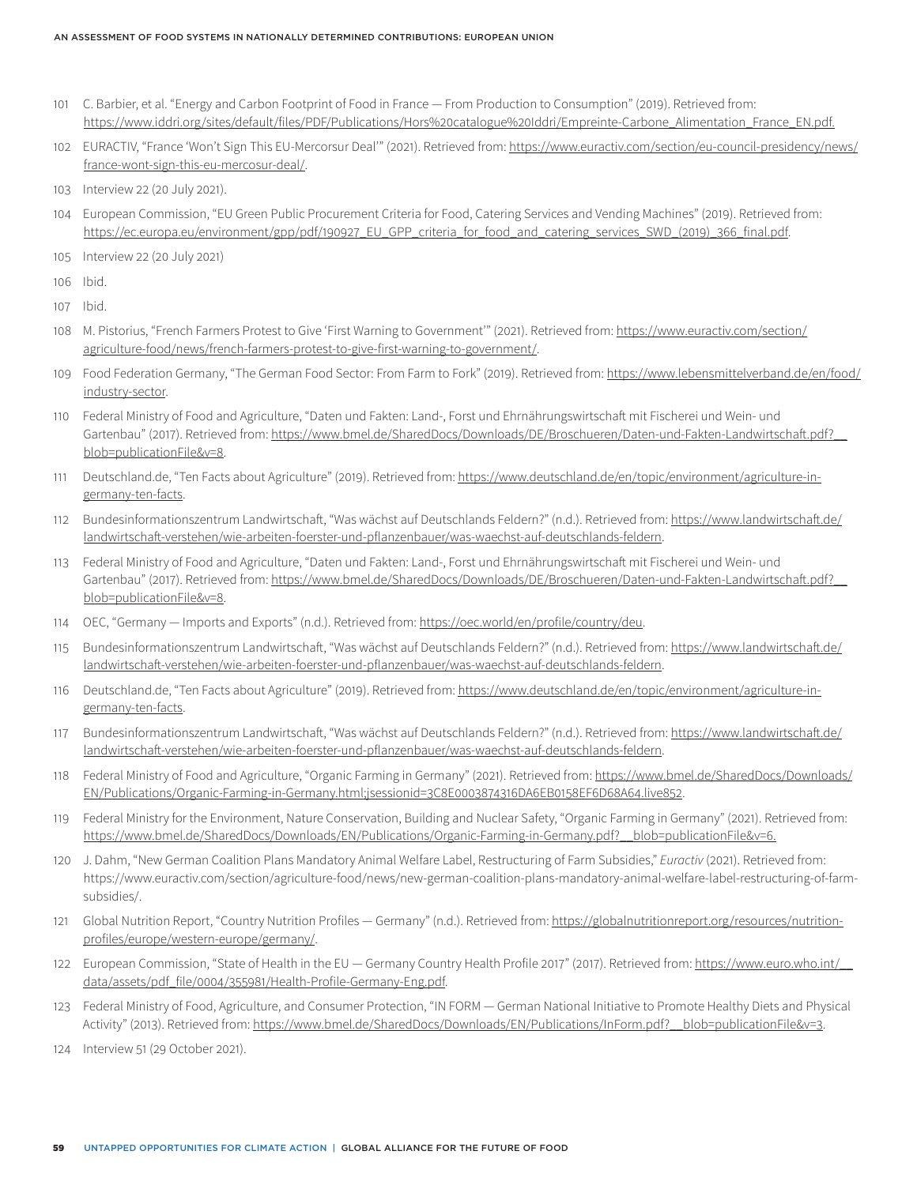101 C. Barbier, et al. "Energy and Carbon Footprint of Food in France — From Production to Consumption" (2019). Retrieved from: https://www.iddri.org/sites/default/files/PDF/Publications/Hors%20catalogue%20Iddri/Empreinte-Carbone_Alimentation_France_EN.pdf.

102 EURACTIV, "France 'Won't Sign This EU-Mercorsur Deal'" (2021). Retrieved from: https://www.euractiv.com/section/eu-council-presidency/news/france-wont-sign-this-eu-mercosur-deal/.

103 Interview 22 (20 July 2021).

104 European Commission, "EU Green Public Procurement Criteria for Food, Catering Services and Vending Machines" (2019). Retrieved from: https://ec.europa.eu/environment/gpp/pdf/190927_EU_GPP_criteria_for_food_and_catering_services_SWD_(2019)_366_final.pdf.

105 Interview 22 (20 July 2021)

106 Ibid.

107 Ibid.

108 M. Pistorius, "French Farmers Protest to Give 'First Warning to Government'" (2021). Retrieved from: https://www.euractiv.com/section/agriculture-food/news/french-farmers-protest-to-give-first-warning-to-government/.

109 Food Federation Germany, "The German Food Sector: From Farm to Fork" (2019). Retrieved from: https://www.lebensmittelverband.de/en/food/industry-sector.

110 Federal Ministry of Food and Agriculture, "Daten und Fakten: Land-, Forst und Ehrnährungswirtschaft mit Fischerei und Wein- und Gartenbau" (2017). Retrieved from: https://www.bmel.de/SharedDocs/Downloads/DE/Broschueren/Daten-und-Fakten-Landwirtschaft.pdf?__blob=publicationFile&v=8.

111 Deutschland.de, "Ten Facts about Agriculture" (2019). Retrieved from: https://www.deutschland.de/en/topic/environment/agriculture-in-germany-ten-facts.

112 Bundesinformationszentrum Landwirtschaft, "Was wächst auf Deutschlands Feldern?" (n.d.). Retrieved from: https://www.landwirtschaft.de/landwirtschaft-verstehen/wie-arbeiten-foerster-und-pflanzenbauer/was-waechst-auf-deutschlands-feldern.

113 Federal Ministry of Food and Agriculture, "Daten und Fakten: Land-, Forst und Ehrnährungswirtschaft mit Fischerei und Wein- und Gartenbau" (2017). Retrieved from: https://www.bmel.de/SharedDocs/Downloads/DE/Broschueren/Daten-und-Fakten-Landwirtschaft.pdf?__blob=publicationFile&v=8.

114 OEC, "Germany — Imports and Exports" (n.d.). Retrieved from: https://oec.world/en/profile/country/deu.

115 Bundesinformationszentrum Landwirtschaft, "Was wächst auf Deutschlands Feldern?" (n.d.). Retrieved from: https://www.landwirtschaft.de/landwirtschaft-verstehen/wie-arbeiten-foerster-und-pflanzenbauer/was-waechst-auf-deutschlands-feldern.

116 Deutschland.de, "Ten Facts about Agriculture" (2019). Retrieved from: https://www.deutschland.de/en/topic/environment/agriculture-in-germany-ten-facts.

117 Bundesinformationszentrum Landwirtschaft, "Was wächst auf Deutschlands Feldern?" (n.d.). Retrieved from: https://www.landwirtschaft.de/landwirtschaft-verstehen/wie-arbeiten-foerster-und-pflanzenbauer/was-waechst-auf-deutschlands-feldern.

118 Federal Ministry of Food and Agriculture, "Organic Farming in Germany" (2021). Retrieved from: https://www.bmel.de/SharedDocs/Downloads/EN/Publications/Organic-Farming-in-Germany.html;jsessionid=3C8E0003874316DA6EB0158EF6D68A64.live852.

119 Federal Ministry for the Environment, Nature Conservation, Building and Nuclear Safety, "Organic Farming in Germany" (2021). Retrieved from: https://www.bmel.de/SharedDocs/Downloads/EN/Publications/Organic-Farming-in-Germany.pdf?__blob=publicationFile&v=6.

120 J. Dahm, "New German Coalition Plans Mandatory Animal Welfare Label, Restructuring of Farm Subsidies," *Euractiv* (2021). Retrieved from: https://www.euractiv.com/section/agriculture-food/news/new-german-coalition-plans-mandatory-animal-welfare-label-restructuring-of-farm-subsidies/.

121 Global Nutrition Report, "Country Nutrition Profiles — Germany" (n.d.). Retrieved from: https://globalnutritionreport.org/resources/nutrition-profiles/europe/western-europe/germany/.

122 European Commission, "State of Health in the EU — Germany Country Health Profile 2017" (2017). Retrieved from: https://www.euro.who.int/__data/assets/pdf_file/0004/355981/Health-Profile-Germany-Eng.pdf.

123 Federal Ministry of Food, Agriculture, and Consumer Protection, "IN FORM — German National Initiative to Promote Healthy Diets and Physical Activity" (2013). Retrieved from: https://www.bmel.de/SharedDocs/Downloads/EN/Publications/InForm.pdf?__blob=publicationFile&v=3.

124 Interview 51 (29 October 2021).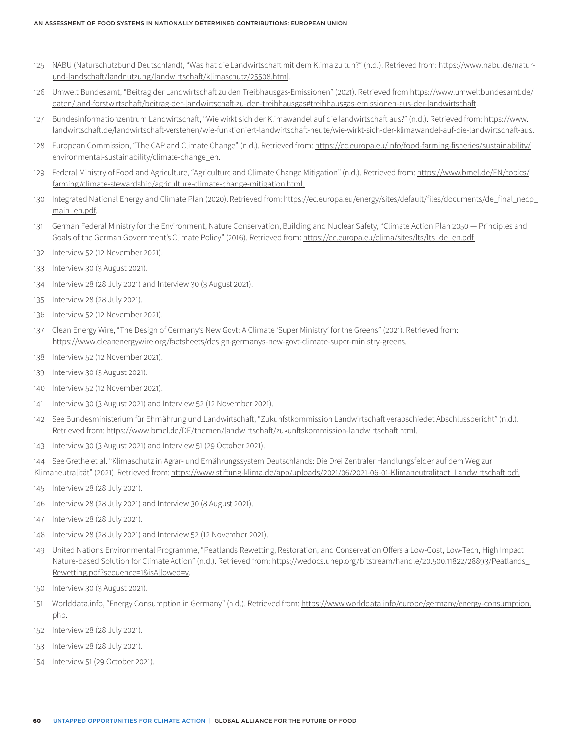125 NABU (Naturschutzbund Deutschland), "Was hat die Landwirtschaft mit dem Klima zu tun?" (n.d.). Retrieved from: https://www.nabu.de/natur-und-landschaft/landnutzung/landwirtschaft/klimaschutz/25508.html.

126 Umwelt Bundesamt, "Beitrag der Landwirtschaft zu den Treibhausgas-Emissionen" (2021). Retrieved from https://www.umweltbundesamt.de/daten/land-forstwirtschaft/beitrag-der-landwirtschaft-zu-den-treibhausgas#treibhausgas-emissionen-aus-der-landwirtschaft.

127 Bundesinformationzentrum Landwirtschaft, "Wie wirkt sich der Klimawandel auf die landwirtschaft aus?" (n.d.). Retrieved from: https://www.landwirtschaft.de/landwirtschaft-verstehen/wie-funktioniert-landwirtschaft-heute/wie-wirkt-sich-der-klimawandel-auf-die-landwirtschaft-aus.

128 European Commission, "The CAP and Climate Change" (n.d.). Retrieved from: https://ec.europa.eu/info/food-farming-fisheries/sustainability/environmental-sustainability/climate-change_en.

129 Federal Ministry of Food and Agriculture, "Agriculture and Climate Change Mitigation" (n.d.). Retrieved from: https://www.bmel.de/EN/topics/farming/climate-stewardship/agriculture-climate-change-mitigation.html.

130 Integrated National Energy and Climate Plan (2020). Retrieved from: https://ec.europa.eu/energy/sites/default/files/documents/de_final_necp_main_en.pdf.

131 German Federal Ministry for the Environment, Nature Conservation, Building and Nuclear Safety, "Climate Action Plan 2050 — Principles and Goals of the German Government's Climate Policy" (2016). Retrieved from: https://ec.europa.eu/clima/sites/lts/lts_de_en.pdf

132 Interview 52 (12 November 2021).

133 Interview 30 (3 August 2021).

134 Interview 28 (28 July 2021) and Interview 30 (3 August 2021).

135 Interview 28 (28 July 2021).

136 Interview 52 (12 November 2021).

137 Clean Energy Wire, "The Design of Germany's New Govt: A Climate 'Super Ministry' for the Greens" (2021). Retrieved from: https://www.cleanenergywire.org/factsheets/design-germanys-new-govt-climate-super-ministry-greens.

138 Interview 52 (12 November 2021).

139 Interview 30 (3 August 2021).

140 Interview 52 (12 November 2021).

141 Interview 30 (3 August 2021) and Interview 52 (12 November 2021).

142 See Bundesministerium für Ehrnährung und Landwirtschaft, "Zukunfstkommission Landwirtschaft verabschiedet Abschlussbericht" (n.d.). Retrieved from: https://www.bmel.de/DE/themen/landwirtschaft/zukunftskommission-landwirtschaft.html.

143 Interview 30 (3 August 2021) and Interview 51 (29 October 2021).

144 See Grethe et al. "Klimaschutz in Agrar- und Ernährungssystem Deutschlands: Die Drei Zentraler Handlungsfelder auf dem Weg zur Klimaneutralität" (2021). Retrieved from: https://www.stiftung-klima.de/app/uploads/2021/06/2021-06-01-Klimaneutralitaet_Landwirtschaft.pdf.

145 Interview 28 (28 July 2021).

146 Interview 28 (28 July 2021) and Interview 30 (8 August 2021).

147 Interview 28 (28 July 2021).

148 Interview 28 (28 July 2021) and Interview 52 (12 November 2021).

149 United Nations Environmental Programme, "Peatlands Rewetting, Restoration, and Conservation Offers a Low-Cost, Low-Tech, High Impact Nature-based Solution for Climate Action" (n.d.). Retrieved from: https://wedocs.unep.org/bitstream/handle/20.500.11822/28893/Peatlands_Rewetting.pdf?sequence=1&isAllowed=y.

150 Interview 30 (3 August 2021).

151 Worlddata.info, "Energy Consumption in Germany" (n.d.). Retrieved from: https://www.worlddata.info/europe/germany/energy-consumption.php.

152 Interview 28 (28 July 2021).

153 Interview 28 (28 July 2021).

154 Interview 51 (29 October 2021).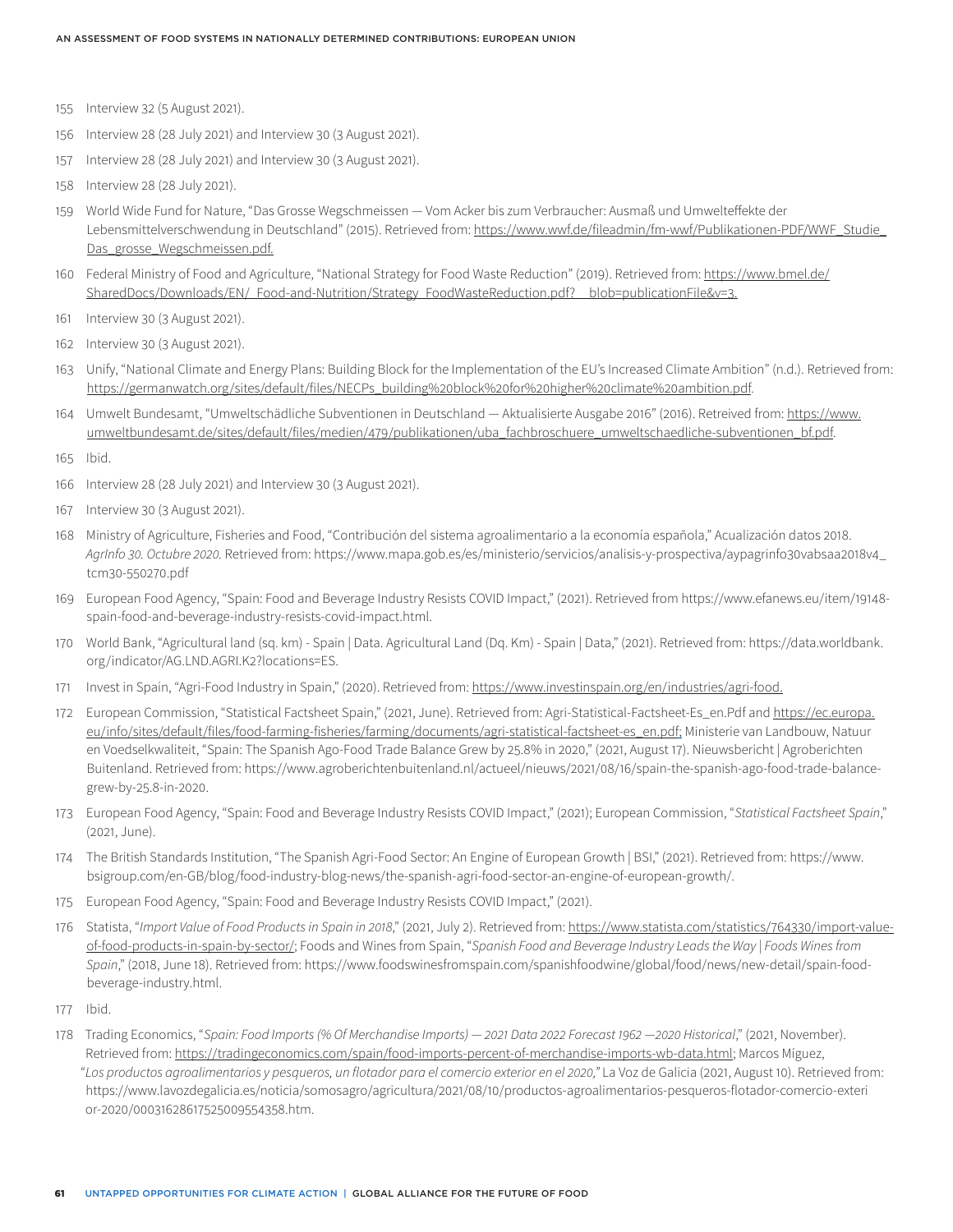155 Interview 32 (5 August 2021).

156 Interview 28 (28 July 2021) and Interview 30 (3 August 2021).

157 Interview 28 (28 July 2021) and Interview 30 (3 August 2021).

158 Interview 28 (28 July 2021).

159 World Wide Fund for Nature, "Das Grosse Wegschmeissen — Vom Acker bis zum Verbraucher: Ausmaß und Umwelteffekte der Lebensmittelverschwendung in Deutschland" (2015). Retrieved from: https://www.wwf.de/fileadmin/fm-wwf/Publikationen-PDF/WWF_Studie_Das_grosse_Wegschmeissen.pdf.

160 Federal Ministry of Food and Agriculture, "National Strategy for Food Waste Reduction" (2019). Retrieved from: https://www.bmel.de/SharedDocs/Downloads/EN/_Food-and-Nutrition/Strategy_FoodWasteReduction.pdf?__blob=publicationFile&v=3.

161 Interview 30 (3 August 2021).

162 Interview 30 (3 August 2021).

163 Unify, "National Climate and Energy Plans: Building Block for the Implementation of the EU's Increased Climate Ambition" (n.d.). Retrieved from: https://germanwatch.org/sites/default/files/NECPs_building%20block%20for%20higher%20climate%20ambition.pdf.

164 Umwelt Bundesamt, "Umweltschädliche Subventionen in Deutschland — Aktualisierte Ausgabe 2016" (2016). Retreived from: https://www.umweltbundesamt.de/sites/default/files/medien/479/publikationen/uba_fachbroschuere_umweltschaedliche-subventionen_bf.pdf.

165 Ibid.

166 Interview 28 (28 July 2021) and Interview 30 (3 August 2021).

167 Interview 30 (3 August 2021).

168 Ministry of Agriculture, Fisheries and Food, "Contribución del sistema agroalimentario a la economía española," Acualización datos 2018. *AgrInfo 30. Octubre 2020.* Retrieved from: https://www.mapa.gob.es/es/ministerio/servicios/analisis-y-prospectiva/aypagrinfo30vabsaa2018v4_tcm30-550270.pdf

169 European Food Agency, "Spain: Food and Beverage Industry Resists COVID Impact," (2021). Retrieved from https://www.efanews.eu/item/19148-spain-food-and-beverage-industry-resists-covid-impact.html.

170 World Bank, "Agricultural land (sq. km) - Spain | Data. Agricultural Land (Dq. Km) - Spain | Data," (2021). Retrieved from: https://data.worldbank.org/indicator/AG.LND.AGRI.K2?locations=ES.

171 Invest in Spain, "Agri-Food Industry in Spain," (2020). Retrieved from: https://www.investinspain.org/en/industries/agri-food.

172 European Commission, "Statistical Factsheet Spain," (2021, June). Retrieved from: Agri-Statistical-Factsheet-Es_en.Pdf and https://ec.europa.eu/info/sites/default/files/food-farming-fisheries/farming/documents/agri-statistical-factsheet-es_en.pdf; Ministerie van Landbouw, Natuur en Voedselkwaliteit, "Spain: The Spanish Ago-Food Trade Balance Grew by 25.8% in 2020," (2021, August 17). Nieuwsbericht | Agroberichten Buitenland. Retrieved from: https://www.agroberichtenbuitenland.nl/actueel/nieuws/2021/08/16/spain-the-spanish-ago-food-trade-balance-grew-by-25.8-in-2020.

173 European Food Agency, "Spain: Food and Beverage Industry Resists COVID Impact," (2021); European Commission, "*Statistical Factsheet Spain*," (2021, June).

174 The British Standards Institution, "The Spanish Agri-Food Sector: An Engine of European Growth | BSI," (2021). Retrieved from: https://www.bsigroup.com/en-GB/blog/food-industry-blog-news/the-spanish-agri-food-sector-an-engine-of-european-growth/.

175 European Food Agency, "Spain: Food and Beverage Industry Resists COVID Impact," (2021).

176 Statista, "*Import Value of Food Products in Spain in 2018*," (2021, July 2). Retrieved from: https://www.statista.com/statistics/764330/import-value-of-food-products-in-spain-by-sector/; Foods and Wines from Spain, "*Spanish Food and Beverage Industry Leads the Way | Foods Wines from Spain*," (2018, June 18). Retrieved from: https://www.foodswinesfromspain.com/spanishfoodwine/global/food/news/new-detail/spain-food-beverage-industry.html.

177 Ibid.

178 Trading Economics, "*Spain: Food Imports (% Of Merchandise Imports) — 2021 Data 2022 Forecast 1962 —2020 Historical*," (2021, November). Retrieved from: https://tradingeconomics.com/spain/food-imports-percent-of-merchandise-imports-wb-data.html; Marcos Míguez, "*Los productos agroalimentarios y pesqueros, un flotador para el comercio exterior en el 2020,*" La Voz de Galicia (2021, August 10). Retrieved from: https://www.lavozdegalicia.es/noticia/somosagro/agricultura/2021/08/10/productos-agroalimentarios-pesqueros-flotador-comercio-exterior-2020/00031628617525009554358.htm.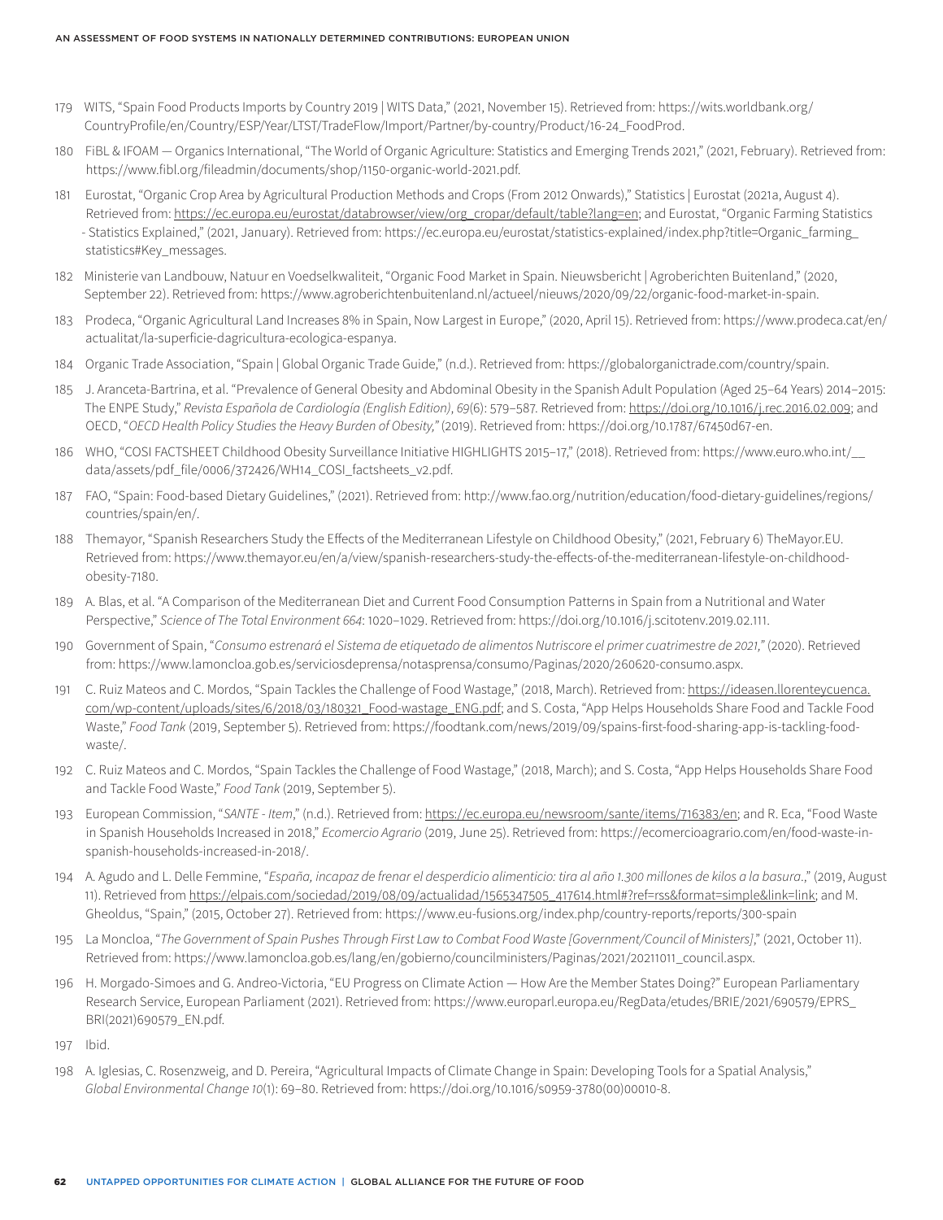179 WITS, "Spain Food Products Imports by Country 2019 | WITS Data," (2021, November 15). Retrieved from: https://wits.worldbank.org/CountryProfile/en/Country/ESP/Year/LTST/TradeFlow/Import/Partner/by-country/Product/16-24_FoodProd.

180 FiBL & IFOAM — Organics International, "The World of Organic Agriculture: Statistics and Emerging Trends 2021," (2021, February). Retrieved from: https://www.fibl.org/fileadmin/documents/shop/1150-organic-world-2021.pdf.

181 Eurostat, "Organic Crop Area by Agricultural Production Methods and Crops (From 2012 Onwards)," Statistics | Eurostat (2021a, August 4). Retrieved from: https://ec.europa.eu/eurostat/databrowser/view/org_cropar/default/table?lang=en; and Eurostat, "Organic Farming Statistics - Statistics Explained," (2021, January). Retrieved from: https://ec.europa.eu/eurostat/statistics-explained/index.php?title=Organic_farming_statistics#Key_messages.

182 Ministerie van Landbouw, Natuur en Voedselkwaliteit, "Organic Food Market in Spain. Nieuwsbericht | Agroberichten Buitenland," (2020, September 22). Retrieved from: https://www.agroberichtenbuitenland.nl/actueel/nieuws/2020/09/22/organic-food-market-in-spain.

183 Prodeca, "Organic Agricultural Land Increases 8% in Spain, Now Largest in Europe," (2020, April 15). Retrieved from: https://www.prodeca.cat/en/actualitat/la-superficie-dagricultura-ecologica-espanya.

184 Organic Trade Association, "Spain | Global Organic Trade Guide," (n.d.). Retrieved from: https://globalorganictrade.com/country/spain.

185 J. Aranceta-Bartrina, et al. "Prevalence of General Obesity and Abdominal Obesity in the Spanish Adult Population (Aged 25–64 Years) 2014–2015: The ENPE Study," *Revista Española de Cardiología (English Edition)*, *69*(6): 579–587. Retrieved from: https://doi.org/10.1016/j.rec.2016.02.009; and OECD, "*OECD Health Policy Studies the Heavy Burden of Obesity,*" (2019). Retrieved from: https://doi.org/10.1787/67450d67-en.

186 WHO, "COSI FACTSHEET Childhood Obesity Surveillance Initiative HIGHLIGHTS 2015–17," (2018). Retrieved from: https://www.euro.who.int/__data/assets/pdf_file/0006/372426/WH14_COSI_factsheets_v2.pdf.

187 FAO, "Spain: Food-based Dietary Guidelines," (2021). Retrieved from: http://www.fao.org/nutrition/education/food-dietary-guidelines/regions/countries/spain/en/.

188 Themayor, "Spanish Researchers Study the Effects of the Mediterranean Lifestyle on Childhood Obesity," (2021, February 6) TheMayor.EU. Retrieved from: https://www.themayor.eu/en/a/view/spanish-researchers-study-the-effects-of-the-mediterranean-lifestyle-on-childhood-obesity-7180.

189 A. Blas, et al. "A Comparison of the Mediterranean Diet and Current Food Consumption Patterns in Spain from a Nutritional and Water Perspective," *Science of The Total Environment 664*: 1020–1029. Retrieved from: https://doi.org/10.1016/j.scitotenv.2019.02.111.

190 Government of Spain, "*Consumo estrenará el Sistema de etiquetado de alimentos Nutriscore el primer cuatrimestre de 2021,*" (2020). Retrieved from: https://www.lamoncloa.gob.es/serviciosdeprensa/notasprensa/consumo/Paginas/2020/260620-consumo.aspx.

191 C. Ruiz Mateos and C. Mordos, "Spain Tackles the Challenge of Food Wastage," (2018, March). Retrieved from: https://ideasen.llorenteycuenca.com/wp-content/uploads/sites/6/2018/03/180321_Food-wastage_ENG.pdf; and S. Costa, "App Helps Households Share Food and Tackle Food Waste," *Food Tank* (2019, September 5). Retrieved from: https://foodtank.com/news/2019/09/spains-first-food-sharing-app-is-tackling-food-waste/.

192 C. Ruiz Mateos and C. Mordos, "Spain Tackles the Challenge of Food Wastage," (2018, March); and S. Costa, "App Helps Households Share Food and Tackle Food Waste," *Food Tank* (2019, September 5).

193 European Commission, "*SANTE - Item*," (n.d.). Retrieved from: https://ec.europa.eu/newsroom/sante/items/716383/en; and R. Eca, "Food Waste in Spanish Households Increased in 2018," *Ecomercio Agrario* (2019, June 25). Retrieved from: https://ecomercioagrario.com/en/food-waste-in-spanish-households-increased-in-2018/.

194 A. Agudo and L. Delle Femmine, "*España, incapaz de frenar el desperdicio alimenticio: tira al año 1.300 millones de kilos a la basura*.," (2019, August 11). Retrieved from https://elpais.com/sociedad/2019/08/09/actualidad/1565347505_417614.html#?ref=rss&format=simple&link=link; and M. Gheoldus, "Spain," (2015, October 27). Retrieved from: https://www.eu-fusions.org/index.php/country-reports/reports/300-spain

195 La Moncloa, "*The Government of Spain Pushes Through First Law to Combat Food Waste [Government/Council of Ministers]*," (2021, October 11). Retrieved from: https://www.lamoncloa.gob.es/lang/en/gobierno/councilministers/Paginas/2021/20211011_council.aspx.

196 H. Morgado-Simoes and G. Andreo-Victoria, "EU Progress on Climate Action — How Are the Member States Doing?" European Parliamentary Research Service, European Parliament (2021). Retrieved from: https://www.europarl.europa.eu/RegData/etudes/BRIE/2021/690579/EPRS_BRI(2021)690579_EN.pdf.

197 Ibid.

198 A. Iglesias, C. Rosenzweig, and D. Pereira, "Agricultural Impacts of Climate Change in Spain: Developing Tools for a Spatial Analysis," *Global Environmental Change 10*(1): 69–80. Retrieved from: https://doi.org/10.1016/s0959-3780(00)00010-8.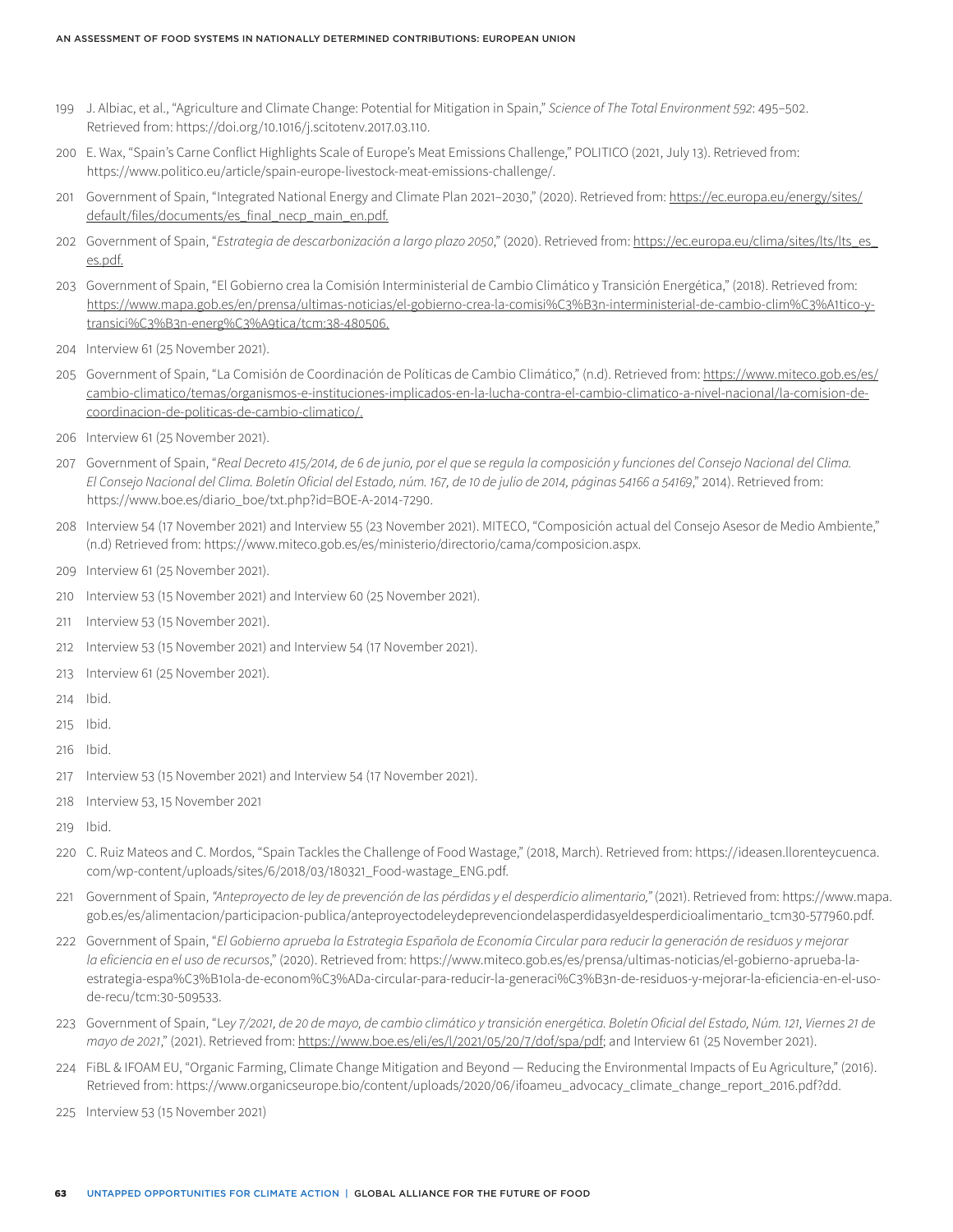199 J. Albiac, et al., "Agriculture and Climate Change: Potential for Mitigation in Spain," *Science of The Total Environment 592*: 495–502. Retrieved from: https://doi.org/10.1016/j.scitotenv.2017.03.110.

200 E. Wax, "Spain's Carne Conflict Highlights Scale of Europe's Meat Emissions Challenge," POLITICO (2021, July 13). Retrieved from: https://www.politico.eu/article/spain-europe-livestock-meat-emissions-challenge/.

201 Government of Spain, "Integrated National Energy and Climate Plan 2021–2030," (2020). Retrieved from: https://ec.europa.eu/energy/sites/default/files/documents/es_final_necp_main_en.pdf.

202 Government of Spain, "*Estrategia de descarbonización a largo plazo 2050*," (2020). Retrieved from: https://ec.europa.eu/clima/sites/lts/lts_es_es.pdf.

203 Government of Spain, "El Gobierno crea la Comisión Interministerial de Cambio Climático y Transición Energética," (2018). Retrieved from: https://www.mapa.gob.es/en/prensa/ultimas-noticias/el-gobierno-crea-la-comisi%C3%B3n-interministerial-de-cambio-clim%C3%A1tico-y-transici%C3%B3n-energ%C3%A9tica/tcm:38-480506.

204 Interview 61 (25 November 2021).

205 Government of Spain, "La Comisión de Coordinación de Políticas de Cambio Climático," (n.d). Retrieved from: https://www.miteco.gob.es/es/cambio-climatico/temas/organismos-e-instituciones-implicados-en-la-lucha-contra-el-cambio-climatico-a-nivel-nacional/la-comision-de-coordinacion-de-politicas-de-cambio-climatico/.

206 Interview 61 (25 November 2021).

207 Government of Spain, "*Real Decreto 415/2014, de 6 de junio, por el que se regula la composición y funciones del Consejo Nacional del Clima. El Consejo Nacional del Clima. Boletín Oficial del Estado, núm. 167, de 10 de julio de 2014, páginas 54166 a 54169*," 2014). Retrieved from: https://www.boe.es/diario_boe/txt.php?id=BOE-A-2014-7290.

208 Interview 54 (17 November 2021) and Interview 55 (23 November 2021). MITECO, "Composición actual del Consejo Asesor de Medio Ambiente," (n.d) Retrieved from: https://www.miteco.gob.es/es/ministerio/directorio/cama/composicion.aspx.

209 Interview 61 (25 November 2021).

210 Interview 53 (15 November 2021) and Interview 60 (25 November 2021).

211 Interview 53 (15 November 2021).

212 Interview 53 (15 November 2021) and Interview 54 (17 November 2021).

213 Interview 61 (25 November 2021).

214 Ibid.

215 Ibid.

216 Ibid.

217 Interview 53 (15 November 2021) and Interview 54 (17 November 2021).

218 Interview 53, 15 November 2021

219 Ibid.

220 C. Ruiz Mateos and C. Mordos, "Spain Tackles the Challenge of Food Wastage," (2018, March). Retrieved from: https://ideasen.llorenteycuenca.com/wp-content/uploads/sites/6/2018/03/180321_Food-wastage_ENG.pdf.

221 Government of Spain, *"Anteproyecto de ley de prevención de las pérdidas y el desperdicio alimentario,"* (2021). Retrieved from: https://www.mapa.gob.es/es/alimentacion/participacion-publica/anteproyectodeleydeprevenciondelasperdidasyeldesperdicioalimentario_tcm30-577960.pdf.

222 Government of Spain, "*El Gobierno aprueba la Estrategia Española de Economía Circular para reducir la generación de residuos y mejorar la eficiencia en el uso de recursos*," (2020). Retrieved from: https://www.miteco.gob.es/es/prensa/ultimas-noticias/el-gobierno-aprueba-la-estrategia-espa%C3%B1ola-de-econom%C3%ADa-circular-para-reducir-la-generaci%C3%B3n-de-residuos-y-mejorar-la-eficiencia-en-el-uso-de-recu/tcm:30-509533.

223 Government of Spain, "Le*y 7/2021, de 20 de mayo, de cambio climático y transición energética. Boletín Oficial del Estado, Núm. 121, Viernes 21 de mayo de 2021*," (2021). Retrieved from: https://www.boe.es/eli/es/l/2021/05/20/7/dof/spa/pdf; and Interview 61 (25 November 2021).

224 FiBL & IFOAM EU, "Organic Farming, Climate Change Mitigation and Beyond — Reducing the Environmental Impacts of Eu Agriculture," (2016). Retrieved from: https://www.organicseurope.bio/content/uploads/2020/06/ifoameu_advocacy_climate_change_report_2016.pdf?dd.

225 Interview 53 (15 November 2021)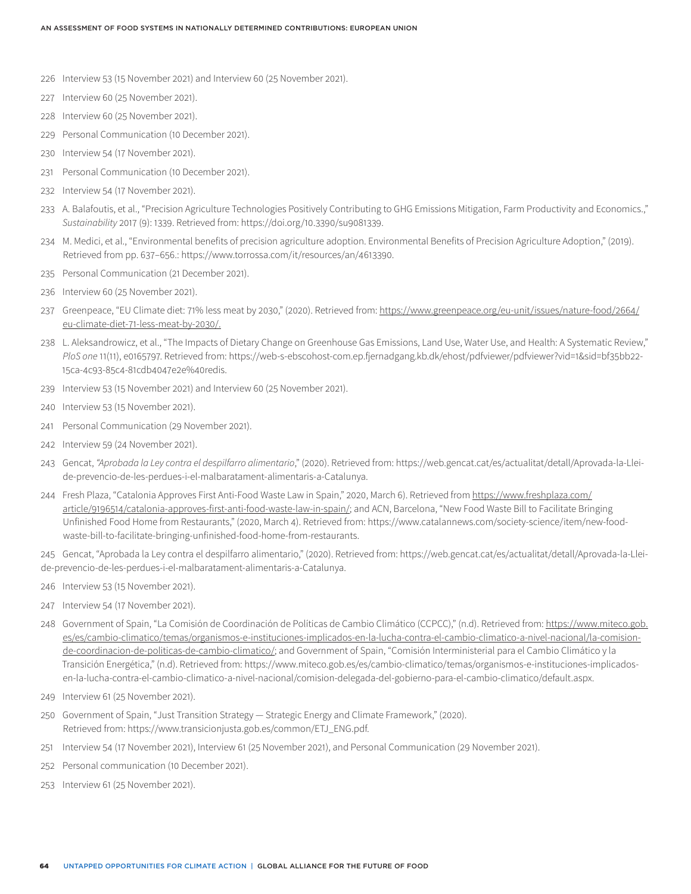226 Interview 53 (15 November 2021) and Interview 60 (25 November 2021).

227 Interview 60 (25 November 2021).

228 Interview 60 (25 November 2021).

229 Personal Communication (10 December 2021).

230 Interview 54 (17 November 2021).

231 Personal Communication (10 December 2021).

232 Interview 54 (17 November 2021).

233 A. Balafoutis, et al., "Precision Agriculture Technologies Positively Contributing to GHG Emissions Mitigation, Farm Productivity and Economics.," *Sustainability* 2017 (9): 1339. Retrieved from: https://doi.org/10.3390/su9081339.

234 M. Medici, et al., "Environmental benefits of precision agriculture adoption. Environmental Benefits of Precision Agriculture Adoption," (2019). Retrieved from pp. 637–656.: https://www.torrossa.com/it/resources/an/4613390.

235 Personal Communication (21 December 2021).

236 Interview 60 (25 November 2021).

237 Greenpeace, "EU Climate diet: 71% less meat by 2030," (2020). Retrieved from: https://www.greenpeace.org/eu-unit/issues/nature-food/2664/eu-climate-diet-71-less-meat-by-2030/.

238 L. Aleksandrowicz, et al., "The Impacts of Dietary Change on Greenhouse Gas Emissions, Land Use, Water Use, and Health: A Systematic Review," *PloS one* 11(11), e0165797. Retrieved from: https://web-s-ebscohost-com.ep.fjernadgang.kb.dk/ehost/pdfviewer/pdfviewer?vid=1&sid=bf35bb22-15ca-4c93-85c4-81cdb4047e2e%40redis.

239 Interview 53 (15 November 2021) and Interview 60 (25 November 2021).

240 Interview 53 (15 November 2021).

241 Personal Communication (29 November 2021).

242 Interview 59 (24 November 2021).

243 Gencat, *"Aprobada la Ley contra el despilfarro alimentario*," (2020). Retrieved from: https://web.gencat.cat/es/actualitat/detall/Aprovada-la-Llei-de-prevencio-de-les-perdues-i-el-malbaratament-alimentaris-a-Catalunya.

244 Fresh Plaza, "Catalonia Approves First Anti-Food Waste Law in Spain," 2020, March 6). Retrieved from https://www.freshplaza.com/article/9196514/catalonia-approves-first-anti-food-waste-law-in-spain/; and ACN, Barcelona, "New Food Waste Bill to Facilitate Bringing Unfinished Food Home from Restaurants," (2020, March 4). Retrieved from: https://www.catalannews.com/society-science/item/new-food-waste-bill-to-facilitate-bringing-unfinished-food-home-from-restaurants.

245 Gencat, "Aprobada la Ley contra el despilfarro alimentario," (2020). Retrieved from: https://web.gencat.cat/es/actualitat/detall/Aprovada-la-Llei-de-prevencio-de-les-perdues-i-el-malbaratament-alimentaris-a-Catalunya.

246 Interview 53 (15 November 2021).

247 Interview 54 (17 November 2021).

248 Government of Spain, "La Comisión de Coordinación de Políticas de Cambio Climático (CCPCC)," (n.d). Retrieved from: https://www.miteco.gob.es/es/cambio-climatico/temas/organismos-e-instituciones-implicados-en-la-lucha-contra-el-cambio-climatico-a-nivel-nacional/la-comision-de-coordinacion-de-politicas-de-cambio-climatico/; and Government of Spain, "Comisión Interministerial para el Cambio Climático y la Transición Energética," (n.d). Retrieved from: https://www.miteco.gob.es/es/cambio-climatico/temas/organismos-e-instituciones-implicados-en-la-lucha-contra-el-cambio-climatico-a-nivel-nacional/comision-delegada-del-gobierno-para-el-cambio-climatico/default.aspx.

249 Interview 61 (25 November 2021).

250 Government of Spain, "Just Transition Strategy — Strategic Energy and Climate Framework," (2020). Retrieved from: https://www.transicionjusta.gob.es/common/ETJ_ENG.pdf.

251 Interview 54 (17 November 2021), Interview 61 (25 November 2021), and Personal Communication (29 November 2021).

252 Personal communication (10 December 2021).

253 Interview 61 (25 November 2021).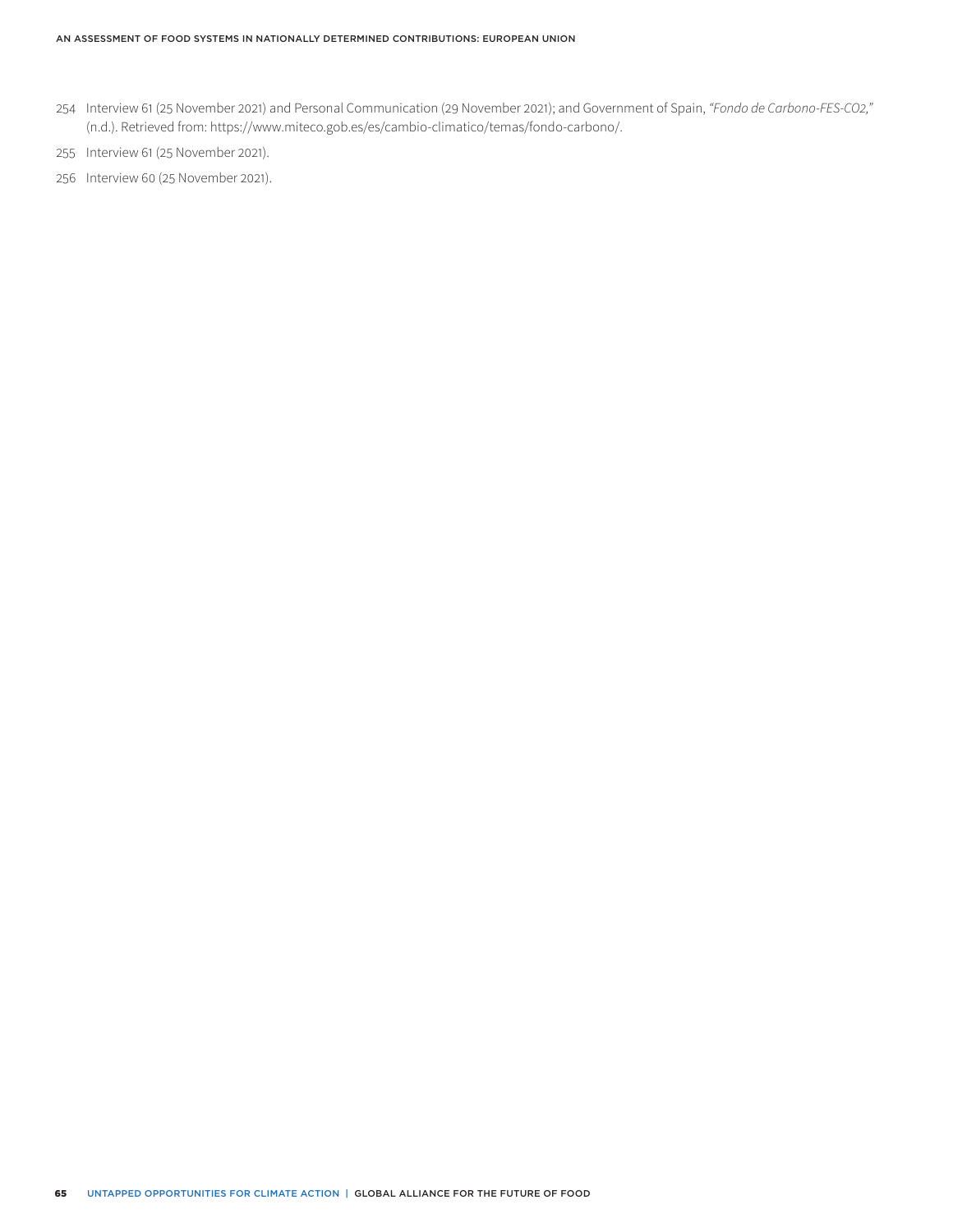254 Interview 61 (25 November 2021) and Personal Communication (29 November 2021); and Government of Spain, *"Fondo de Carbono-FES-CO2,"* (n.d.). Retrieved from: https://www.miteco.gob.es/es/cambio-climatico/temas/fondo-carbono/.

255 Interview 61 (25 November 2021).

256 Interview 60 (25 November 2021).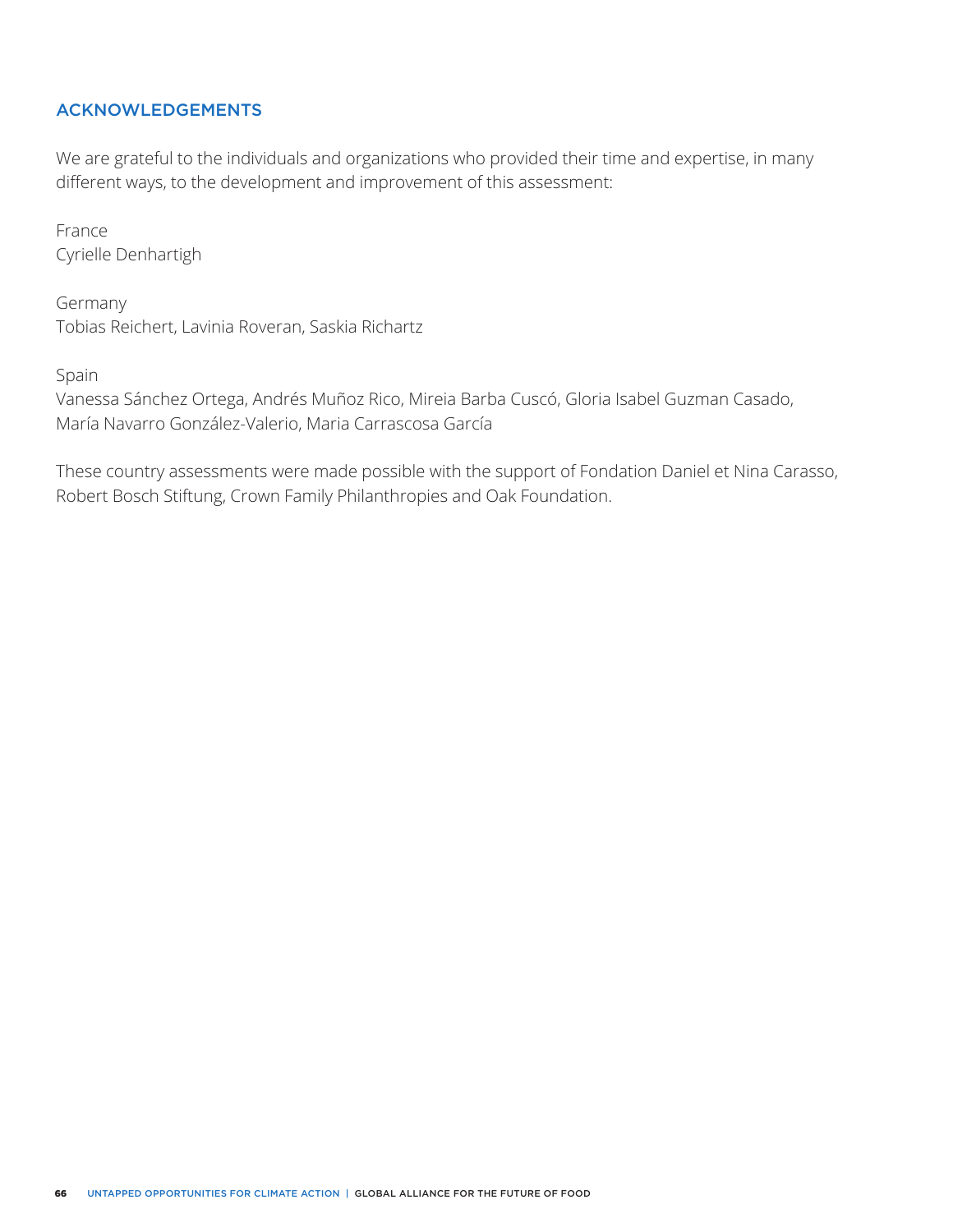## ACKNOWLEDGEMENTS

We are grateful to the individuals and organizations who provided their time and expertise, in many different ways, to the development and improvement of this assessment:

France
Cyrielle Denhartigh

Germany
Tobias Reichert, Lavinia Roveran, Saskia Richartz

Spain
Vanessa Sánchez Ortega, Andrés Muñoz Rico, Mireia Barba Cuscó, Gloria Isabel Guzman Casado, María Navarro González-Valerio, Maria Carrascosa García

These country assessments were made possible with the support of Fondation Daniel et Nina Carasso, Robert Bosch Stiftung, Crown Family Philanthropies and Oak Foundation.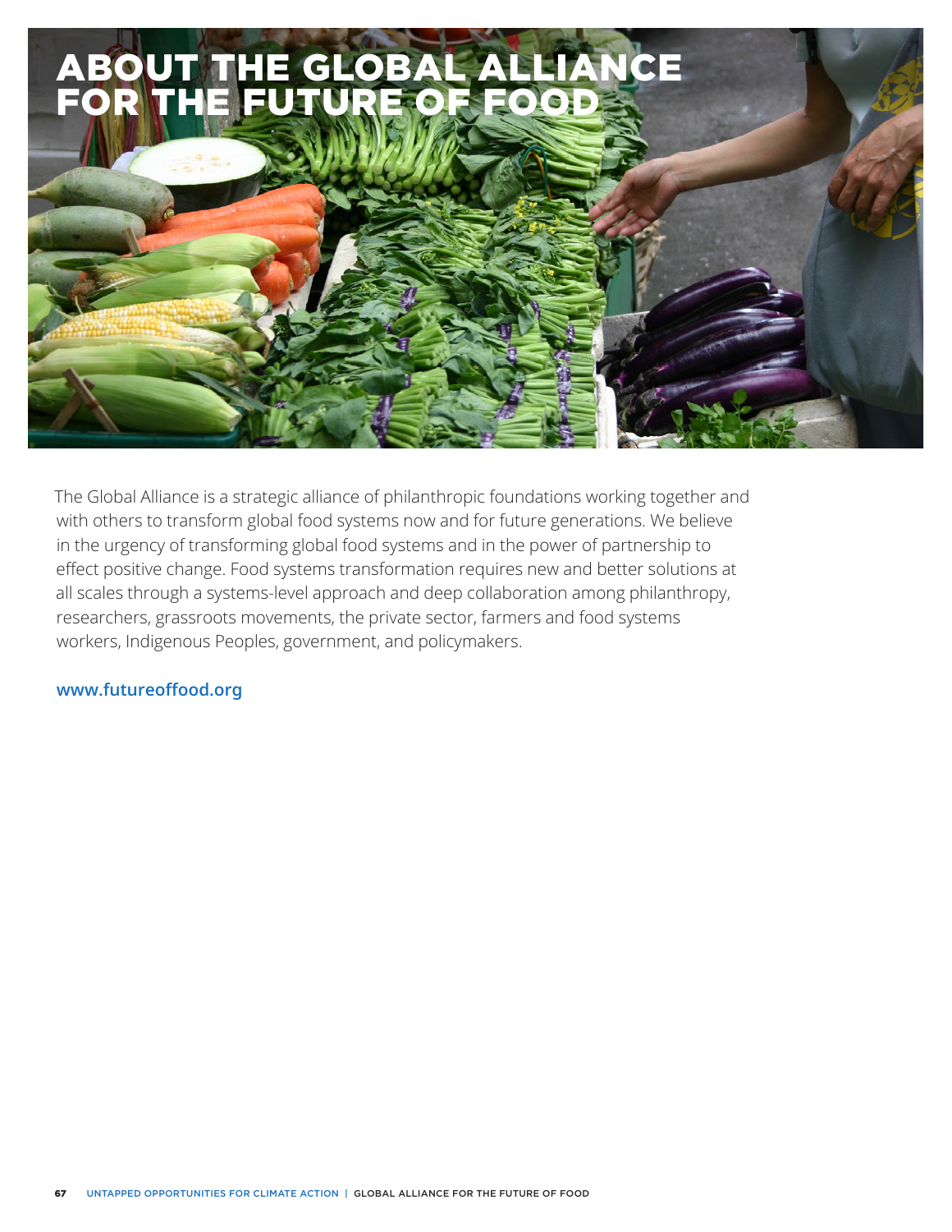# ABOUT THE GLOBAL ALLIANCE FOR THE FUTURE OF FOOD

The Global Alliance is a strategic alliance of philanthropic foundations working together and with others to transform global food systems now and for future generations. We believe in the urgency of transforming global food systems and in the power of partnership to effect positive change. Food systems transformation requires new and better solutions at all scales through a systems-level approach and deep collaboration among philanthropy, researchers, grassroots movements, the private sector, farmers and food systems workers, Indigenous Peoples, government, and policymakers.

**www.futureoffood.org**